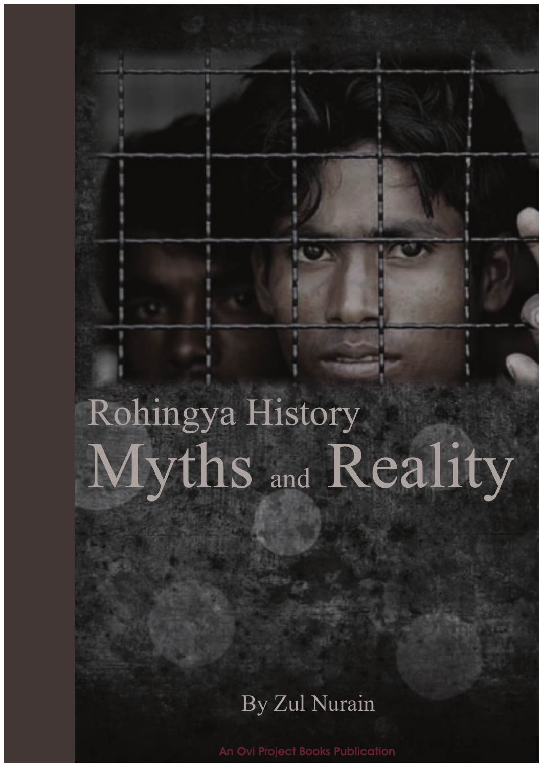# Rohingya History

# Myths and Reality

By Zul Nurain

An Ovi Project Books Publication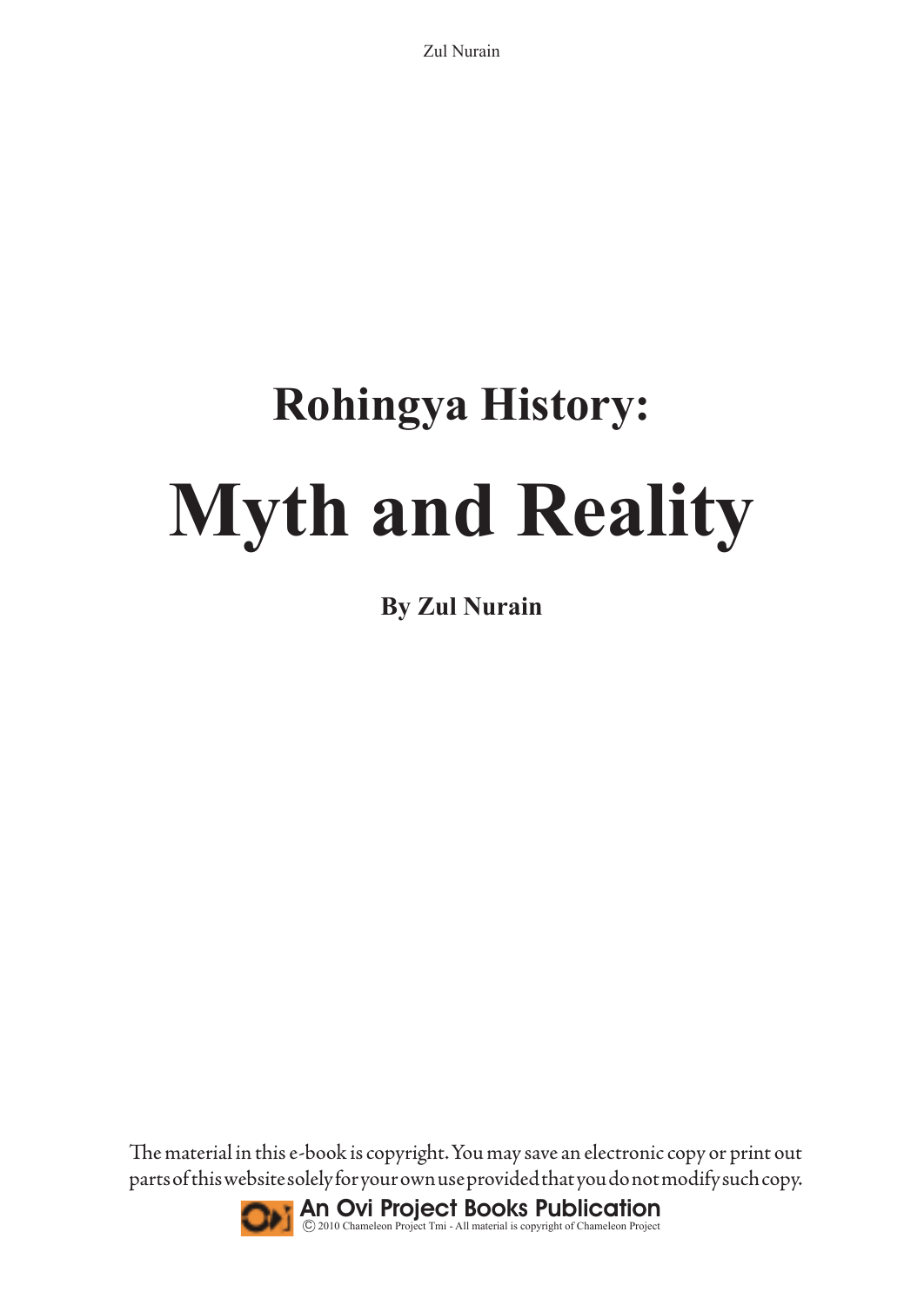# Rohingya History:

# Myth and Reality

**By Zul Nurain**

The material in this e-book is copyright. You may save an electronic copy or print out parts of this website solely for your own use provided that you do not modify such copy.

**An Ovi Project Books Publication**

© 2010 Chameleon Project Tmi - All material is copyright of Chameleon Project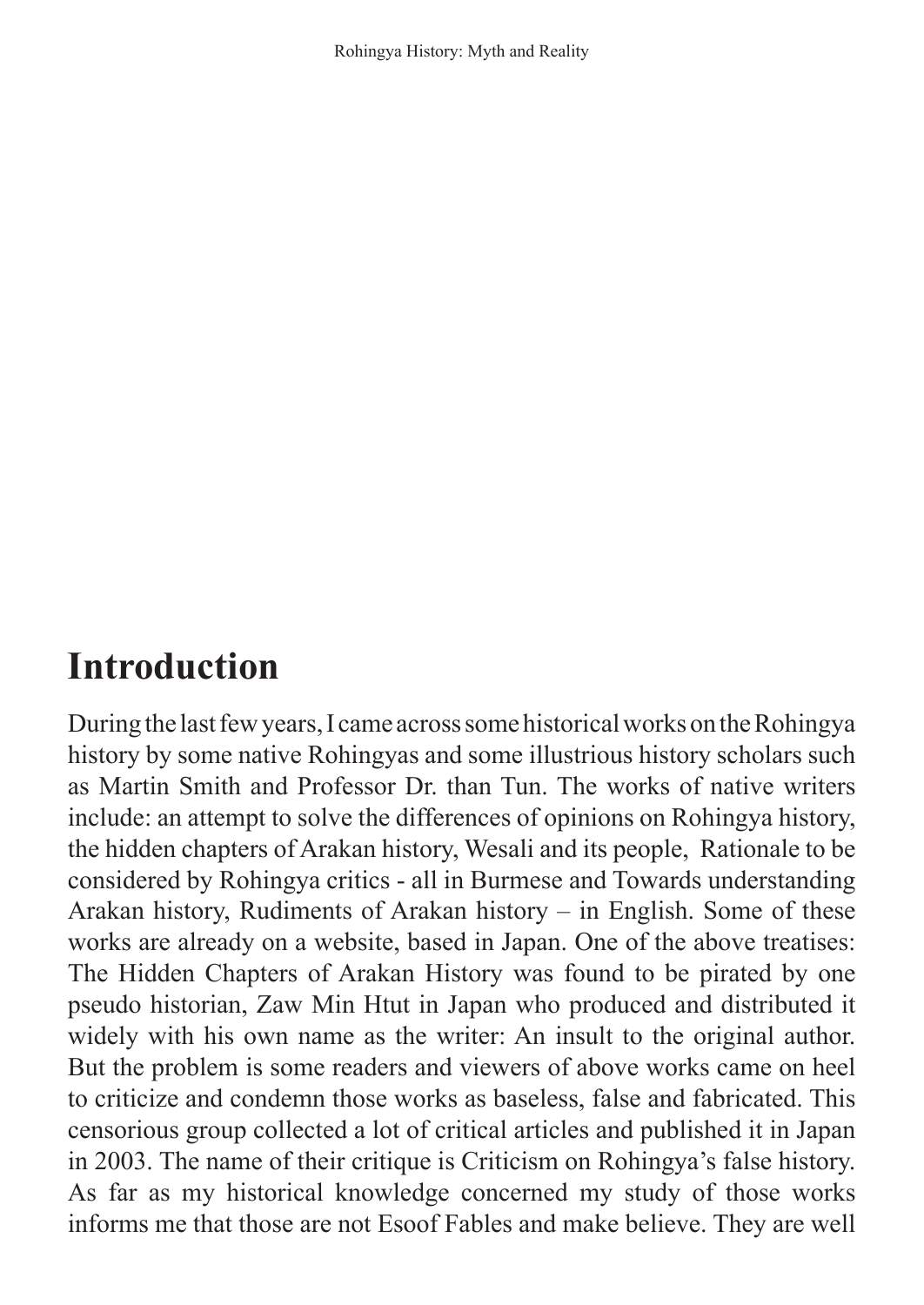# Introduction

During the last few years, I came across some historical works on the Rohingya history by some native Rohingyas and some illustrious history scholars such as Martin Smith and Professor Dr. than Tun. The works of native writers include: an attempt to solve the differences of opinions on Rohingya history, the hidden chapters of Arakan history, Wesali and its people, Rationale to be considered by Rohingya critics - all in Burmese and Towards understanding Arakan history, Rudiments of Arakan history – in English. Some of these works are already on a website, based in Japan. One of the above treatises: The Hidden Chapters of Arakan History was found to be pirated by one pseudo historian, Zaw Min Htut in Japan who produced and distributed it widely with his own name as the writer: An insult to the original author. But the problem is some readers and viewers of above works came on heel to criticize and condemn those works as baseless, false and fabricated. This censorious group collected a lot of critical articles and published it in Japan in 2003. The name of their critique is Criticism on Rohingya's false history. As far as my historical knowledge concerned my study of those works informs me that those are not Esoof Fables and make believe. They are well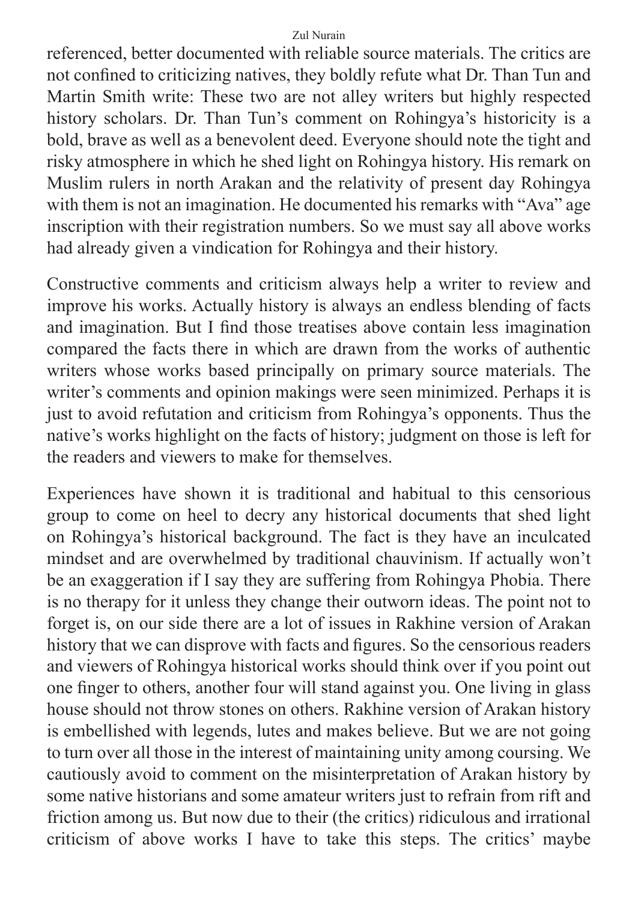referenced, better documented with reliable source materials. The critics are not confined to criticizing natives, they boldly refute what Dr. Than Tun and Martin Smith write: These two are not alley writers but highly respected history scholars. Dr. Than Tun's comment on Rohingya's historicity is a bold, brave as well as a benevolent deed. Everyone should note the tight and risky atmosphere in which he shed light on Rohingya history. His remark on Muslim rulers in north Arakan and the relativity of present day Rohingya with them is not an imagination. He documented his remarks with "Ava" age inscription with their registration numbers. So we must say all above works had already given a vindication for Rohingya and their history.

Constructive comments and criticism always help a writer to review and improve his works. Actually history is always an endless blending of facts and imagination. But I find those treatises above contain less imagination compared the facts there in which are drawn from the works of authentic writers whose works based principally on primary source materials. The writer's comments and opinion makings were seen minimized. Perhaps it is just to avoid refutation and criticism from Rohingya's opponents. Thus the native's works highlight on the facts of history; judgment on those is left for the readers and viewers to make for themselves.

Experiences have shown it is traditional and habitual to this censorious group to come on heel to decry any historical documents that shed light on Rohingya's historical background. The fact is they have an inculcated mindset and are overwhelmed by traditional chauvinism. If actually won't be an exaggeration if I say they are suffering from Rohingya Phobia. There is no therapy for it unless they change their outworn ideas. The point not to forget is, on our side there are a lot of issues in Rakhine version of Arakan history that we can disprove with facts and figures. So the censorious readers and viewers of Rohingya historical works should think over if you point out one finger to others, another four will stand against you. One living in glass house should not throw stones on others. Rakhine version of Arakan history is embellished with legends, lutes and makes believe. But we are not going to turn over all those in the interest of maintaining unity among coursing. We cautiously avoid to comment on the misinterpretation of Arakan history by some native historians and some amateur writers just to refrain from rift and friction among us. But now due to their (the critics) ridiculous and irrational criticism of above works I have to take this steps. The critics' maybe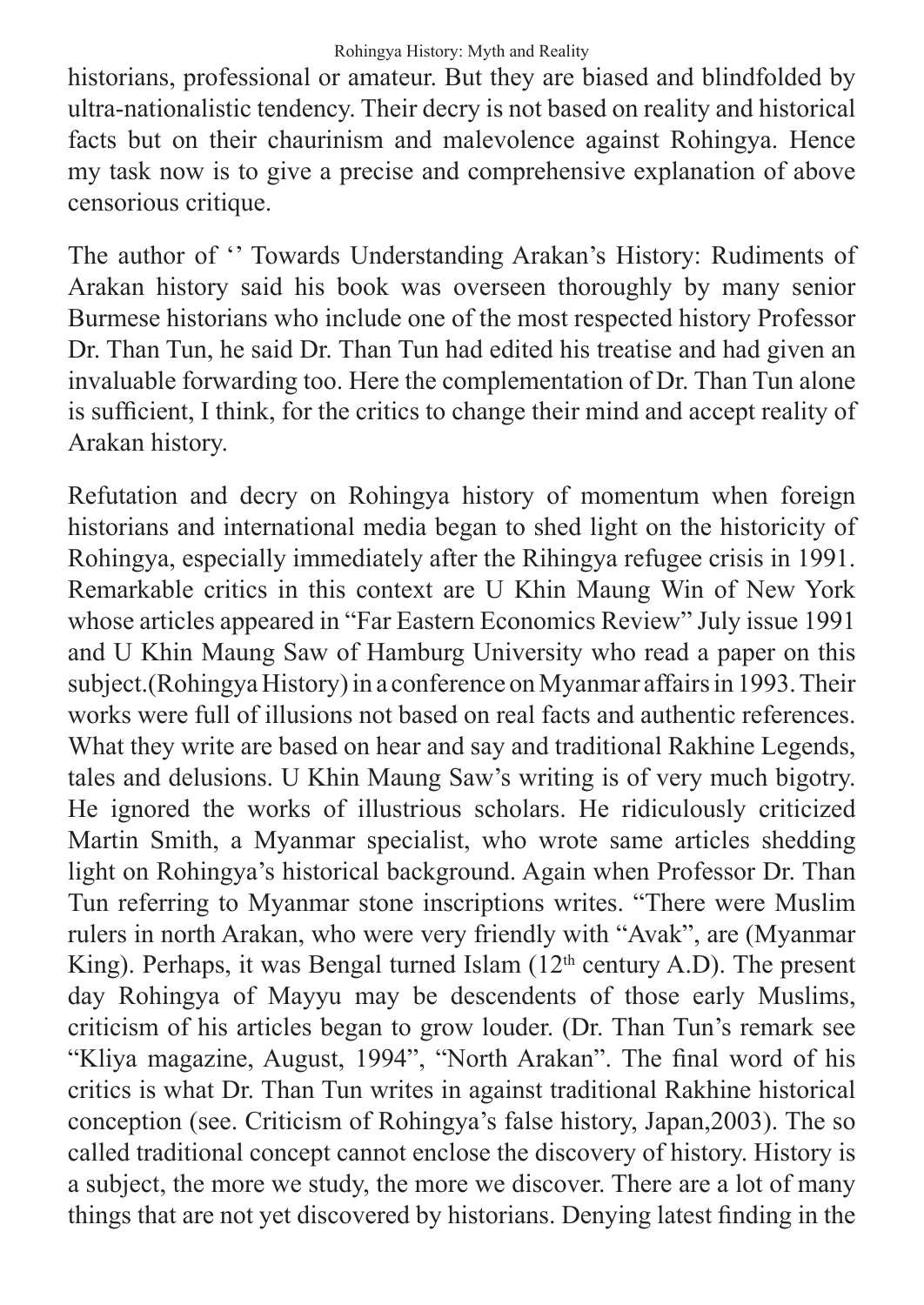historians, professional or amateur. But they are biased and blindfolded by ultra-nationalistic tendency. Their decry is not based on reality and historical facts but on their chaurinism and malevolence against Rohingya. Hence my task now is to give a precise and comprehensive explanation of above censorious critique.

The author of '' Towards Understanding Arakan's History: Rudiments of Arakan history said his book was overseen thoroughly by many senior Burmese historians who include one of the most respected history Professor Dr. Than Tun, he said Dr. Than Tun had edited his treatise and had given an invaluable forwarding too. Here the complementation of Dr. Than Tun alone is sufficient, I think, for the critics to change their mind and accept reality of Arakan history.

Refutation and decry on Rohingya history of momentum when foreign historians and international media began to shed light on the historicity of Rohingya, especially immediately after the Rihingya refugee crisis in 1991. Remarkable critics in this context are U Khin Maung Win of New York whose articles appeared in "Far Eastern Economics Review" July issue 1991 and U Khin Maung Saw of Hamburg University who read a paper on this subject.(Rohingya History) in a conference on Myanmar affairs in 1993. Their works were full of illusions not based on real facts and authentic references. What they write are based on hear and say and traditional Rakhine Legends, tales and delusions. U Khin Maung Saw's writing is of very much bigotry. He ignored the works of illustrious scholars. He ridiculously criticized Martin Smith, a Myanmar specialist, who wrote same articles shedding light on Rohingya's historical background. Again when Professor Dr. Than Tun referring to Myanmar stone inscriptions writes. "There were Muslim rulers in north Arakan, who were very friendly with "Avak", are (Myanmar King). Perhaps, it was Bengal turned Islam (12th century A.D). The present day Rohingya of Mayyu may be descendents of those early Muslims, criticism of his articles began to grow louder. (Dr. Than Tun's remark see "Kliya magazine, August, 1994", "North Arakan". The final word of his critics is what Dr. Than Tun writes in against traditional Rakhine historical conception (see. Criticism of Rohingya's false history, Japan,2003). The so called traditional concept cannot enclose the discovery of history. History is a subject, the more we study, the more we discover. There are a lot of many things that are not yet discovered by historians. Denying latest finding in the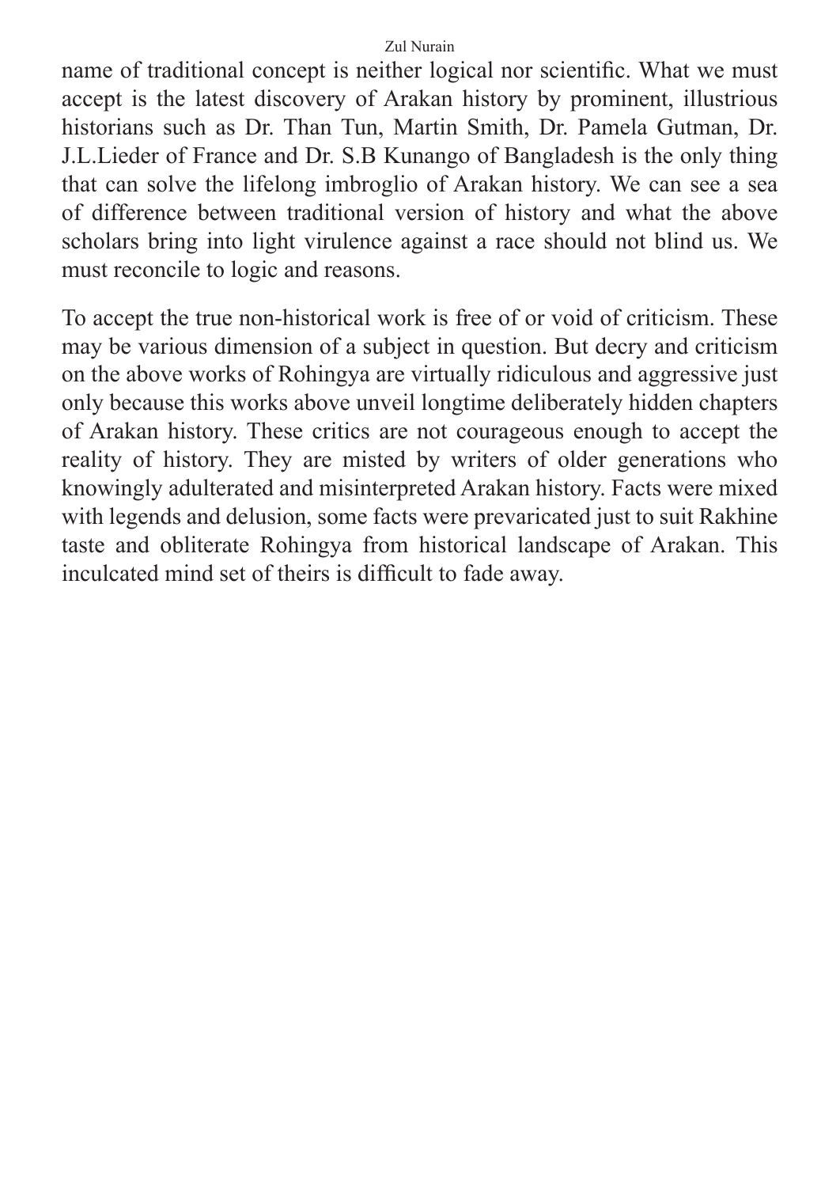name of traditional concept is neither logical nor scientific. What we must accept is the latest discovery of Arakan history by prominent, illustrious historians such as Dr. Than Tun, Martin Smith, Dr. Pamela Gutman, Dr. J.L.Lieder of France and Dr. S.B Kunango of Bangladesh is the only thing that can solve the lifelong imbroglio of Arakan history. We can see a sea of difference between traditional version of history and what the above scholars bring into light virulence against a race should not blind us. We must reconcile to logic and reasons.

To accept the true non-historical work is free of or void of criticism. These may be various dimension of a subject in question. But decry and criticism on the above works of Rohingya are virtually ridiculous and aggressive just only because this works above unveil longtime deliberately hidden chapters of Arakan history. These critics are not courageous enough to accept the reality of history. They are misted by writers of older generations who knowingly adulterated and misinterpreted Arakan history. Facts were mixed with legends and delusion, some facts were prevaricated just to suit Rakhine taste and obliterate Rohingya from historical landscape of Arakan. This inculcated mind set of theirs is difficult to fade away.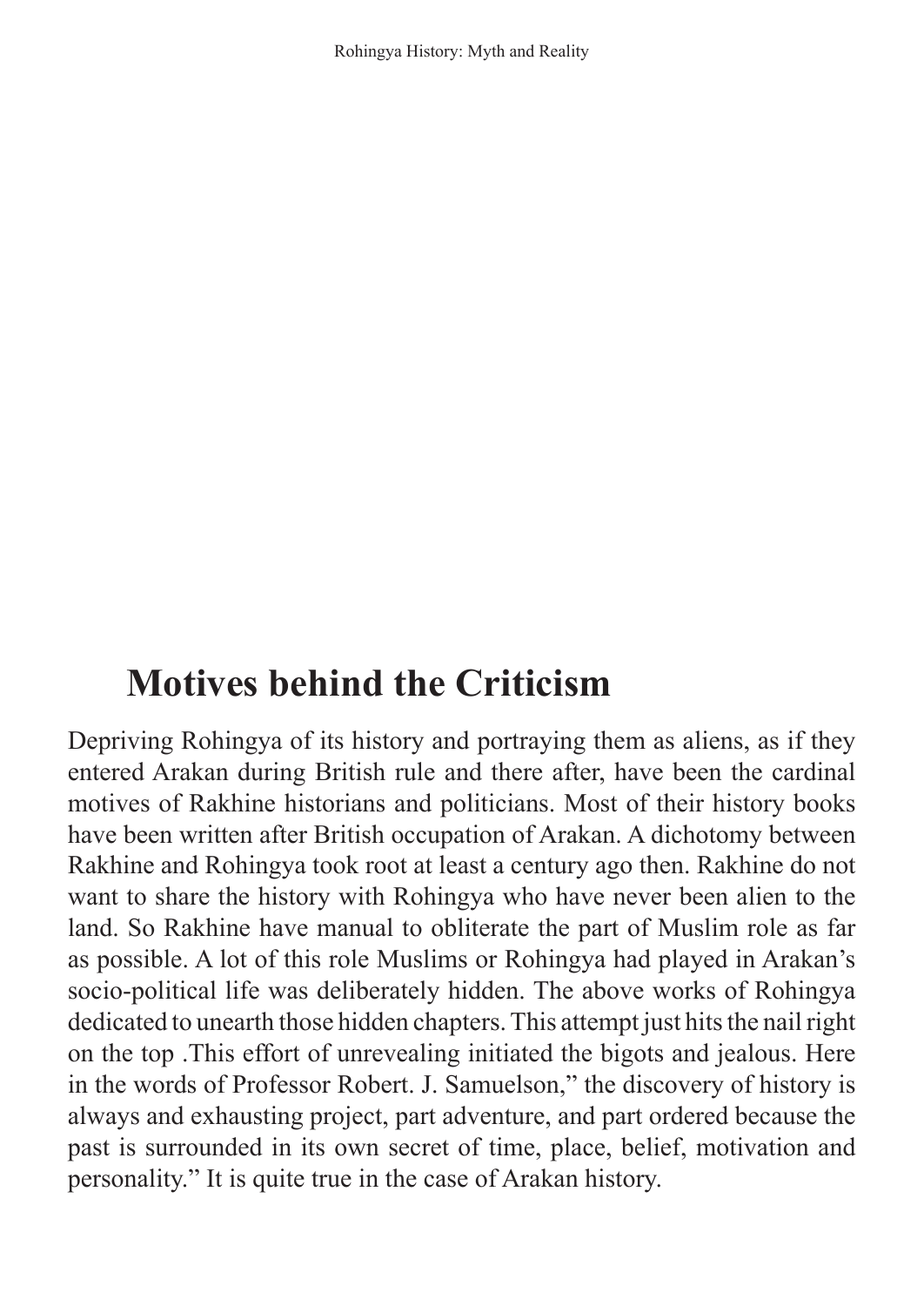## Motives behind the Criticism

Depriving Rohingya of its history and portraying them as aliens, as if they entered Arakan during British rule and there after, have been the cardinal motives of Rakhine historians and politicians. Most of their history books have been written after British occupation of Arakan. A dichotomy between Rakhine and Rohingya took root at least a century ago then. Rakhine do not want to share the history with Rohingya who have never been alien to the land. So Rakhine have manual to obliterate the part of Muslim role as far as possible. A lot of this role Muslims or Rohingya had played in Arakan's socio-political life was deliberately hidden. The above works of Rohingya dedicated to unearth those hidden chapters. This attempt just hits the nail right on the top .This effort of unrevealing initiated the bigots and jealous. Here in the words of Professor Robert. J. Samuelson," the discovery of history is always and exhausting project, part adventure, and part ordered because the past is surrounded in its own secret of time, place, belief, motivation and personality." It is quite true in the case of Arakan history.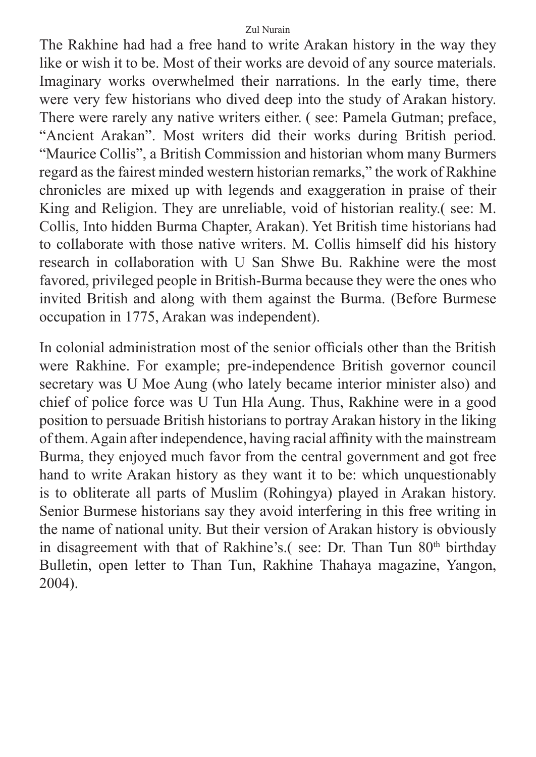The Rakhine had had a free hand to write Arakan history in the way they like or wish it to be. Most of their works are devoid of any source materials. Imaginary works overwhelmed their narrations. In the early time, there were very few historians who dived deep into the study of Arakan history. There were rarely any native writers either. ( see: Pamela Gutman; preface, "Ancient Arakan". Most writers did their works during British period. "Maurice Collis", a British Commission and historian whom many Burmers regard as the fairest minded western historian remarks," the work of Rakhine chronicles are mixed up with legends and exaggeration in praise of their King and Religion. They are unreliable, void of historian reality.( see: M. Collis, Into hidden Burma Chapter, Arakan). Yet British time historians had to collaborate with those native writers. M. Collis himself did his history research in collaboration with U San Shwe Bu. Rakhine were the most favored, privileged people in British-Burma because they were the ones who invited British and along with them against the Burma. (Before Burmese occupation in 1775, Arakan was independent).

In colonial administration most of the senior officials other than the British were Rakhine. For example; pre-independence British governor council secretary was U Moe Aung (who lately became interior minister also) and chief of police force was U Tun Hla Aung. Thus, Rakhine were in a good position to persuade British historians to portray Arakan history in the liking of them. Again after independence, having racial affinity with the mainstream Burma, they enjoyed much favor from the central government and got free hand to write Arakan history as they want it to be: which unquestionably is to obliterate all parts of Muslim (Rohingya) played in Arakan history. Senior Burmese historians say they avoid interfering in this free writing in the name of national unity. But their version of Arakan history is obviously in disagreement with that of Rakhine's.( see: Dr. Than Tun 80th birthday Bulletin, open letter to Than Tun, Rakhine Thahaya magazine, Yangon, 2004).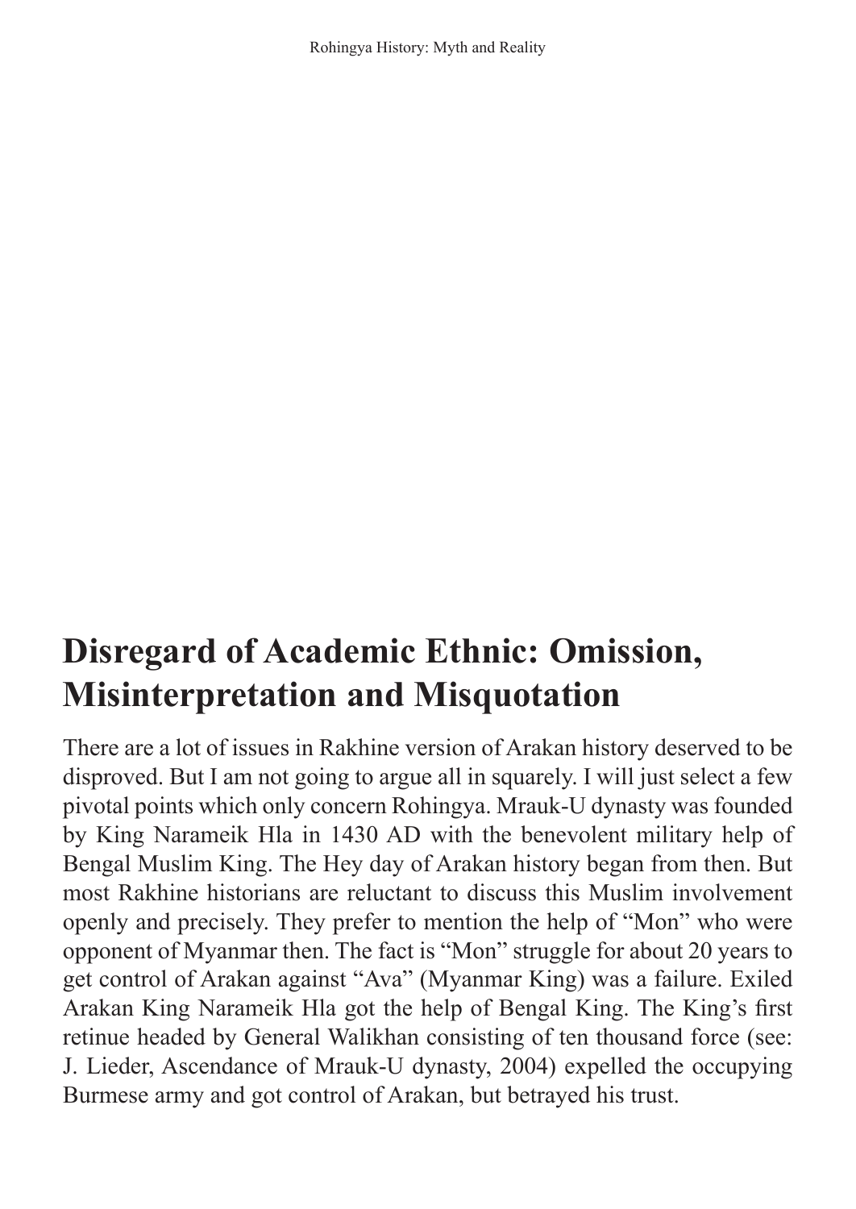## Disregard of Academic Ethnic: Omission, Misinterpretation and Misquotation

There are a lot of issues in Rakhine version of Arakan history deserved to be disproved. But I am not going to argue all in squarely. I will just select a few pivotal points which only concern Rohingya. Mrauk-U dynasty was founded by King Narameik Hla in 1430 AD with the benevolent military help of Bengal Muslim King. The Hey day of Arakan history began from then. But most Rakhine historians are reluctant to discuss this Muslim involvement openly and precisely. They prefer to mention the help of "Mon" who were opponent of Myanmar then. The fact is "Mon" struggle for about 20 years to get control of Arakan against "Ava" (Myanmar King) was a failure. Exiled Arakan King Narameik Hla got the help of Bengal King. The King's first retinue headed by General Walikhan consisting of ten thousand force (see: J. Lieder, Ascendance of Mrauk-U dynasty, 2004) expelled the occupying Burmese army and got control of Arakan, but betrayed his trust.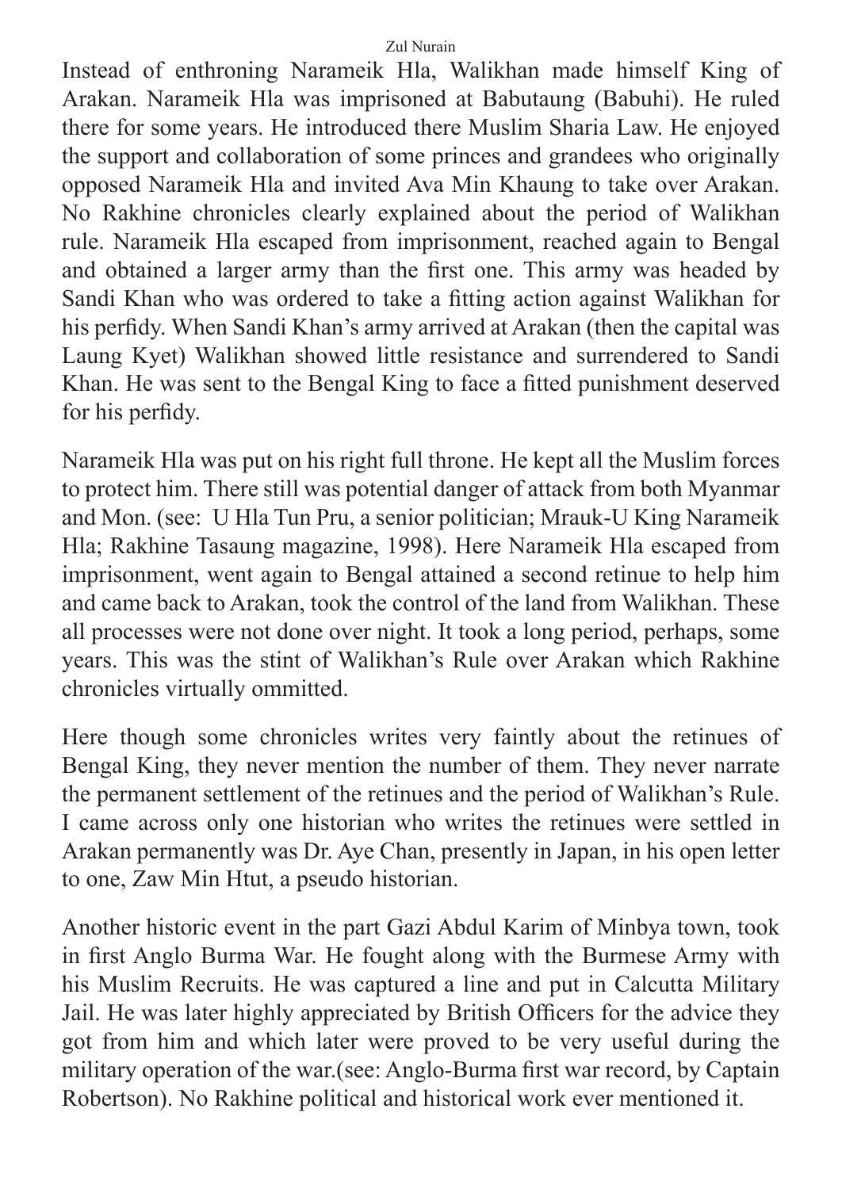Instead of enthroning Narameik Hla, Walikhan made himself King of Arakan. Narameik Hla was imprisoned at Babutaung (Babuhi). He ruled there for some years. He introduced there Muslim Sharia Law. He enjoyed the support and collaboration of some princes and grandees who originally opposed Narameik Hla and invited Ava Min Khaung to take over Arakan. No Rakhine chronicles clearly explained about the period of Walikhan rule. Narameik Hla escaped from imprisonment, reached again to Bengal and obtained a larger army than the first one. This army was headed by Sandi Khan who was ordered to take a fitting action against Walikhan for his perfidy. When Sandi Khan's army arrived at Arakan (then the capital was Laung Kyet) Walikhan showed little resistance and surrendered to Sandi Khan. He was sent to the Bengal King to face a fitted punishment deserved for his perfidy.

Narameik Hla was put on his right full throne. He kept all the Muslim forces to protect him. There still was potential danger of attack from both Myanmar and Mon. (see: U Hla Tun Pru, a senior politician; Mrauk-U King Narameik Hla; Rakhine Tasaung magazine, 1998). Here Narameik Hla escaped from imprisonment, went again to Bengal attained a second retinue to help him and came back to Arakan, took the control of the land from Walikhan. These all processes were not done over night. It took a long period, perhaps, some years. This was the stint of Walikhan's Rule over Arakan which Rakhine chronicles virtually ommitted.

Here though some chronicles writes very faintly about the retinues of Bengal King, they never mention the number of them. They never narrate the permanent settlement of the retinues and the period of Walikhan's Rule. I came across only one historian who writes the retinues were settled in Arakan permanently was Dr. Aye Chan, presently in Japan, in his open letter to one, Zaw Min Htut, a pseudo historian.

Another historic event in the part Gazi Abdul Karim of Minbya town, took in first Anglo Burma War. He fought along with the Burmese Army with his Muslim Recruits. He was captured a line and put in Calcutta Military Jail. He was later highly appreciated by British Officers for the advice they got from him and which later were proved to be very useful during the military operation of the war.(see: Anglo-Burma first war record, by Captain Robertson). No Rakhine political and historical work ever mentioned it.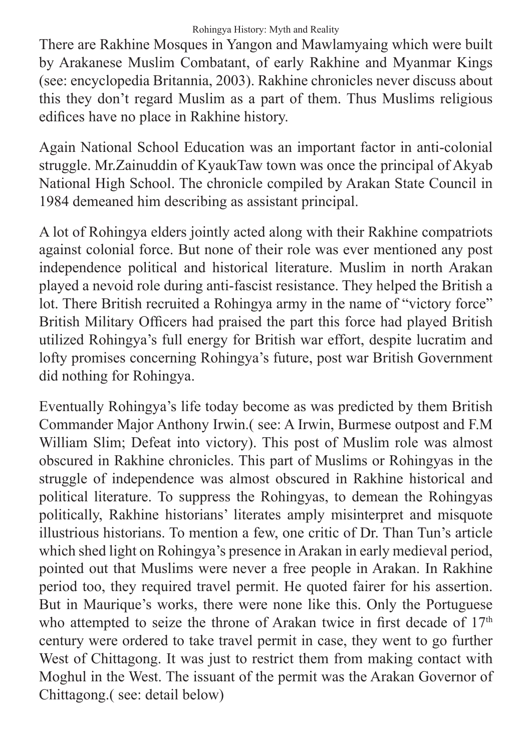There are Rakhine Mosques in Yangon and Mawlamyaing which were built by Arakanese Muslim Combatant, of early Rakhine and Myanmar Kings (see: encyclopedia Britannia, 2003). Rakhine chronicles never discuss about this they don't regard Muslim as a part of them. Thus Muslims religious edifices have no place in Rakhine history.

Again National School Education was an important factor in anti-colonial struggle. Mr.Zainuddin of KyaukTaw town was once the principal of Akyab National High School. The chronicle compiled by Arakan State Council in 1984 demeaned him describing as assistant principal.

A lot of Rohingya elders jointly acted along with their Rakhine compatriots against colonial force. But none of their role was ever mentioned any post independence political and historical literature. Muslim in north Arakan played a nevoid role during anti-fascist resistance. They helped the British a lot. There British recruited a Rohingya army in the name of "victory force" British Military Officers had praised the part this force had played British utilized Rohingya's full energy for British war effort, despite lucratim and lofty promises concerning Rohingya's future, post war British Government did nothing for Rohingya.

Eventually Rohingya's life today become as was predicted by them British Commander Major Anthony Irwin.( see: A Irwin, Burmese outpost and F.M William Slim; Defeat into victory). This post of Muslim role was almost obscured in Rakhine chronicles. This part of Muslims or Rohingyas in the struggle of independence was almost obscured in Rakhine historical and political literature. To suppress the Rohingyas, to demean the Rohingyas politically, Rakhine historians' literates amply misinterpret and misquote illustrious historians. To mention a few, one critic of Dr. Than Tun's article which shed light on Rohingya's presence in Arakan in early medieval period, pointed out that Muslims were never a free people in Arakan. In Rakhine period too, they required travel permit. He quoted fairer for his assertion. But in Maurique's works, there were none like this. Only the Portuguese who attempted to seize the throne of Arakan twice in first decade of 17th century were ordered to take travel permit in case, they went to go further West of Chittagong. It was just to restrict them from making contact with Moghul in the West. The issuant of the permit was the Arakan Governor of Chittagong.( see: detail below)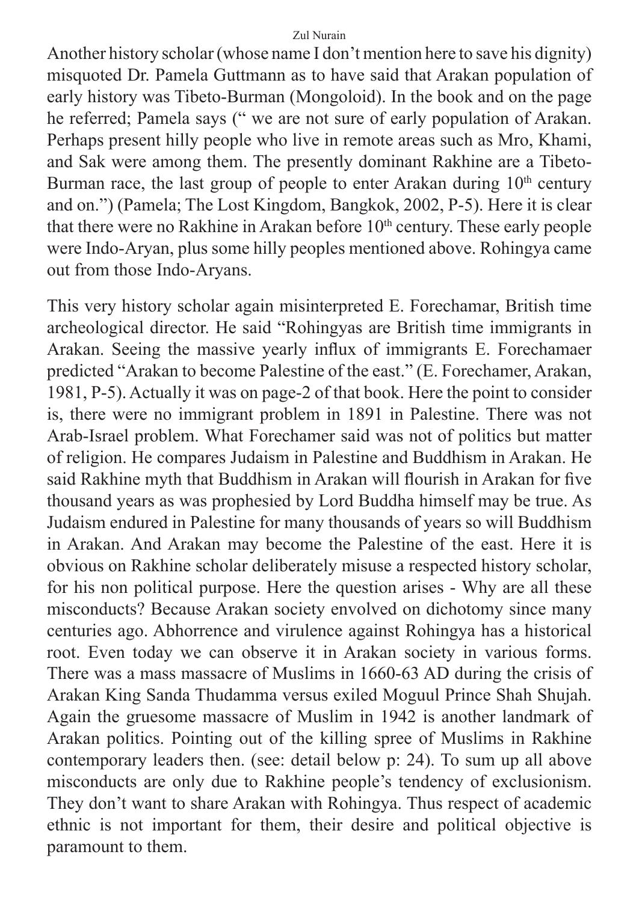Another history scholar (whose name I don't mention here to save his dignity) misquoted Dr. Pamela Guttmann as to have said that Arakan population of early history was Tibeto-Burman (Mongoloid). In the book and on the page he referred; Pamela says (" we are not sure of early population of Arakan. Perhaps present hilly people who live in remote areas such as Mro, Khami, and Sak were among them. The presently dominant Rakhine are a Tibeto-Burman race, the last group of people to enter Arakan during 10th century and on.") (Pamela; The Lost Kingdom, Bangkok, 2002, P-5). Here it is clear that there were no Rakhine in Arakan before 10th century. These early people were Indo-Aryan, plus some hilly peoples mentioned above. Rohingya came out from those Indo-Aryans.

This very history scholar again misinterpreted E. Forechamar, British time archeological director. He said "Rohingyas are British time immigrants in Arakan. Seeing the massive yearly influx of immigrants E. Forechamaer predicted "Arakan to become Palestine of the east." (E. Forechamer, Arakan, 1981, P-5). Actually it was on page-2 of that book. Here the point to consider is, there were no immigrant problem in 1891 in Palestine. There was not Arab-Israel problem. What Forechamer said was not of politics but matter of religion. He compares Judaism in Palestine and Buddhism in Arakan. He said Rakhine myth that Buddhism in Arakan will flourish in Arakan for five thousand years as was prophesied by Lord Buddha himself may be true. As Judaism endured in Palestine for many thousands of years so will Buddhism in Arakan. And Arakan may become the Palestine of the east. Here it is obvious on Rakhine scholar deliberately misuse a respected history scholar, for his non political purpose. Here the question arises - Why are all these misconducts? Because Arakan society envolved on dichotomy since many centuries ago. Abhorrence and virulence against Rohingya has a historical root. Even today we can observe it in Arakan society in various forms. There was a mass massacre of Muslims in 1660-63 AD during the crisis of Arakan King Sanda Thudamma versus exiled Moguul Prince Shah Shujah. Again the gruesome massacre of Muslim in 1942 is another landmark of Arakan politics. Pointing out of the killing spree of Muslims in Rakhine contemporary leaders then. (see: detail below p: 24). To sum up all above misconducts are only due to Rakhine people's tendency of exclusionism. They don't want to share Arakan with Rohingya. Thus respect of academic ethnic is not important for them, their desire and political objective is paramount to them.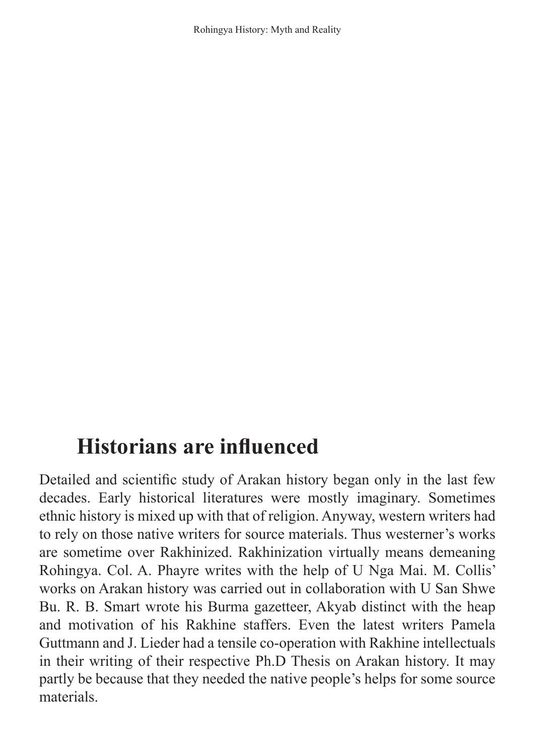## Historians are influenced

Detailed and scientific study of Arakan history began only in the last few decades. Early historical literatures were mostly imaginary. Sometimes ethnic history is mixed up with that of religion. Anyway, western writers had to rely on those native writers for source materials. Thus westerner's works are sometime over Rakhinized. Rakhinization virtually means demeaning Rohingya. Col. A. Phayre writes with the help of U Nga Mai. M. Collis' works on Arakan history was carried out in collaboration with U San Shwe Bu. R. B. Smart wrote his Burma gazetteer, Akyab distinct with the heap and motivation of his Rakhine staffers. Even the latest writers Pamela Guttmann and J. Lieder had a tensile co-operation with Rakhine intellectuals in their writing of their respective Ph.D Thesis on Arakan history. It may partly be because that they needed the native people's helps for some source materials.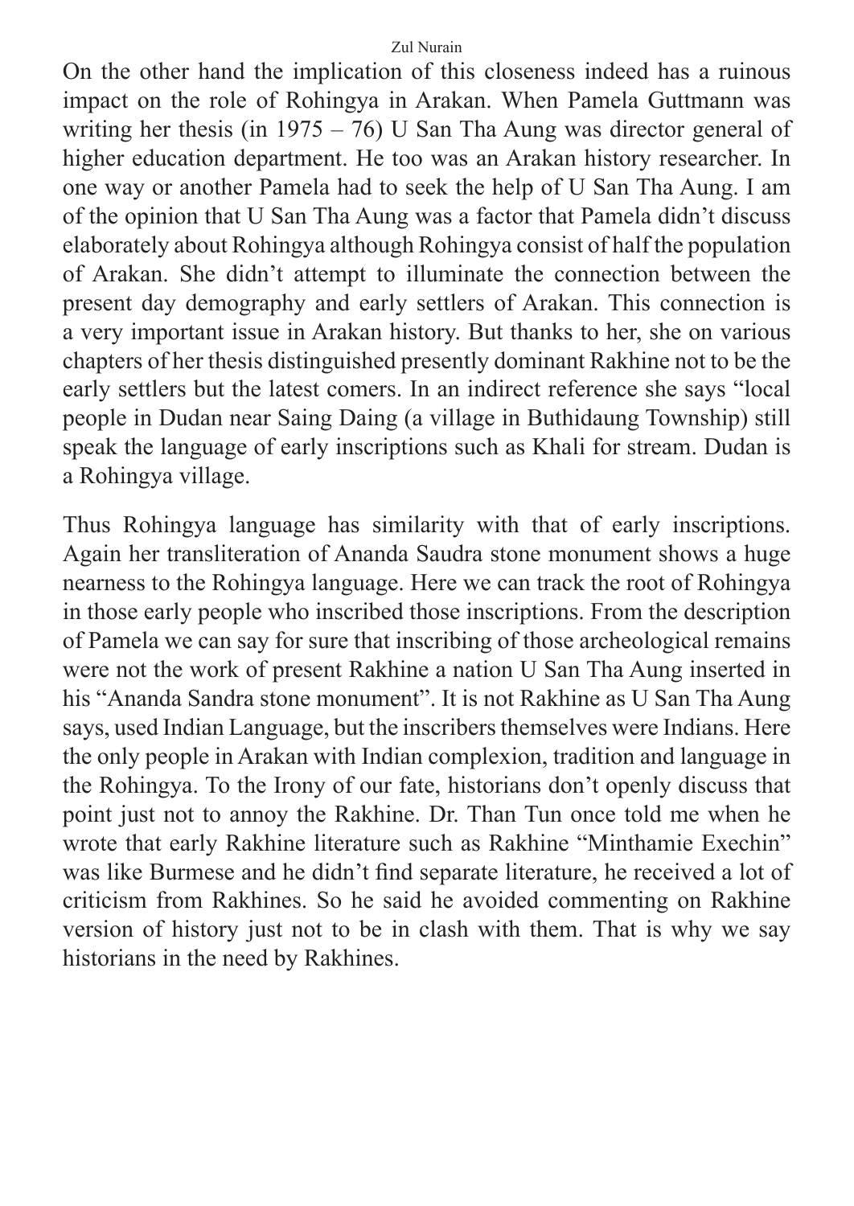On the other hand the implication of this closeness indeed has a ruinous impact on the role of Rohingya in Arakan. When Pamela Guttmann was writing her thesis (in 1975 – 76) U San Tha Aung was director general of higher education department. He too was an Arakan history researcher. In one way or another Pamela had to seek the help of U San Tha Aung. I am of the opinion that U San Tha Aung was a factor that Pamela didn't discuss elaborately about Rohingya although Rohingya consist of half the population of Arakan. She didn't attempt to illuminate the connection between the present day demography and early settlers of Arakan. This connection is a very important issue in Arakan history. But thanks to her, she on various chapters of her thesis distinguished presently dominant Rakhine not to be the early settlers but the latest comers. In an indirect reference she says "local people in Dudan near Saing Daing (a village in Buthidaung Township) still speak the language of early inscriptions such as Khali for stream. Dudan is a Rohingya village.

Thus Rohingya language has similarity with that of early inscriptions. Again her transliteration of Ananda Saudra stone monument shows a huge nearness to the Rohingya language. Here we can track the root of Rohingya in those early people who inscribed those inscriptions. From the description of Pamela we can say for sure that inscribing of those archeological remains were not the work of present Rakhine a nation U San Tha Aung inserted in his "Ananda Sandra stone monument". It is not Rakhine as U San Tha Aung says, used Indian Language, but the inscribers themselves were Indians. Here the only people in Arakan with Indian complexion, tradition and language in the Rohingya. To the Irony of our fate, historians don't openly discuss that point just not to annoy the Rakhine. Dr. Than Tun once told me when he wrote that early Rakhine literature such as Rakhine "Minthamie Exechin" was like Burmese and he didn't find separate literature, he received a lot of criticism from Rakhines. So he said he avoided commenting on Rakhine version of history just not to be in clash with them. That is why we say historians in the need by Rakhines.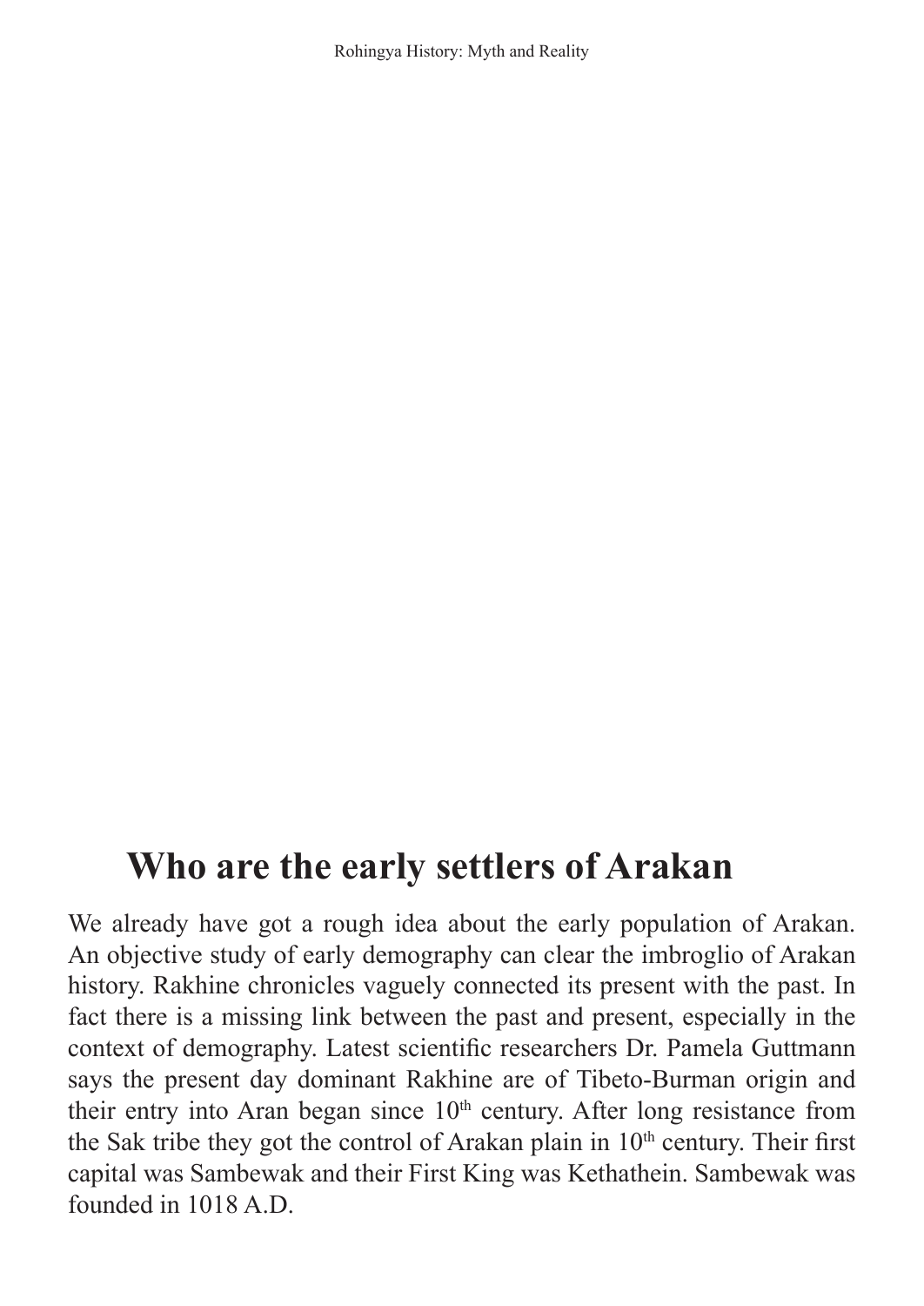## Who are the early settlers of Arakan

We already have got a rough idea about the early population of Arakan. An objective study of early demography can clear the imbroglio of Arakan history. Rakhine chronicles vaguely connected its present with the past. In fact there is a missing link between the past and present, especially in the context of demography. Latest scientific researchers Dr. Pamela Guttmann says the present day dominant Rakhine are of Tibeto-Burman origin and their entry into Aran began since 10th century. After long resistance from the Sak tribe they got the control of Arakan plain in 10th century. Their first capital was Sambewak and their First King was Kethathein. Sambewak was founded in 1018 A.D.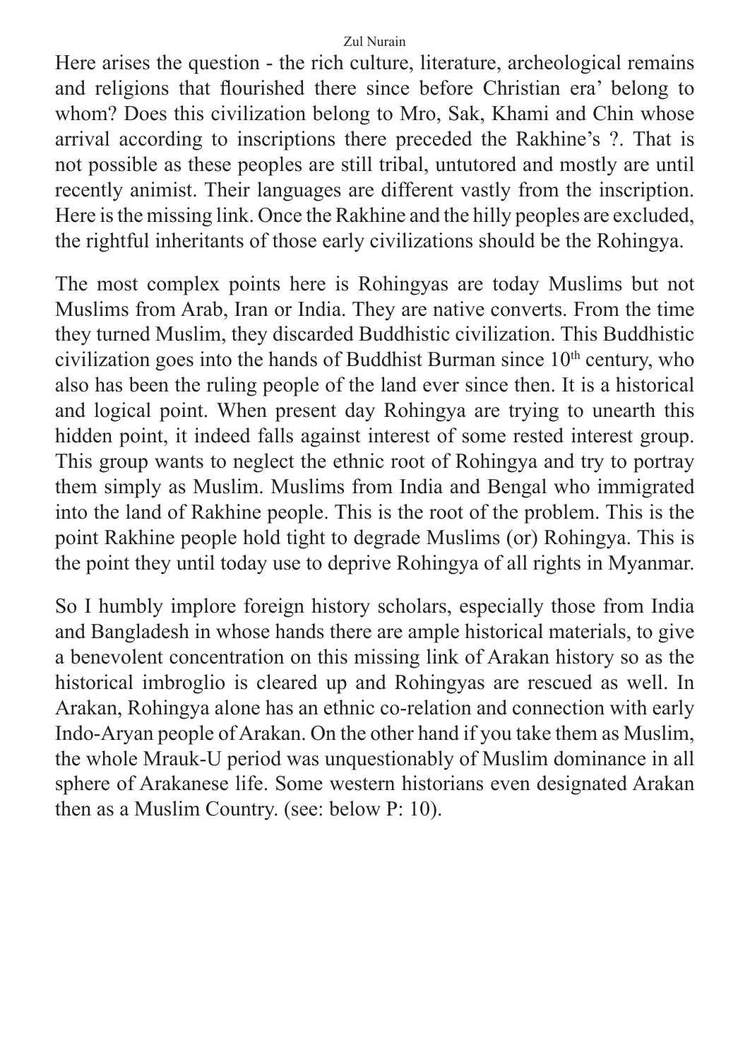Here arises the question - the rich culture, literature, archeological remains and religions that flourished there since before Christian era' belong to whom? Does this civilization belong to Mro, Sak, Khami and Chin whose arrival according to inscriptions there preceded the Rakhine's ?. That is not possible as these peoples are still tribal, untutored and mostly are until recently animist. Their languages are different vastly from the inscription. Here is the missing link. Once the Rakhine and the hilly peoples are excluded, the rightful inheritants of those early civilizations should be the Rohingya.

The most complex points here is Rohingyas are today Muslims but not Muslims from Arab, Iran or India. They are native converts. From the time they turned Muslim, they discarded Buddhistic civilization. This Buddhistic civilization goes into the hands of Buddhist Burman since 10th century, who also has been the ruling people of the land ever since then. It is a historical and logical point. When present day Rohingya are trying to unearth this hidden point, it indeed falls against interest of some rested interest group. This group wants to neglect the ethnic root of Rohingya and try to portray them simply as Muslim. Muslims from India and Bengal who immigrated into the land of Rakhine people. This is the root of the problem. This is the point Rakhine people hold tight to degrade Muslims (or) Rohingya. This is the point they until today use to deprive Rohingya of all rights in Myanmar.

So I humbly implore foreign history scholars, especially those from India and Bangladesh in whose hands there are ample historical materials, to give a benevolent concentration on this missing link of Arakan history so as the historical imbroglio is cleared up and Rohingyas are rescued as well. In Arakan, Rohingya alone has an ethnic co-relation and connection with early Indo-Aryan people of Arakan. On the other hand if you take them as Muslim, the whole Mrauk-U period was unquestionably of Muslim dominance in all sphere of Arakanese life. Some western historians even designated Arakan then as a Muslim Country. (see: below P: 10).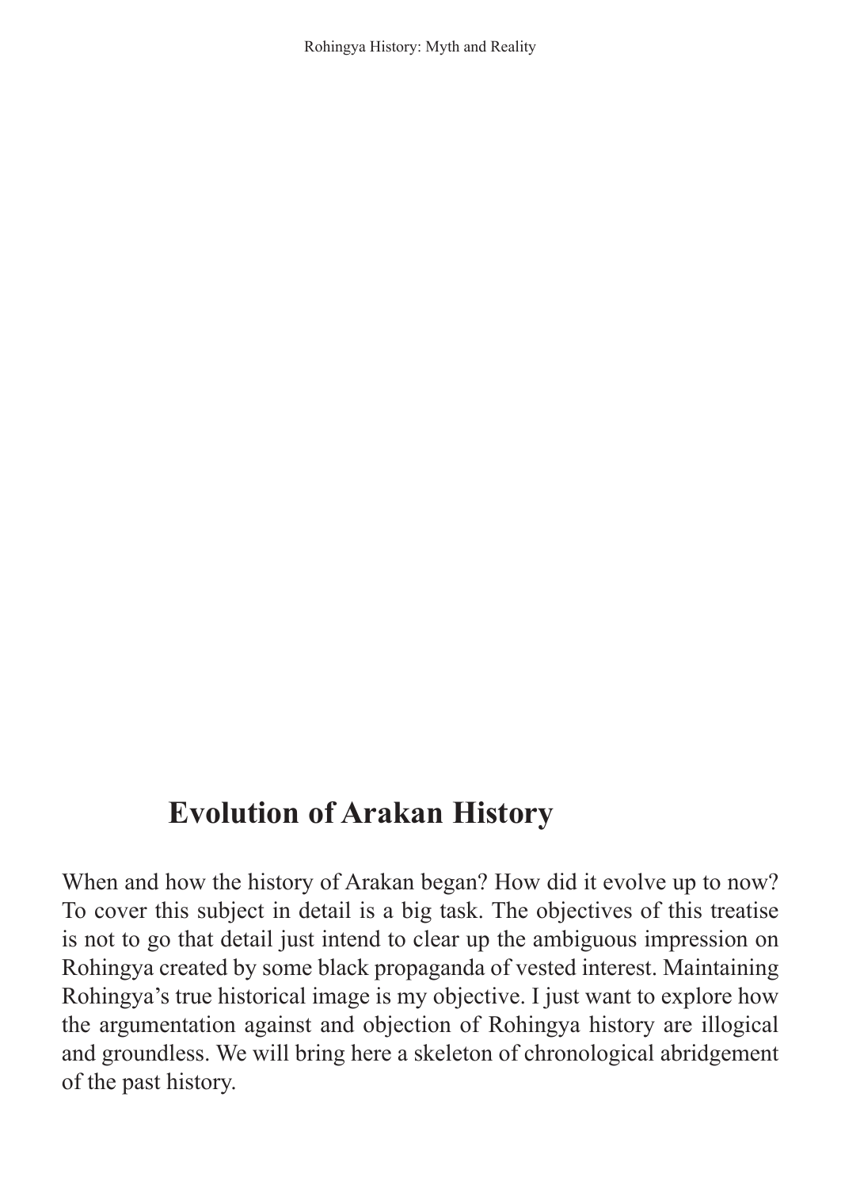## Evolution of Arakan History

When and how the history of Arakan began? How did it evolve up to now? To cover this subject in detail is a big task. The objectives of this treatise is not to go that detail just intend to clear up the ambiguous impression on Rohingya created by some black propaganda of vested interest. Maintaining Rohingya's true historical image is my objective. I just want to explore how the argumentation against and objection of Rohingya history are illogical and groundless. We will bring here a skeleton of chronological abridgement of the past history.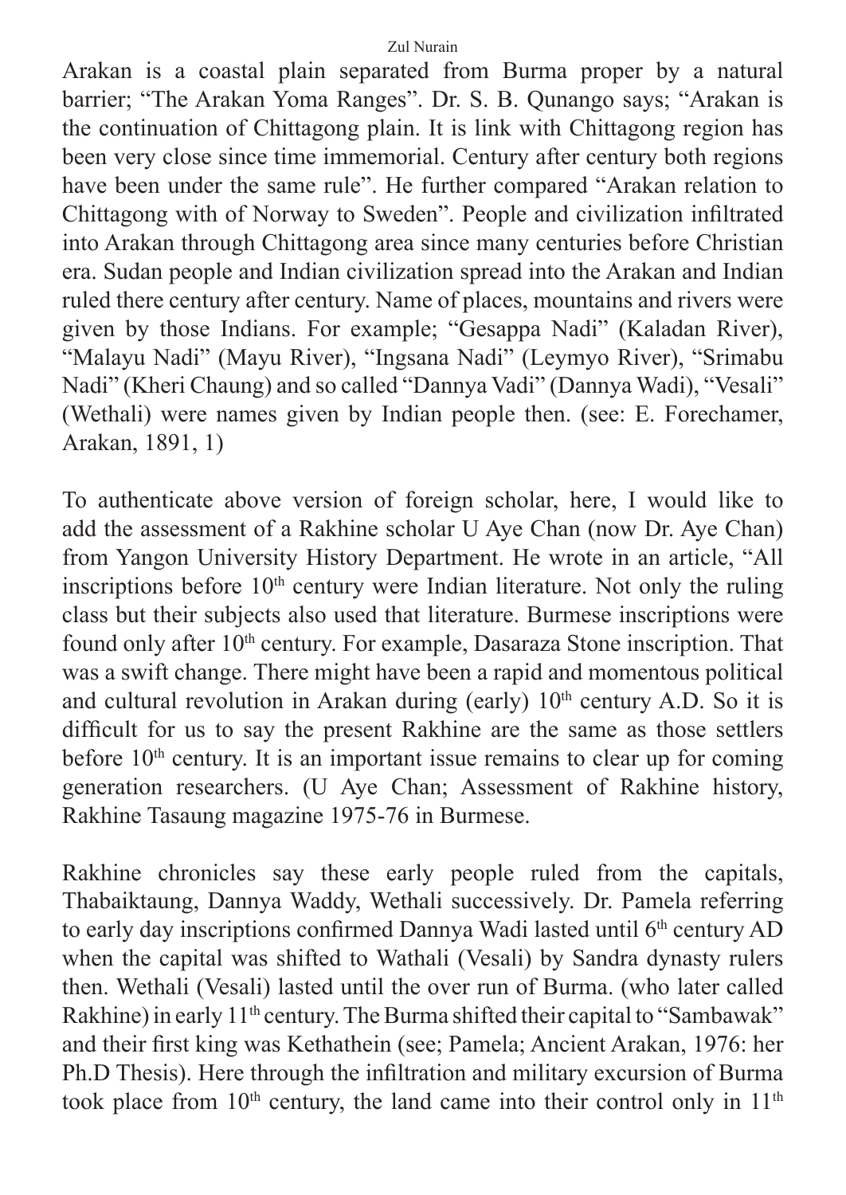Arakan is a coastal plain separated from Burma proper by a natural barrier; "The Arakan Yoma Ranges". Dr. S. B. Qunango says; "Arakan is the continuation of Chittagong plain. It is link with Chittagong region has been very close since time immemorial. Century after century both regions have been under the same rule". He further compared "Arakan relation to Chittagong with of Norway to Sweden". People and civilization infiltrated into Arakan through Chittagong area since many centuries before Christian era. Sudan people and Indian civilization spread into the Arakan and Indian ruled there century after century. Name of places, mountains and rivers were given by those Indians. For example; "Gesappa Nadi" (Kaladan River), "Malayu Nadi" (Mayu River), "Ingsana Nadi" (Leymyo River), "Srimabu Nadi" (Kheri Chaung) and so called "Dannya Vadi" (Dannya Wadi), "Vesali" (Wethali) were names given by Indian people then. (see: E. Forechamer, Arakan, 1891, 1)

To authenticate above version of foreign scholar, here, I would like to add the assessment of a Rakhine scholar U Aye Chan (now Dr. Aye Chan) from Yangon University History Department. He wrote in an article, "All inscriptions before 10th century were Indian literature. Not only the ruling class but their subjects also used that literature. Burmese inscriptions were found only after 10th century. For example, Dasaraza Stone inscription. That was a swift change. There might have been a rapid and momentous political and cultural revolution in Arakan during (early) 10th century A.D. So it is difficult for us to say the present Rakhine are the same as those settlers before 10th century. It is an important issue remains to clear up for coming generation researchers. (U Aye Chan; Assessment of Rakhine history, Rakhine Tasaung magazine 1975-76 in Burmese.

Rakhine chronicles say these early people ruled from the capitals, Thabaiktaung, Dannya Waddy, Wethali successively. Dr. Pamela referring to early day inscriptions confirmed Dannya Wadi lasted until 6th century AD when the capital was shifted to Wathali (Vesali) by Sandra dynasty rulers then. Wethali (Vesali) lasted until the over run of Burma. (who later called Rakhine) in early 11th century. The Burma shifted their capital to "Sambawak" and their first king was Kethathein (see; Pamela; Ancient Arakan, 1976: her Ph.D Thesis). Here through the infiltration and military excursion of Burma took place from 10th century, the land came into their control only in 11th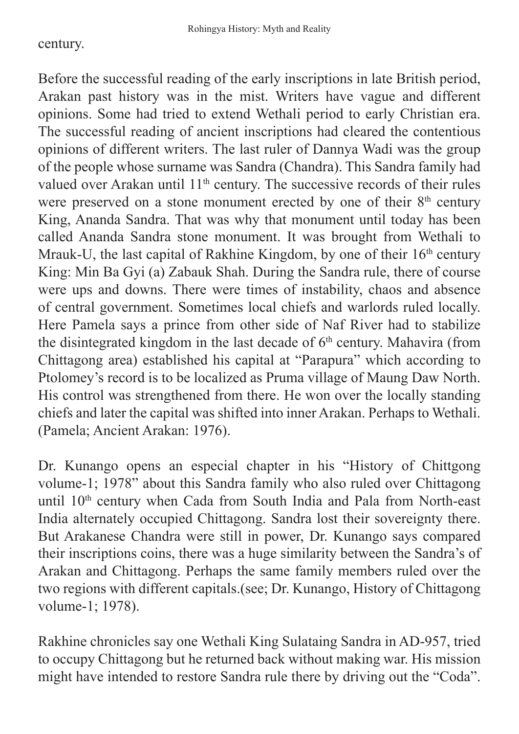century.

Before the successful reading of the early inscriptions in late British period, Arakan past history was in the mist. Writers have vague and different opinions. Some had tried to extend Wethali period to early Christian era. The successful reading of ancient inscriptions had cleared the contentious opinions of different writers. The last ruler of Dannya Wadi was the group of the people whose surname was Sandra (Chandra). This Sandra family had valued over Arakan until 11th century. The successive records of their rules were preserved on a stone monument erected by one of their 8th century King, Ananda Sandra. That was why that monument until today has been called Ananda Sandra stone monument. It was brought from Wethali to Mrauk-U, the last capital of Rakhine Kingdom, by one of their 16th century King: Min Ba Gyi (a) Zabauk Shah. During the Sandra rule, there of course were ups and downs. There were times of instability, chaos and absence of central government. Sometimes local chiefs and warlords ruled locally. Here Pamela says a prince from other side of Naf River had to stabilize the disintegrated kingdom in the last decade of 6th century. Mahavira (from Chittagong area) established his capital at "Parapura" which according to Ptolomey's record is to be localized as Pruma village of Maung Daw North. His control was strengthened from there. He won over the locally standing chiefs and later the capital was shifted into inner Arakan. Perhaps to Wethali. (Pamela; Ancient Arakan: 1976).

Dr. Kunango opens an especial chapter in his "History of Chittgong volume-1; 1978" about this Sandra family who also ruled over Chittagong until 10th century when Cada from South India and Pala from North-east India alternately occupied Chittagong. Sandra lost their sovereignty there. But Arakanese Chandra were still in power, Dr. Kunango says compared their inscriptions coins, there was a huge similarity between the Sandra's of Arakan and Chittagong. Perhaps the same family members ruled over the two regions with different capitals.(see; Dr. Kunango, History of Chittagong volume-1; 1978).

Rakhine chronicles say one Wethali King Sulataing Sandra in AD-957, tried to occupy Chittagong but he returned back without making war. His mission might have intended to restore Sandra rule there by driving out the "Coda".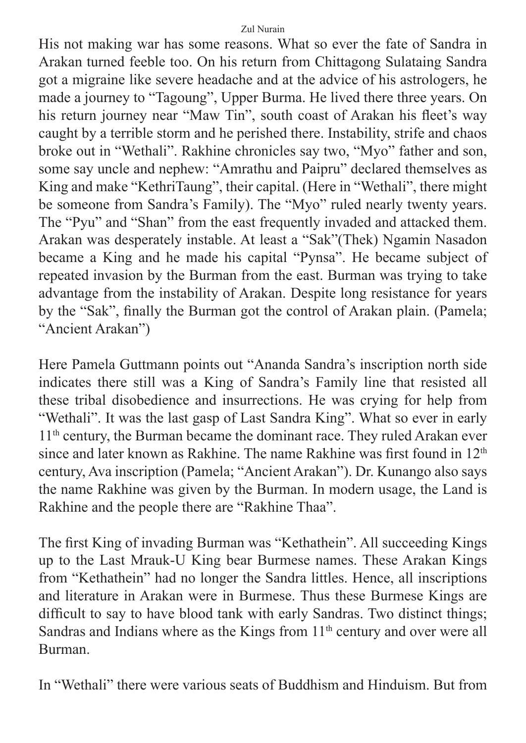His not making war has some reasons. What so ever the fate of Sandra in Arakan turned feeble too. On his return from Chittagong Sulataing Sandra got a migraine like severe headache and at the advice of his astrologers, he made a journey to "Tagoung", Upper Burma. He lived there three years. On his return journey near "Maw Tin", south coast of Arakan his fleet's way caught by a terrible storm and he perished there. Instability, strife and chaos broke out in "Wethali". Rakhine chronicles say two, "Myo" father and son, some say uncle and nephew: "Amrathu and Paipru" declared themselves as King and make "KethriTaung", their capital. (Here in "Wethali", there might be someone from Sandra's Family). The "Myo" ruled nearly twenty years. The "Pyu" and "Shan" from the east frequently invaded and attacked them. Arakan was desperately instable. At least a "Sak"(Thek) Ngamin Nasadon became a King and he made his capital "Pynsa". He became subject of repeated invasion by the Burman from the east. Burman was trying to take advantage from the instability of Arakan. Despite long resistance for years by the "Sak", finally the Burman got the control of Arakan plain. (Pamela; "Ancient Arakan")

Here Pamela Guttmann points out "Ananda Sandra's inscription north side indicates there still was a King of Sandra's Family line that resisted all these tribal disobedience and insurrections. He was crying for help from "Wethali". It was the last gasp of Last Sandra King". What so ever in early 11th century, the Burman became the dominant race. They ruled Arakan ever since and later known as Rakhine. The name Rakhine was first found in 12th century, Ava inscription (Pamela; "Ancient Arakan"). Dr. Kunango also says the name Rakhine was given by the Burman. In modern usage, the Land is Rakhine and the people there are "Rakhine Thaa".

The first King of invading Burman was "Kethathein". All succeeding Kings up to the Last Mrauk-U King bear Burmese names. These Arakan Kings from "Kethathein" had no longer the Sandra littles. Hence, all inscriptions and literature in Arakan were in Burmese. Thus these Burmese Kings are difficult to say to have blood tank with early Sandras. Two distinct things; Sandras and Indians where as the Kings from 11th century and over were all Burman.

In "Wethali" there were various seats of Buddhism and Hinduism. But from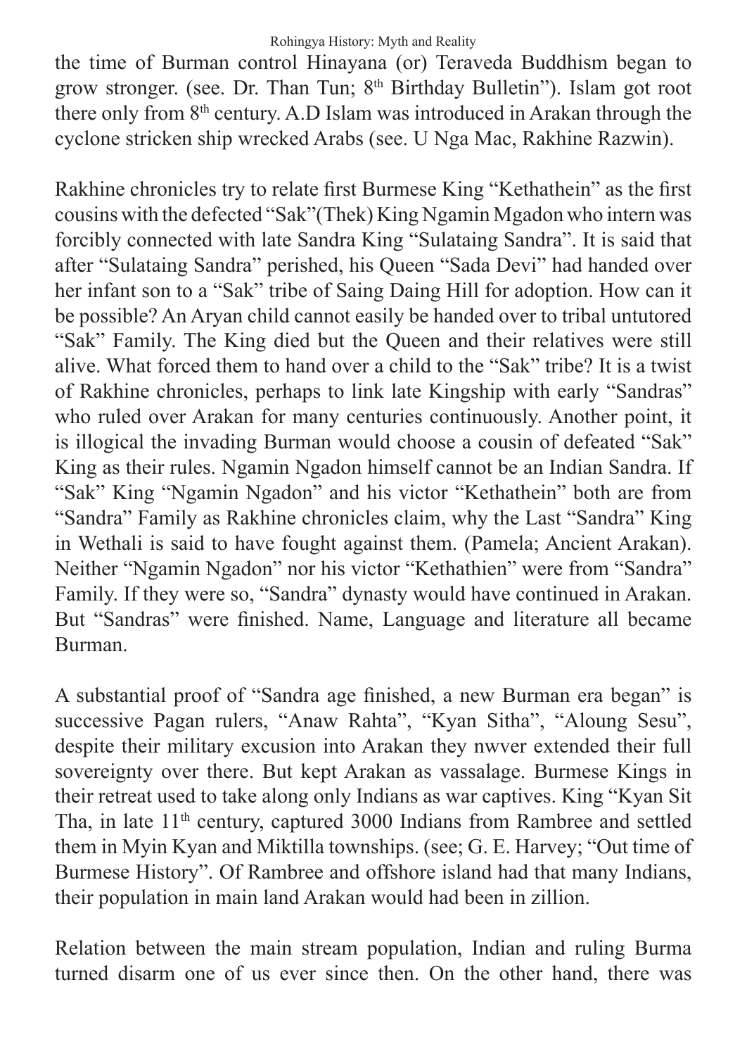the time of Burman control Hinayana (or) Teraveda Buddhism began to grow stronger. (see. Dr. Than Tun; 8th Birthday Bulletin"). Islam got root there only from 8th century. A.D Islam was introduced in Arakan through the cyclone stricken ship wrecked Arabs (see. U Nga Mac, Rakhine Razwin).

Rakhine chronicles try to relate first Burmese King "Kethathein" as the first cousins with the defected "Sak"(Thek) King Ngamin Mgadon who intern was forcibly connected with late Sandra King "Sulataing Sandra". It is said that after "Sulataing Sandra" perished, his Queen "Sada Devi" had handed over her infant son to a "Sak" tribe of Saing Daing Hill for adoption. How can it be possible? An Aryan child cannot easily be handed over to tribal untutored "Sak" Family. The King died but the Queen and their relatives were still alive. What forced them to hand over a child to the "Sak" tribe? It is a twist of Rakhine chronicles, perhaps to link late Kingship with early "Sandras" who ruled over Arakan for many centuries continuously. Another point, it is illogical the invading Burman would choose a cousin of defeated "Sak" King as their rules. Ngamin Ngadon himself cannot be an Indian Sandra. If "Sak" King "Ngamin Ngadon" and his victor "Kethathein" both are from "Sandra" Family as Rakhine chronicles claim, why the Last "Sandra" King in Wethali is said to have fought against them. (Pamela; Ancient Arakan). Neither "Ngamin Ngadon" nor his victor "Kethathien" were from "Sandra" Family. If they were so, "Sandra" dynasty would have continued in Arakan. But "Sandras" were finished. Name, Language and literature all became Burman.

A substantial proof of "Sandra age finished, a new Burman era began" is successive Pagan rulers, "Anaw Rahta", "Kyan Sitha", "Aloung Sesu", despite their military excusion into Arakan they nwver extended their full sovereignty over there. But kept Arakan as vassalage. Burmese Kings in their retreat used to take along only Indians as war captives. King "Kyan Sit Tha, in late 11th century, captured 3000 Indians from Rambree and settled them in Myin Kyan and Miktilla townships. (see; G. E. Harvey; "Out time of Burmese History". Of Rambree and offshore island had that many Indians, their population in main land Arakan would had been in zillion.

Relation between the main stream population, Indian and ruling Burma turned disarm one of us ever since then. On the other hand, there was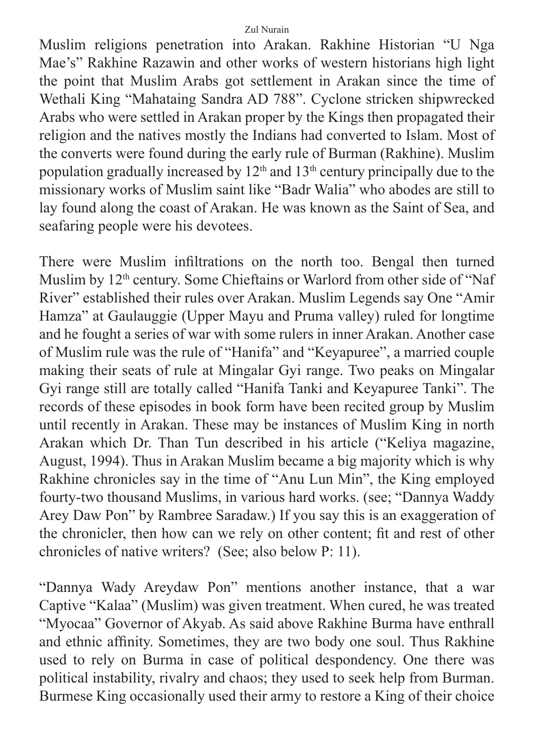Muslim religions penetration into Arakan. Rakhine Historian "U Nga Mae's" Rakhine Razawin and other works of western historians high light the point that Muslim Arabs got settlement in Arakan since the time of Wethali King "Mahataing Sandra AD 788". Cyclone stricken shipwrecked Arabs who were settled in Arakan proper by the Kings then propagated their religion and the natives mostly the Indians had converted to Islam. Most of the converts were found during the early rule of Burman (Rakhine). Muslim population gradually increased by 12th and 13th century principally due to the missionary works of Muslim saint like "Badr Walia" who abodes are still to lay found along the coast of Arakan. He was known as the Saint of Sea, and seafaring people were his devotees.

There were Muslim infiltrations on the north too. Bengal then turned Muslim by 12th century. Some Chieftains or Warlord from other side of "Naf River" established their rules over Arakan. Muslim Legends say One "Amir Hamza" at Gaulauggie (Upper Mayu and Pruma valley) ruled for longtime and he fought a series of war with some rulers in inner Arakan. Another case of Muslim rule was the rule of "Hanifa" and "Keyapuree", a married couple making their seats of rule at Mingalar Gyi range. Two peaks on Mingalar Gyi range still are totally called "Hanifa Tanki and Keyapuree Tanki". The records of these episodes in book form have been recited group by Muslim until recently in Arakan. These may be instances of Muslim King in north Arakan which Dr. Than Tun described in his article ("Keliya magazine, August, 1994). Thus in Arakan Muslim became a big majority which is why Rakhine chronicles say in the time of "Anu Lun Min", the King employed fourty-two thousand Muslims, in various hard works. (see; "Dannya Waddy Arey Daw Pon" by Rambree Saradaw.) If you say this is an exaggeration of the chronicler, then how can we rely on other content; fit and rest of other chronicles of native writers? (See; also below P: 11).

"Dannya Wady Areydaw Pon" mentions another instance, that a war Captive "Kalaa" (Muslim) was given treatment. When cured, he was treated "Myocaa" Governor of Akyab. As said above Rakhine Burma have enthrall and ethnic affinity. Sometimes, they are two body one soul. Thus Rakhine used to rely on Burma in case of political despondency. One there was political instability, rivalry and chaos; they used to seek help from Burman. Burmese King occasionally used their army to restore a King of their choice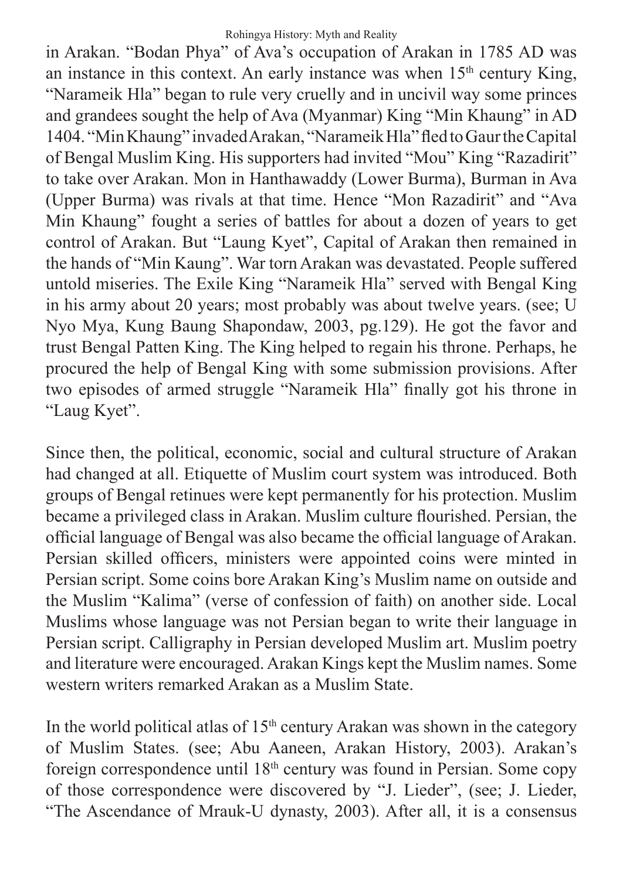in Arakan. "Bodan Phya" of Ava's occupation of Arakan in 1785 AD was an instance in this context. An early instance was when 15th century King, "Narameik Hla" began to rule very cruelly and in uncivil way some princes and grandees sought the help of Ava (Myanmar) King "Min Khaung" in AD 1404. "Min Khaung" invaded Arakan, "Narameik Hla" fled to Gaur the Capital of Bengal Muslim King. His supporters had invited "Mou" King "Razadirit" to take over Arakan. Mon in Hanthawaddy (Lower Burma), Burman in Ava (Upper Burma) was rivals at that time. Hence "Mon Razadirit" and "Ava Min Khaung" fought a series of battles for about a dozen of years to get control of Arakan. But "Laung Kyet", Capital of Arakan then remained in the hands of "Min Kaung". War torn Arakan was devastated. People suffered untold miseries. The Exile King "Narameik Hla" served with Bengal King in his army about 20 years; most probably was about twelve years. (see; U Nyo Mya, Kung Baung Shapondaw, 2003, pg.129). He got the favor and trust Bengal Patten King. The King helped to regain his throne. Perhaps, he procured the help of Bengal King with some submission provisions. After two episodes of armed struggle "Narameik Hla" finally got his throne in "Laug Kyet".

Since then, the political, economic, social and cultural structure of Arakan had changed at all. Etiquette of Muslim court system was introduced. Both groups of Bengal retinues were kept permanently for his protection. Muslim became a privileged class in Arakan. Muslim culture flourished. Persian, the official language of Bengal was also became the official language of Arakan. Persian skilled officers, ministers were appointed coins were minted in Persian script. Some coins bore Arakan King's Muslim name on outside and the Muslim "Kalima" (verse of confession of faith) on another side. Local Muslims whose language was not Persian began to write their language in Persian script. Calligraphy in Persian developed Muslim art. Muslim poetry and literature were encouraged. Arakan Kings kept the Muslim names. Some western writers remarked Arakan as a Muslim State.

In the world political atlas of 15th century Arakan was shown in the category of Muslim States. (see; Abu Aaneen, Arakan History, 2003). Arakan's foreign correspondence until 18th century was found in Persian. Some copy of those correspondence were discovered by "J. Lieder", (see; J. Lieder, "The Ascendance of Mrauk-U dynasty, 2003). After all, it is a consensus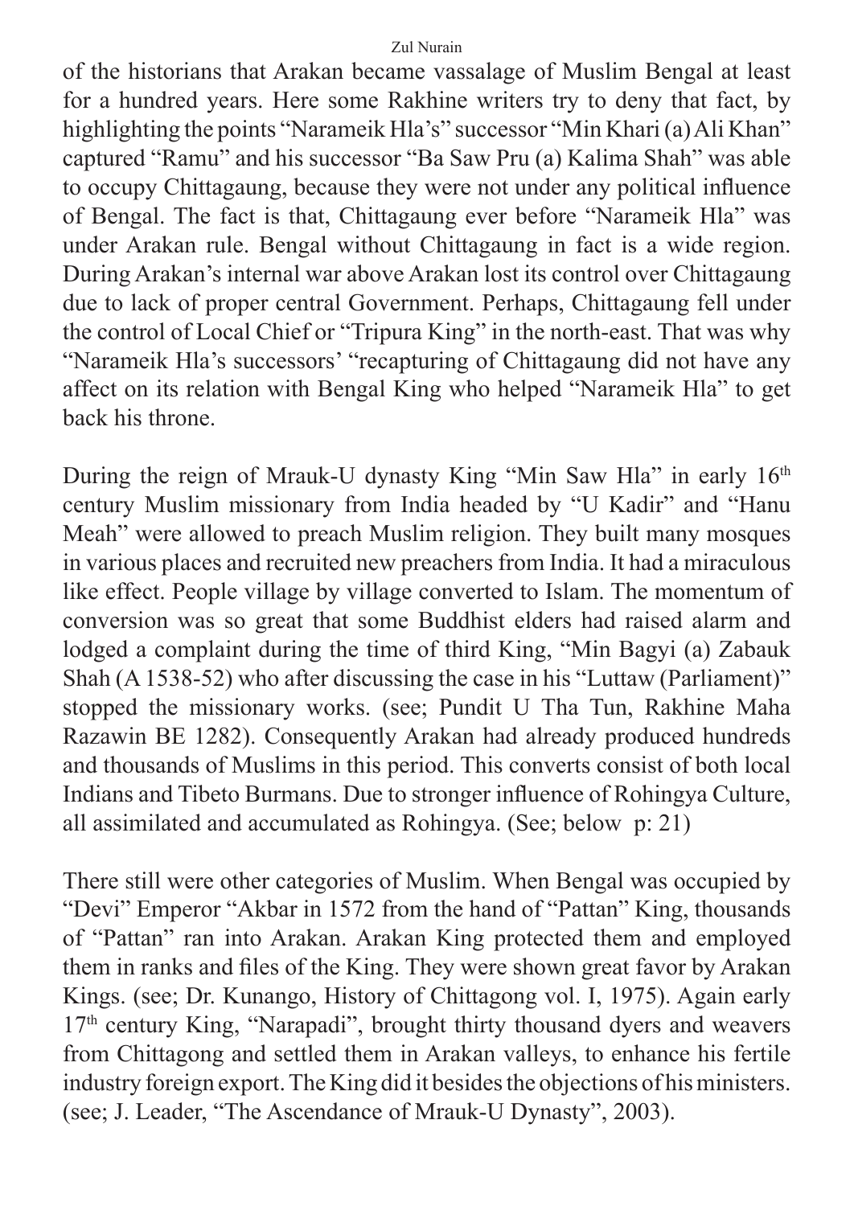of the historians that Arakan became vassalage of Muslim Bengal at least for a hundred years. Here some Rakhine writers try to deny that fact, by highlighting the points "Narameik Hla's" successor "Min Khari (a) Ali Khan" captured "Ramu" and his successor "Ba Saw Pru (a) Kalima Shah" was able to occupy Chittagaung, because they were not under any political influence of Bengal. The fact is that, Chittagaung ever before "Narameik Hla" was under Arakan rule. Bengal without Chittagaung in fact is a wide region. During Arakan's internal war above Arakan lost its control over Chittagaung due to lack of proper central Government. Perhaps, Chittagaung fell under the control of Local Chief or "Tripura King" in the north-east. That was why "Narameik Hla's successors' "recapturing of Chittagaung did not have any affect on its relation with Bengal King who helped "Narameik Hla" to get back his throne.

During the reign of Mrauk-U dynasty King "Min Saw Hla" in early 16th century Muslim missionary from India headed by "U Kadir" and "Hanu Meah" were allowed to preach Muslim religion. They built many mosques in various places and recruited new preachers from India. It had a miraculous like effect. People village by village converted to Islam. The momentum of conversion was so great that some Buddhist elders had raised alarm and lodged a complaint during the time of third King, "Min Bagyi (a) Zabauk Shah (A 1538-52) who after discussing the case in his "Luttaw (Parliament)" stopped the missionary works. (see; Pundit U Tha Tun, Rakhine Maha Razawin BE 1282). Consequently Arakan had already produced hundreds and thousands of Muslims in this period. This converts consist of both local Indians and Tibeto Burmans. Due to stronger influence of Rohingya Culture, all assimilated and accumulated as Rohingya. (See; below p: 21)

There still were other categories of Muslim. When Bengal was occupied by "Devi" Emperor "Akbar in 1572 from the hand of "Pattan" King, thousands of "Pattan" ran into Arakan. Arakan King protected them and employed them in ranks and files of the King. They were shown great favor by Arakan Kings. (see; Dr. Kunango, History of Chittagong vol. I, 1975). Again early 17th century King, "Narapadi", brought thirty thousand dyers and weavers from Chittagong and settled them in Arakan valleys, to enhance his fertile industry foreign export. The King did it besides the objections of his ministers. (see; J. Leader, "The Ascendance of Mrauk-U Dynasty", 2003).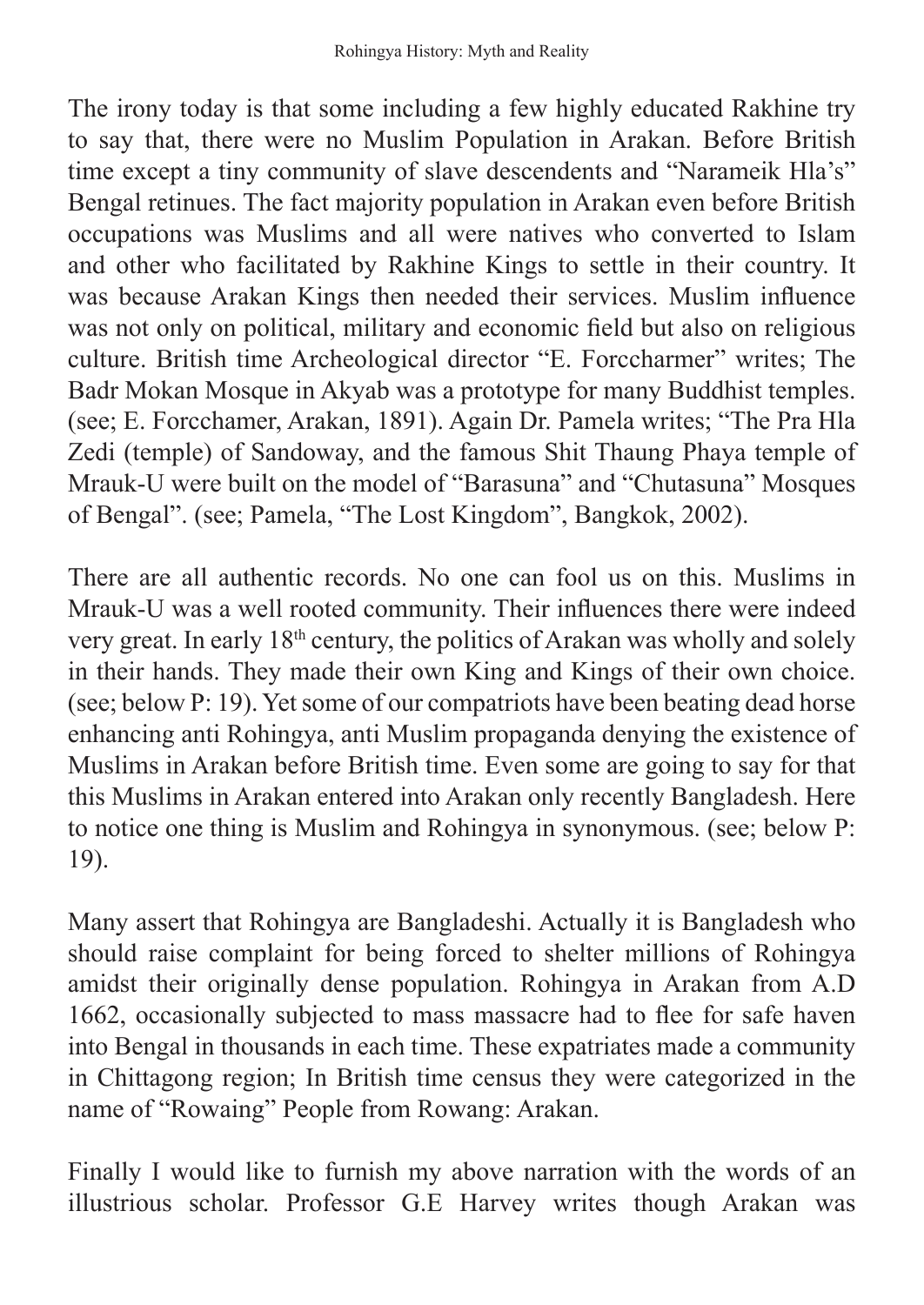The irony today is that some including a few highly educated Rakhine try to say that, there were no Muslim Population in Arakan. Before British time except a tiny community of slave descendents and "Narameik Hla's" Bengal retinues. The fact majority population in Arakan even before British occupations was Muslims and all were natives who converted to Islam and other who facilitated by Rakhine Kings to settle in their country. It was because Arakan Kings then needed their services. Muslim influence was not only on political, military and economic field but also on religious culture. British time Archeological director "E. Forccharmer" writes; The Badr Mokan Mosque in Akyab was a prototype for many Buddhist temples. (see; E. Forcchamer, Arakan, 1891). Again Dr. Pamela writes; "The Pra Hla Zedi (temple) of Sandoway, and the famous Shit Thaung Phaya temple of Mrauk-U were built on the model of "Barasuna" and "Chutasuna" Mosques of Bengal". (see; Pamela, "The Lost Kingdom", Bangkok, 2002).

There are all authentic records. No one can fool us on this. Muslims in Mrauk-U was a well rooted community. Their influences there were indeed very great. In early 18th century, the politics of Arakan was wholly and solely in their hands. They made their own King and Kings of their own choice. (see; below P: 19). Yet some of our compatriots have been beating dead horse enhancing anti Rohingya, anti Muslim propaganda denying the existence of Muslims in Arakan before British time. Even some are going to say for that this Muslims in Arakan entered into Arakan only recently Bangladesh. Here to notice one thing is Muslim and Rohingya in synonymous. (see; below P: 19).

Many assert that Rohingya are Bangladeshi. Actually it is Bangladesh who should raise complaint for being forced to shelter millions of Rohingya amidst their originally dense population. Rohingya in Arakan from A.D 1662, occasionally subjected to mass massacre had to flee for safe haven into Bengal in thousands in each time. These expatriates made a community in Chittagong region; In British time census they were categorized in the name of "Rowaing" People from Rowang: Arakan.

Finally I would like to furnish my above narration with the words of an illustrious scholar. Professor G.E Harvey writes though Arakan was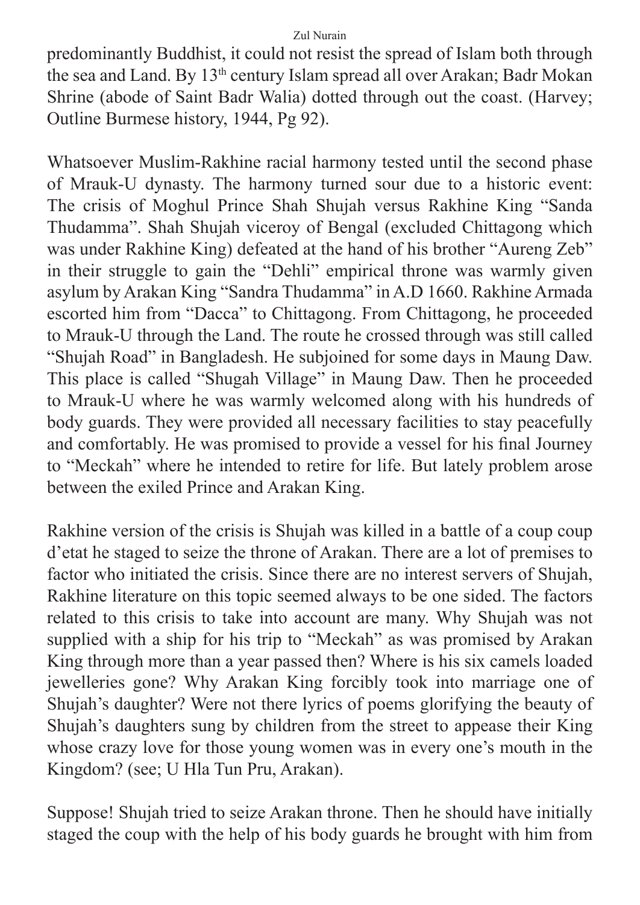predominantly Buddhist, it could not resist the spread of Islam both through the sea and Land. By 13th century Islam spread all over Arakan; Badr Mokan Shrine (abode of Saint Badr Walia) dotted through out the coast. (Harvey; Outline Burmese history, 1944, Pg 92).

Whatsoever Muslim-Rakhine racial harmony tested until the second phase of Mrauk-U dynasty. The harmony turned sour due to a historic event: The crisis of Moghul Prince Shah Shujah versus Rakhine King "Sanda Thudamma". Shah Shujah viceroy of Bengal (excluded Chittagong which was under Rakhine King) defeated at the hand of his brother "Aureng Zeb" in their struggle to gain the "Dehli" empirical throne was warmly given asylum by Arakan King "Sandra Thudamma" in A.D 1660. Rakhine Armada escorted him from "Dacca" to Chittagong. From Chittagong, he proceeded to Mrauk-U through the Land. The route he crossed through was still called "Shujah Road" in Bangladesh. He subjoined for some days in Maung Daw. This place is called "Shugah Village" in Maung Daw. Then he proceeded to Mrauk-U where he was warmly welcomed along with his hundreds of body guards. They were provided all necessary facilities to stay peacefully and comfortably. He was promised to provide a vessel for his final Journey to "Meckah" where he intended to retire for life. But lately problem arose between the exiled Prince and Arakan King.

Rakhine version of the crisis is Shujah was killed in a battle of a coup coup d'etat he staged to seize the throne of Arakan. There are a lot of premises to factor who initiated the crisis. Since there are no interest servers of Shujah, Rakhine literature on this topic seemed always to be one sided. The factors related to this crisis to take into account are many. Why Shujah was not supplied with a ship for his trip to "Meckah" as was promised by Arakan King through more than a year passed then? Where is his six camels loaded jewelleries gone? Why Arakan King forcibly took into marriage one of Shujah's daughter? Were not there lyrics of poems glorifying the beauty of Shujah's daughters sung by children from the street to appease their King whose crazy love for those young women was in every one's mouth in the Kingdom? (see; U Hla Tun Pru, Arakan).

Suppose! Shujah tried to seize Arakan throne. Then he should have initially staged the coup with the help of his body guards he brought with him from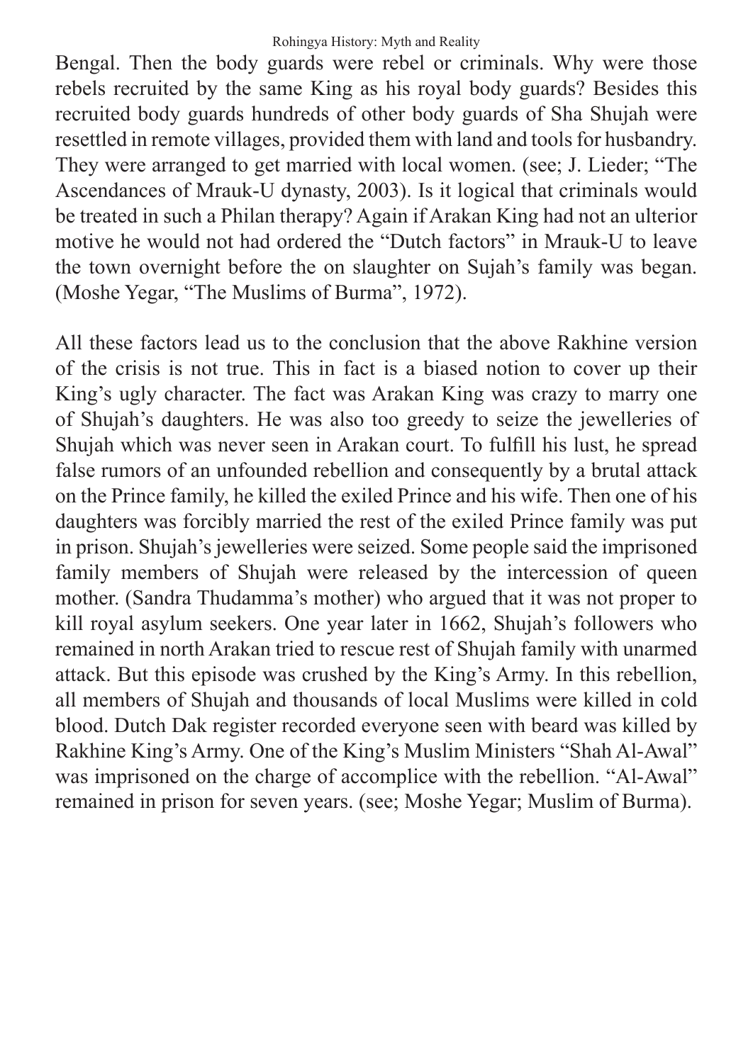Bengal. Then the body guards were rebel or criminals. Why were those rebels recruited by the same King as his royal body guards? Besides this recruited body guards hundreds of other body guards of Sha Shujah were resettled in remote villages, provided them with land and tools for husbandry. They were arranged to get married with local women. (see; J. Lieder; "The Ascendances of Mrauk-U dynasty, 2003). Is it logical that criminals would be treated in such a Philan therapy? Again if Arakan King had not an ulterior motive he would not had ordered the "Dutch factors" in Mrauk-U to leave the town overnight before the on slaughter on Sujah's family was began. (Moshe Yegar, "The Muslims of Burma", 1972).

All these factors lead us to the conclusion that the above Rakhine version of the crisis is not true. This in fact is a biased notion to cover up their King's ugly character. The fact was Arakan King was crazy to marry one of Shujah's daughters. He was also too greedy to seize the jewelleries of Shujah which was never seen in Arakan court. To fulfill his lust, he spread false rumors of an unfounded rebellion and consequently by a brutal attack on the Prince family, he killed the exiled Prince and his wife. Then one of his daughters was forcibly married the rest of the exiled Prince family was put in prison. Shujah's jewelleries were seized. Some people said the imprisoned family members of Shujah were released by the intercession of queen mother. (Sandra Thudamma's mother) who argued that it was not proper to kill royal asylum seekers. One year later in 1662, Shujah's followers who remained in north Arakan tried to rescue rest of Shujah family with unarmed attack. But this episode was crushed by the King's Army. In this rebellion, all members of Shujah and thousands of local Muslims were killed in cold blood. Dutch Dak register recorded everyone seen with beard was killed by Rakhine King's Army. One of the King's Muslim Ministers "Shah Al-Awal" was imprisoned on the charge of accomplice with the rebellion. "Al-Awal" remained in prison for seven years. (see; Moshe Yegar; Muslim of Burma).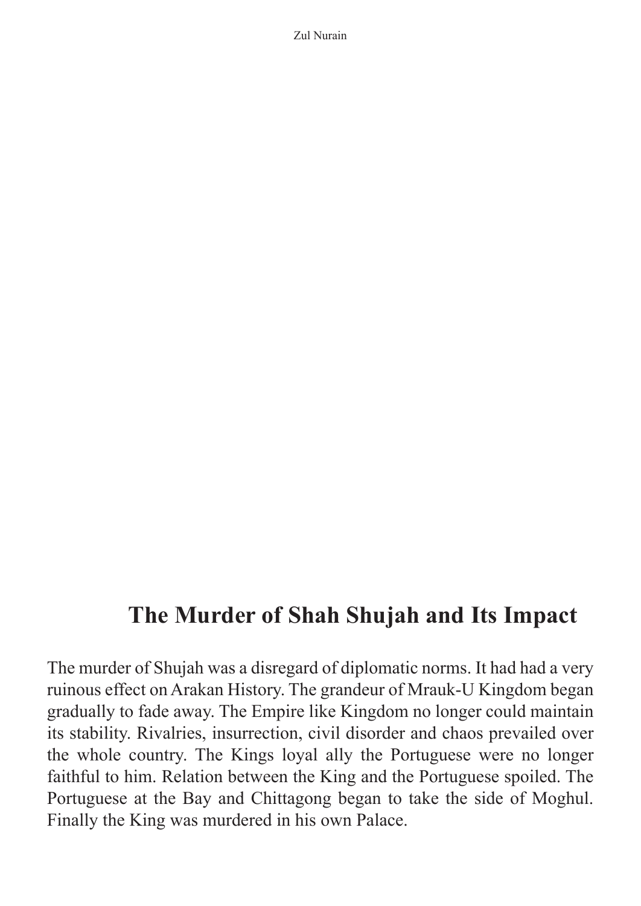## The Murder of Shah Shujah and Its Impact

The murder of Shujah was a disregard of diplomatic norms. It had had a very ruinous effect on Arakan History. The grandeur of Mrauk-U Kingdom began gradually to fade away. The Empire like Kingdom no longer could maintain its stability. Rivalries, insurrection, civil disorder and chaos prevailed over the whole country. The Kings loyal ally the Portuguese were no longer faithful to him. Relation between the King and the Portuguese spoiled. The Portuguese at the Bay and Chittagong began to take the side of Moghul. Finally the King was murdered in his own Palace.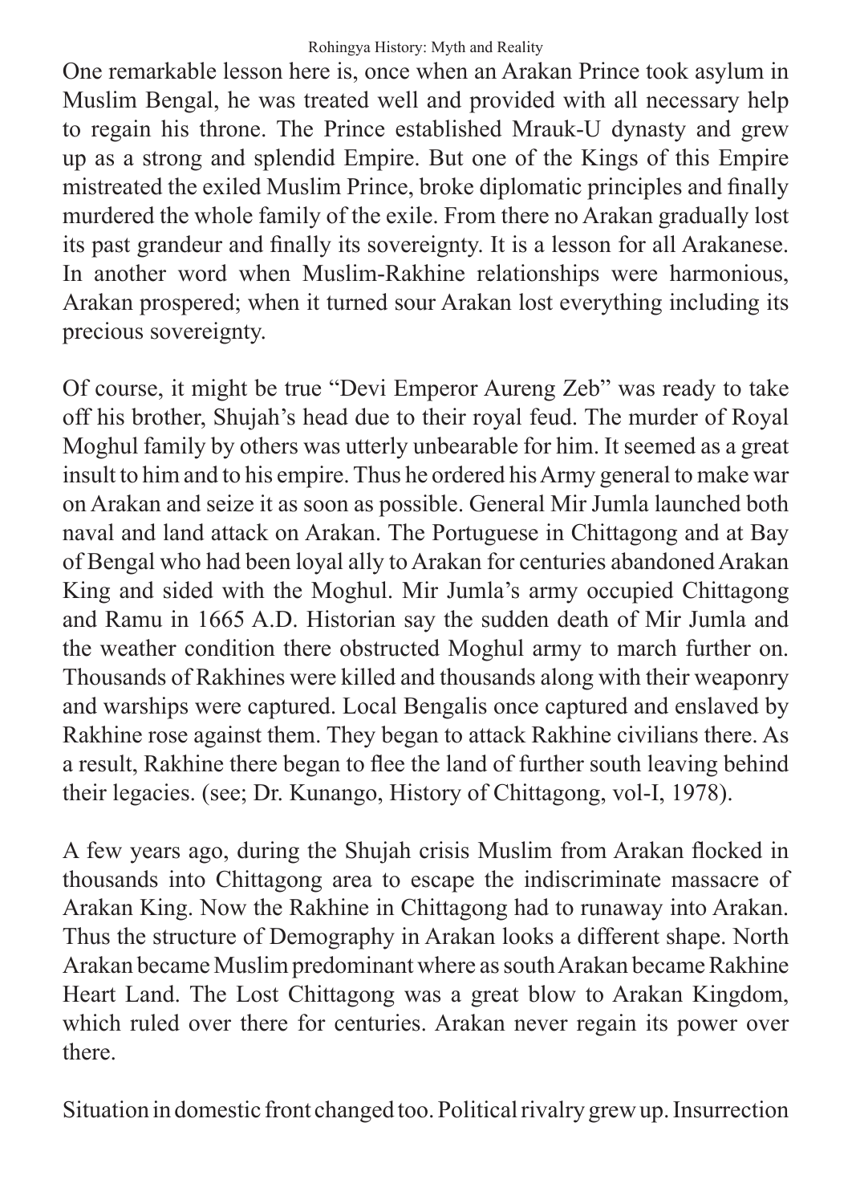One remarkable lesson here is, once when an Arakan Prince took asylum in Muslim Bengal, he was treated well and provided with all necessary help to regain his throne. The Prince established Mrauk-U dynasty and grew up as a strong and splendid Empire. But one of the Kings of this Empire mistreated the exiled Muslim Prince, broke diplomatic principles and finally murdered the whole family of the exile. From there no Arakan gradually lost its past grandeur and finally its sovereignty. It is a lesson for all Arakanese. In another word when Muslim-Rakhine relationships were harmonious, Arakan prospered; when it turned sour Arakan lost everything including its precious sovereignty.

Of course, it might be true "Devi Emperor Aureng Zeb" was ready to take off his brother, Shujah's head due to their royal feud. The murder of Royal Moghul family by others was utterly unbearable for him. It seemed as a great insult to him and to his empire. Thus he ordered his Army general to make war on Arakan and seize it as soon as possible. General Mir Jumla launched both naval and land attack on Arakan. The Portuguese in Chittagong and at Bay of Bengal who had been loyal ally to Arakan for centuries abandoned Arakan King and sided with the Moghul. Mir Jumla's army occupied Chittagong and Ramu in 1665 A.D. Historian say the sudden death of Mir Jumla and the weather condition there obstructed Moghul army to march further on. Thousands of Rakhines were killed and thousands along with their weaponry and warships were captured. Local Bengalis once captured and enslaved by Rakhine rose against them. They began to attack Rakhine civilians there. As a result, Rakhine there began to flee the land of further south leaving behind their legacies. (see; Dr. Kunango, History of Chittagong, vol-I, 1978).

A few years ago, during the Shujah crisis Muslim from Arakan flocked in thousands into Chittagong area to escape the indiscriminate massacre of Arakan King. Now the Rakhine in Chittagong had to runaway into Arakan. Thus the structure of Demography in Arakan looks a different shape. North Arakan became Muslim predominant where as south Arakan became Rakhine Heart Land. The Lost Chittagong was a great blow to Arakan Kingdom, which ruled over there for centuries. Arakan never regain its power over there.

Situation in domestic front changed too. Political rivalry grew up. Insurrection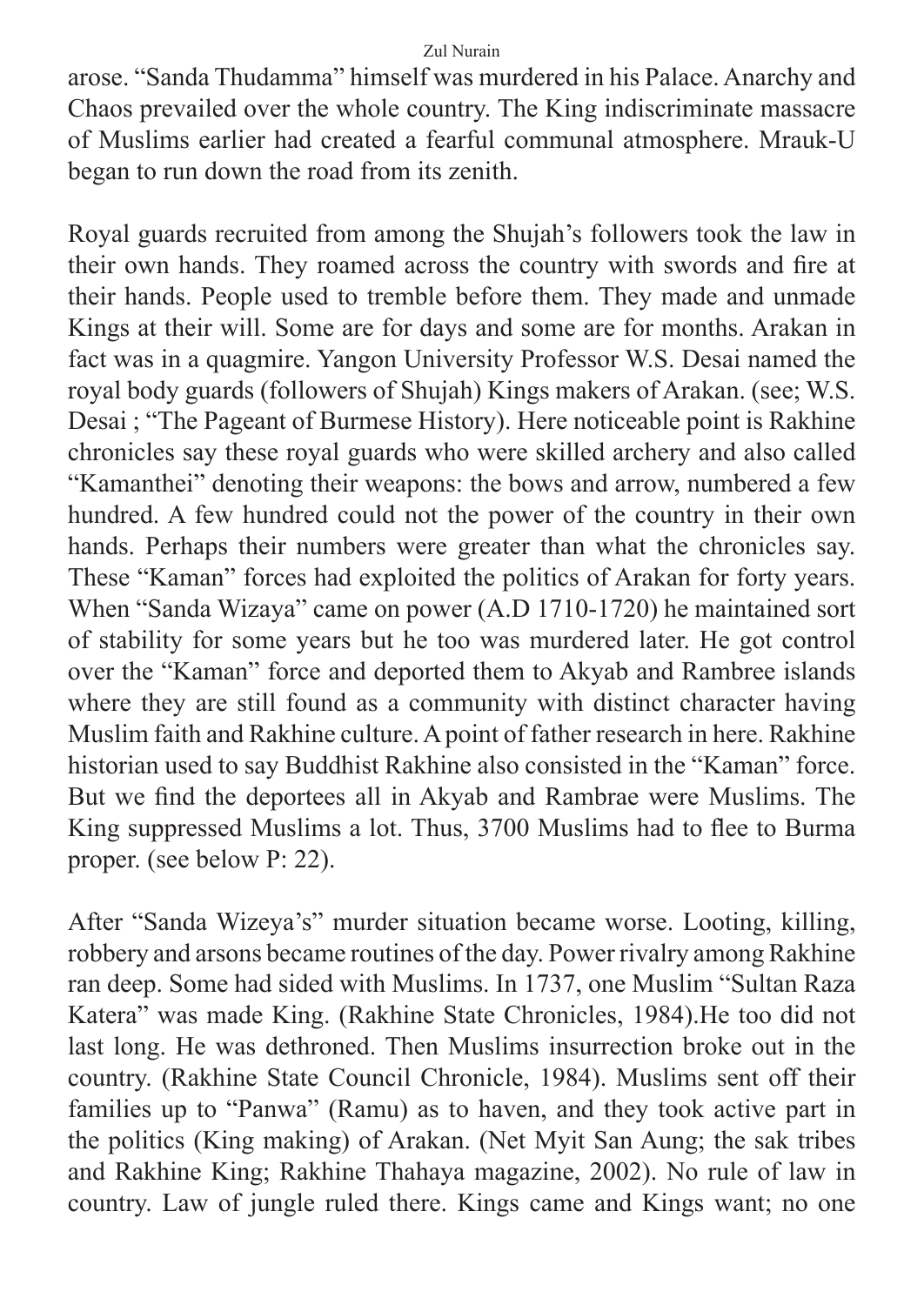arose. “Sanda Thudamma” himself was murdered in his Palace. Anarchy and Chaos prevailed over the whole country. The King indiscriminate massacre of Muslims earlier had created a fearful communal atmosphere. Mrauk-U began to run down the road from its zenith.

Royal guards recruited from among the Shujah’s followers took the law in their own hands. They roamed across the country with swords and fire at their hands. People used to tremble before them. They made and unmade Kings at their will. Some are for days and some are for months. Arakan in fact was in a quagmire. Yangon University Professor W.S. Desai named the royal body guards (followers of Shujah) Kings makers of Arakan. (see; W.S. Desai ; “The Pageant of Burmese History). Here noticeable point is Rakhine chronicles say these royal guards who were skilled archery and also called “Kamanthei” denoting their weapons: the bows and arrow, numbered a few hundred. A few hundred could not the power of the country in their own hands. Perhaps their numbers were greater than what the chronicles say. These “Kaman” forces had exploited the politics of Arakan for forty years. When “Sanda Wizaya” came on power (A.D 1710-1720) he maintained sort of stability for some years but he too was murdered later. He got control over the “Kaman” force and deported them to Akyab and Rambree islands where they are still found as a community with distinct character having Muslim faith and Rakhine culture. A point of father research in here. Rakhine historian used to say Buddhist Rakhine also consisted in the “Kaman” force. But we find the deportees all in Akyab and Rambrae were Muslims. The King suppressed Muslims a lot. Thus, 3700 Muslims had to flee to Burma proper. (see below P: 22).

After “Sanda Wizeya’s” murder situation became worse. Looting, killing, robbery and arsons became routines of the day. Power rivalry among Rakhine ran deep. Some had sided with Muslims. In 1737, one Muslim “Sultan Raza Katera” was made King. (Rakhine State Chronicles, 1984).He too did not last long. He was dethroned. Then Muslims insurrection broke out in the country. (Rakhine State Council Chronicle, 1984). Muslims sent off their families up to “Panwa” (Ramu) as to haven, and they took active part in the politics (King making) of Arakan. (Net Myit San Aung; the sak tribes and Rakhine King; Rakhine Thahaya magazine, 2002). No rule of law in country. Law of jungle ruled there. Kings came and Kings want; no one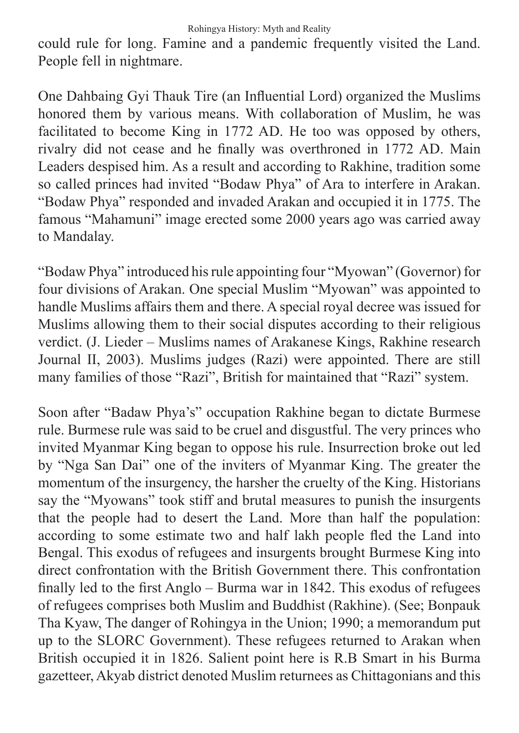could rule for long. Famine and a pandemic frequently visited the Land. People fell in nightmare.

One Dahbaing Gyi Thauk Tire (an Influential Lord) organized the Muslims honored them by various means. With collaboration of Muslim, he was facilitated to become King in 1772 AD. He too was opposed by others, rivalry did not cease and he finally was overthroned in 1772 AD. Main Leaders despised him. As a result and according to Rakhine, tradition some so called princes had invited "Bodaw Phya" of Ara to interfere in Arakan. "Bodaw Phya" responded and invaded Arakan and occupied it in 1775. The famous "Mahamuni" image erected some 2000 years ago was carried away to Mandalay.

"Bodaw Phya" introduced his rule appointing four "Myowan" (Governor) for four divisions of Arakan. One special Muslim "Myowan" was appointed to handle Muslims affairs them and there. A special royal decree was issued for Muslims allowing them to their social disputes according to their religious verdict. (J. Lieder – Muslims names of Arakanese Kings, Rakhine research Journal II, 2003). Muslims judges (Razi) were appointed. There are still many families of those "Razi", British for maintained that "Razi" system.

Soon after "Badaw Phya's" occupation Rakhine began to dictate Burmese rule. Burmese rule was said to be cruel and disgustful. The very princes who invited Myanmar King began to oppose his rule. Insurrection broke out led by "Nga San Dai" one of the inviters of Myanmar King. The greater the momentum of the insurgency, the harsher the cruelty of the King. Historians say the "Myowans" took stiff and brutal measures to punish the insurgents that the people had to desert the Land. More than half the population: according to some estimate two and half lakh people fled the Land into Bengal. This exodus of refugees and insurgents brought Burmese King into direct confrontation with the British Government there. This confrontation finally led to the first Anglo – Burma war in 1842. This exodus of refugees of refugees comprises both Muslim and Buddhist (Rakhine). (See; Bonpauk Tha Kyaw, The danger of Rohingya in the Union; 1990; a memorandum put up to the SLORC Government). These refugees returned to Arakan when British occupied it in 1826. Salient point here is R.B Smart in his Burma gazetteer, Akyab district denoted Muslim returnees as Chittagonians and this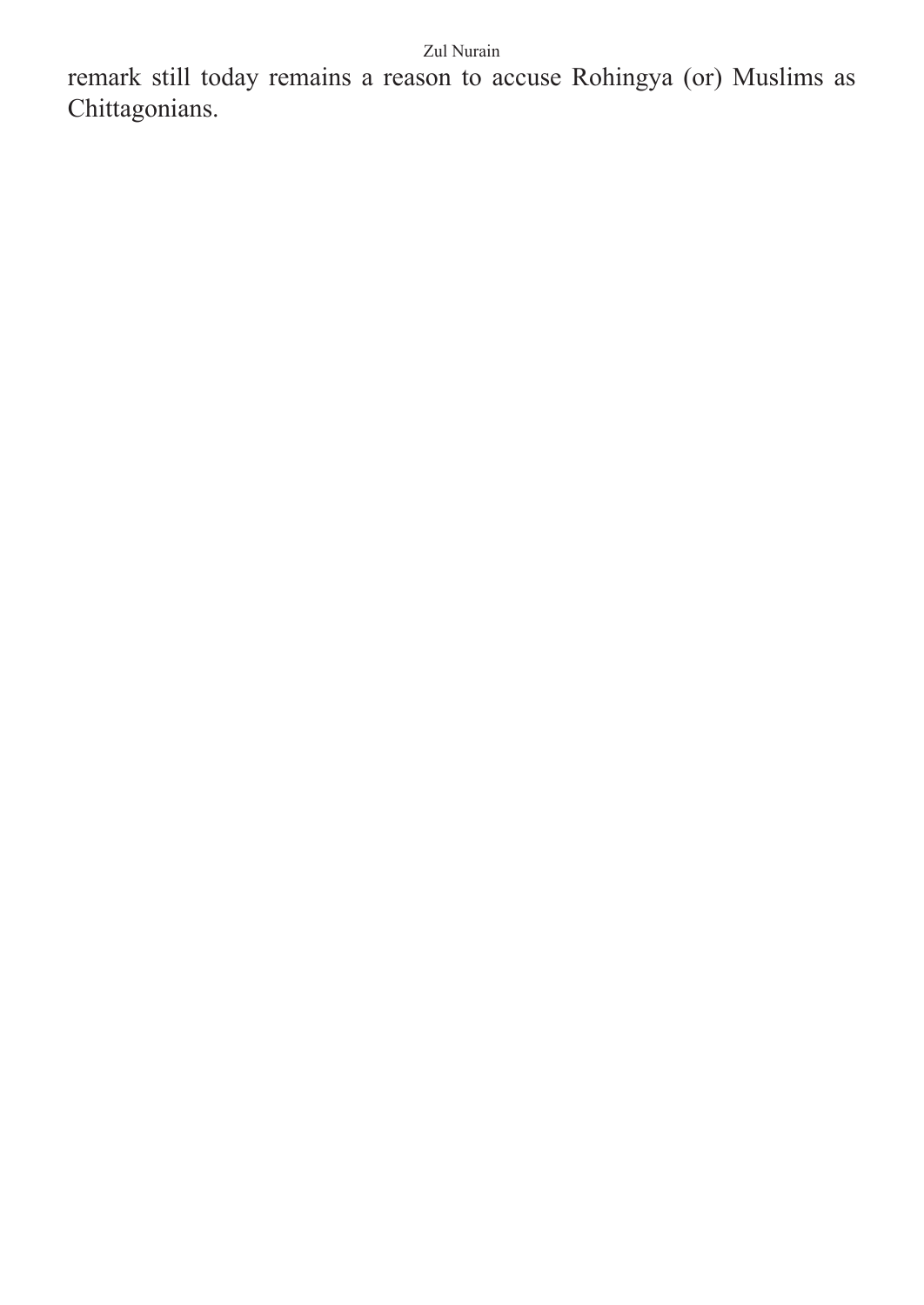remark still today remains a reason to accuse Rohingya (or) Muslims as Chittagonians.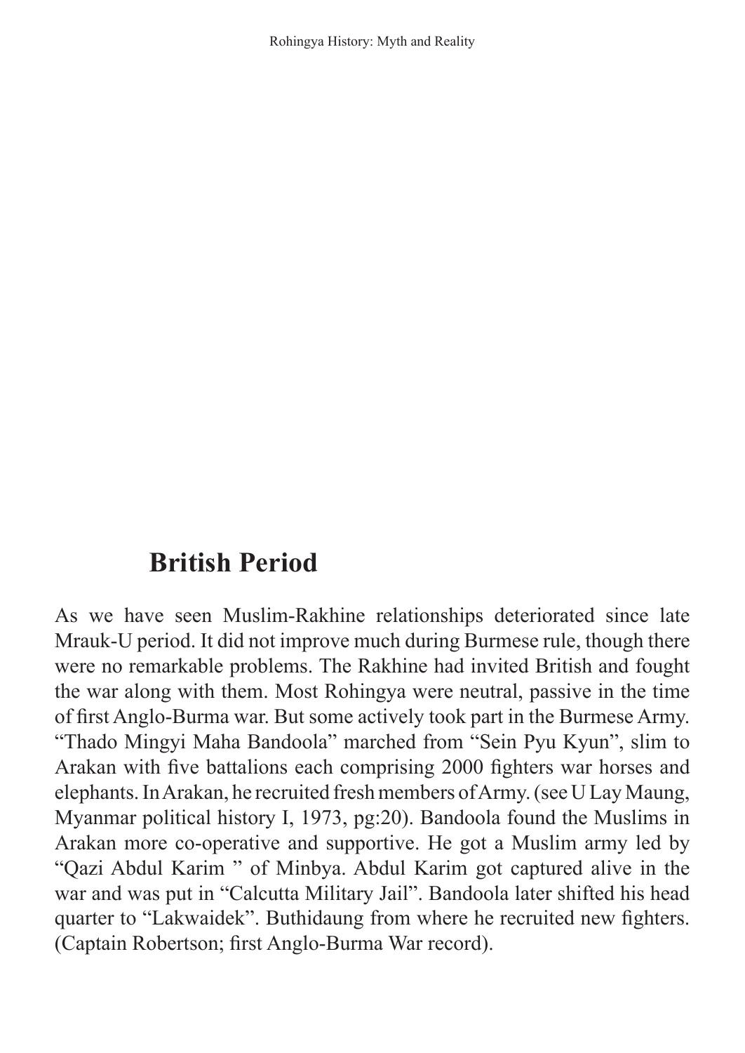## British Period

As we have seen Muslim-Rakhine relationships deteriorated since late Mrauk-U period. It did not improve much during Burmese rule, though there were no remarkable problems. The Rakhine had invited British and fought the war along with them. Most Rohingya were neutral, passive in the time of first Anglo-Burma war. But some actively took part in the Burmese Army. "Thado Mingyi Maha Bandoola" marched from "Sein Pyu Kyun", slim to Arakan with five battalions each comprising 2000 fighters war horses and elephants. In Arakan, he recruited fresh members of Army. (see U Lay Maung, Myanmar political history I, 1973, pg:20). Bandoola found the Muslims in Arakan more co-operative and supportive. He got a Muslim army led by "Qazi Abdul Karim " of Minbya. Abdul Karim got captured alive in the war and was put in "Calcutta Military Jail". Bandoola later shifted his head quarter to "Lakwaidek". Buthidaung from where he recruited new fighters. (Captain Robertson; first Anglo-Burma War record).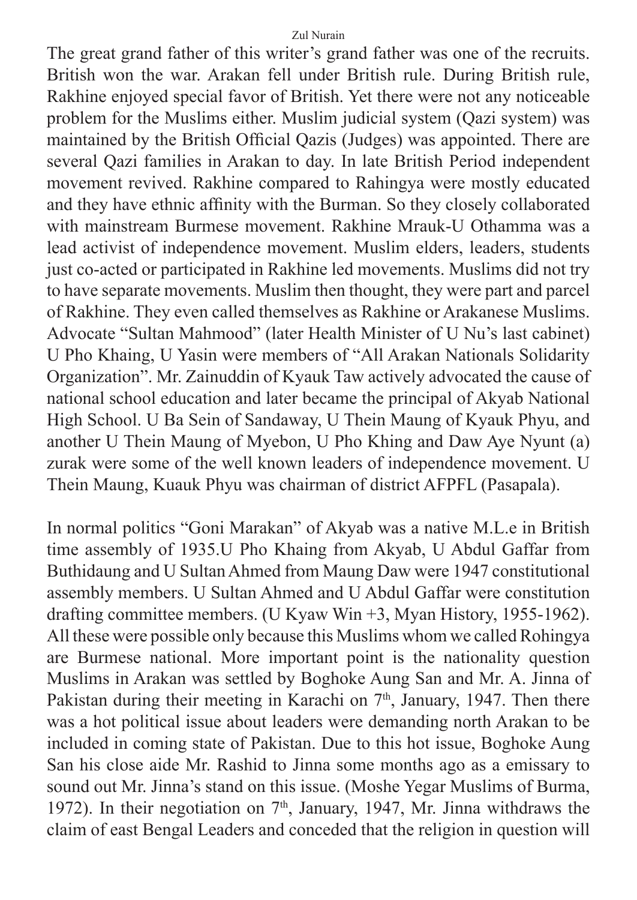The great grand father of this writer's grand father was one of the recruits. British won the war. Arakan fell under British rule. During British rule, Rakhine enjoyed special favor of British. Yet there were not any noticeable problem for the Muslims either. Muslim judicial system (Qazi system) was maintained by the British Official Qazis (Judges) was appointed. There are several Qazi families in Arakan to day. In late British Period independent movement revived. Rakhine compared to Rahingya were mostly educated and they have ethnic affinity with the Burman. So they closely collaborated with mainstream Burmese movement. Rakhine Mrauk-U Othamma was a lead activist of independence movement. Muslim elders, leaders, students just co-acted or participated in Rakhine led movements. Muslims did not try to have separate movements. Muslim then thought, they were part and parcel of Rakhine. They even called themselves as Rakhine or Arakanese Muslims. Advocate "Sultan Mahmood" (later Health Minister of U Nu's last cabinet) U Pho Khaing, U Yasin were members of "All Arakan Nationals Solidarity Organization". Mr. Zainuddin of Kyauk Taw actively advocated the cause of national school education and later became the principal of Akyab National High School. U Ba Sein of Sandaway, U Thein Maung of Kyauk Phyu, and another U Thein Maung of Myebon, U Pho Khing and Daw Aye Nyunt (a) zurak were some of the well known leaders of independence movement. U Thein Maung, Kuauk Phyu was chairman of district AFPFL (Pasapala).

In normal politics "Goni Marakan" of Akyab was a native M.L.e in British time assembly of 1935.U Pho Khaing from Akyab, U Abdul Gaffar from Buthidaung and U Sultan Ahmed from Maung Daw were 1947 constitutional assembly members. U Sultan Ahmed and U Abdul Gaffar were constitution drafting committee members. (U Kyaw Win +3, Myan History, 1955-1962). All these were possible only because this Muslims whom we called Rohingya are Burmese national. More important point is the nationality question Muslims in Arakan was settled by Boghoke Aung San and Mr. A. Jinna of Pakistan during their meeting in Karachi on 7th, January, 1947. Then there was a hot political issue about leaders were demanding north Arakan to be included in coming state of Pakistan. Due to this hot issue, Boghoke Aung San his close aide Mr. Rashid to Jinna some months ago as a emissary to sound out Mr. Jinna's stand on this issue. (Moshe Yegar Muslims of Burma, 1972). In their negotiation on 7th, January, 1947, Mr. Jinna withdraws the claim of east Bengal Leaders and conceded that the religion in question will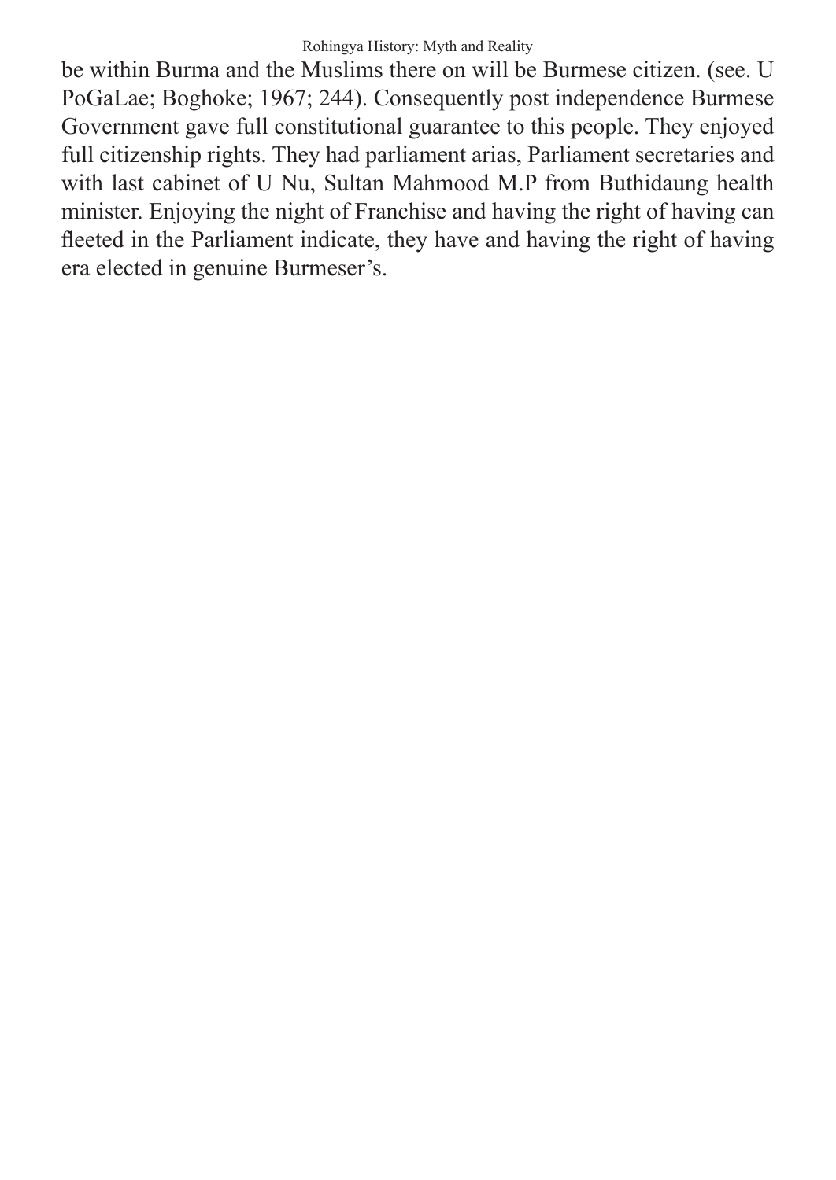be within Burma and the Muslims there on will be Burmese citizen. (see. U PoGaLae; Boghoke; 1967; 244). Consequently post independence Burmese Government gave full constitutional guarantee to this people. They enjoyed full citizenship rights. They had parliament arias, Parliament secretaries and with last cabinet of U Nu, Sultan Mahmood M.P from Buthidaung health minister. Enjoying the night of Franchise and having the right of having can fleeted in the Parliament indicate, they have and having the right of having era elected in genuine Burmeser's.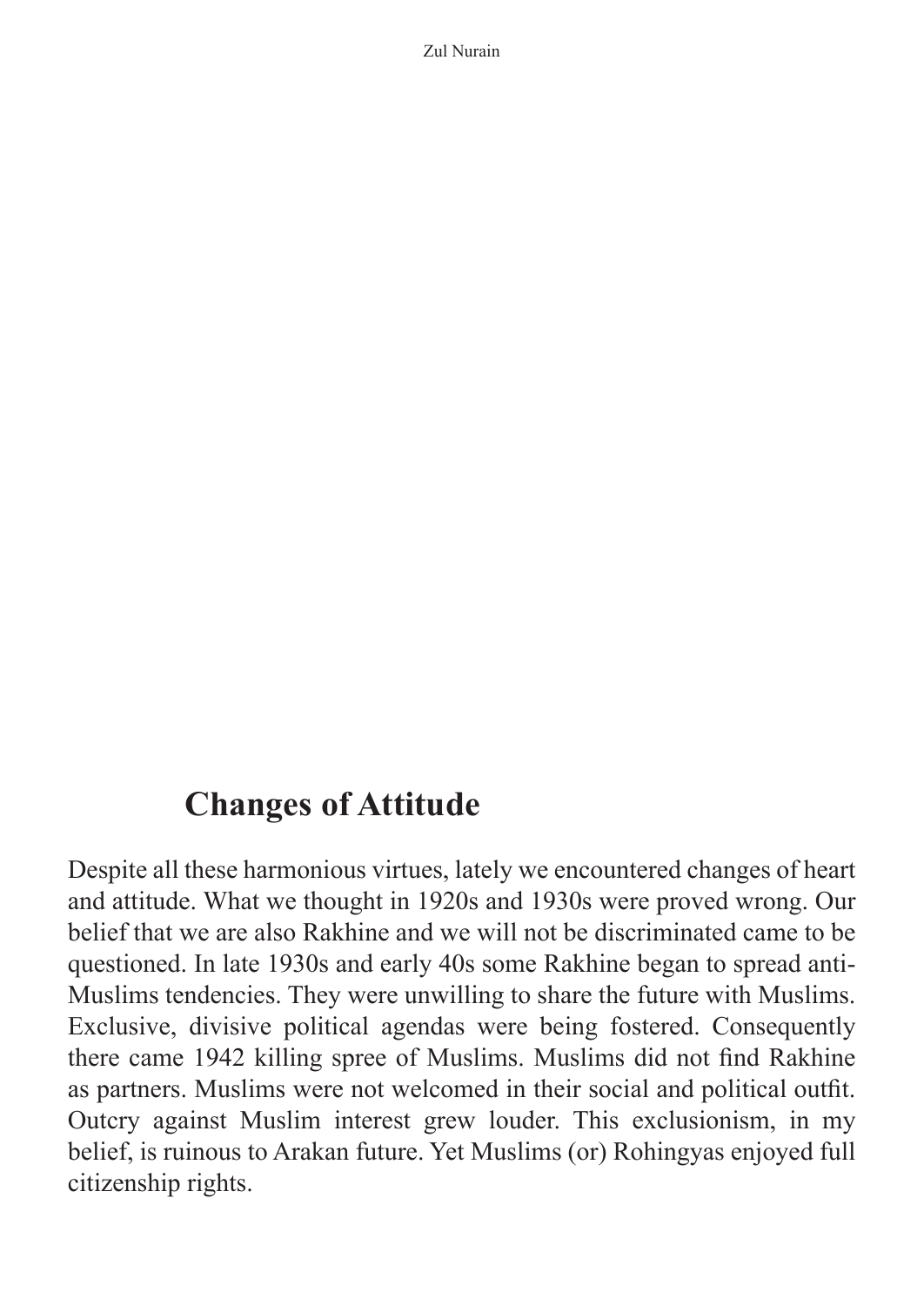## Changes of Attitude

Despite all these harmonious virtues, lately we encountered changes of heart and attitude. What we thought in 1920s and 1930s were proved wrong. Our belief that we are also Rakhine and we will not be discriminated came to be questioned. In late 1930s and early 40s some Rakhine began to spread anti-Muslims tendencies. They were unwilling to share the future with Muslims. Exclusive, divisive political agendas were being fostered. Consequently there came 1942 killing spree of Muslims. Muslims did not find Rakhine as partners. Muslims were not welcomed in their social and political outfit. Outcry against Muslim interest grew louder. This exclusionism, in my belief, is ruinous to Arakan future. Yet Muslims (or) Rohingyas enjoyed full citizenship rights.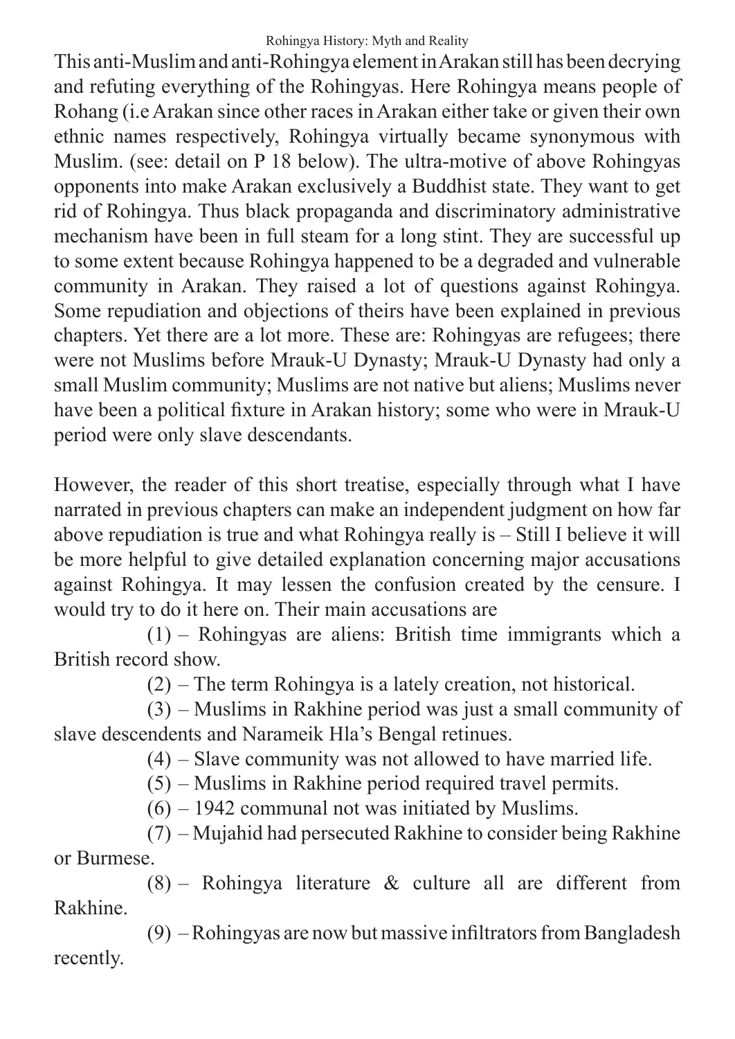This anti-Muslim and anti-Rohingya element in Arakan still has been decrying and refuting everything of the Rohingyas. Here Rohingya means people of Rohang (i.e Arakan since other races in Arakan either take or given their own ethnic names respectively, Rohingya virtually became synonymous with Muslim. (see: detail on P 18 below). The ultra-motive of above Rohingyas opponents into make Arakan exclusively a Buddhist state. They want to get rid of Rohingya. Thus black propaganda and discriminatory administrative mechanism have been in full steam for a long stint. They are successful up to some extent because Rohingya happened to be a degraded and vulnerable community in Arakan. They raised a lot of questions against Rohingya. Some repudiation and objections of theirs have been explained in previous chapters. Yet there are a lot more. These are: Rohingyas are refugees; there were not Muslims before Mrauk-U Dynasty; Mrauk-U Dynasty had only a small Muslim community; Muslims are not native but aliens; Muslims never have been a political fixture in Arakan history; some who were in Mrauk-U period were only slave descendants.

However, the reader of this short treatise, especially through what I have narrated in previous chapters can make an independent judgment on how far above repudiation is true and what Rohingya really is – Still I believe it will be more helpful to give detailed explanation concerning major accusations against Rohingya. It may lessen the confusion created by the censure. I would try to do it here on. Their main accusations are

(1) – Rohingyas are aliens: British time immigrants which a British record show.

(2) – The term Rohingya is a lately creation, not historical.

(3) – Muslims in Rakhine period was just a small community of slave descendents and Narameik Hla's Bengal retinues.

(4) – Slave community was not allowed to have married life.

(5) – Muslims in Rakhine period required travel permits.

(6) – 1942 communal not was initiated by Muslims.

(7) – Mujahid had persecuted Rakhine to consider being Rakhine or Burmese.

(8) – Rohingya literature & culture all are different from Rakhine.

(9) – Rohingyas are now but massive infiltrators from Bangladesh recently.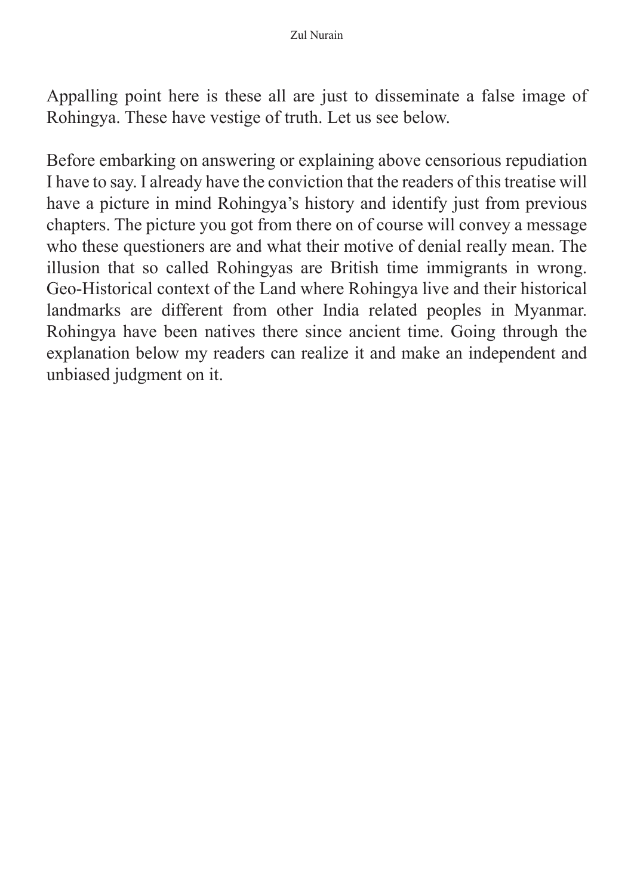Appalling point here is these all are just to disseminate a false image of Rohingya. These have vestige of truth. Let us see below.

Before embarking on answering or explaining above censorious repudiation I have to say. I already have the conviction that the readers of this treatise will have a picture in mind Rohingya's history and identify just from previous chapters. The picture you got from there on of course will convey a message who these questioners are and what their motive of denial really mean. The illusion that so called Rohingyas are British time immigrants in wrong. Geo-Historical context of the Land where Rohingya live and their historical landmarks are different from other India related peoples in Myanmar. Rohingya have been natives there since ancient time. Going through the explanation below my readers can realize it and make an independent and unbiased judgment on it.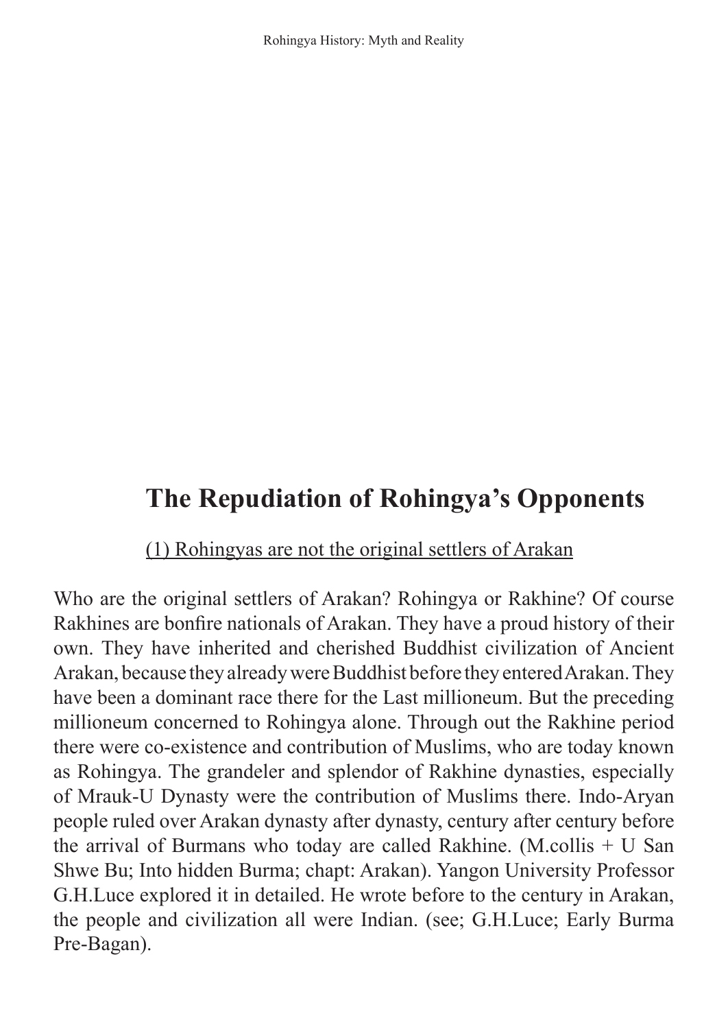## The Repudiation of Rohingya's Opponents

(1) Rohingyas are not the original settlers of Arakan

Who are the original settlers of Arakan? Rohingya or Rakhine? Of course Rakhines are bonfire nationals of Arakan. They have a proud history of their own. They have inherited and cherished Buddhist civilization of Ancient Arakan, because they already were Buddhist before they entered Arakan. They have been a dominant race there for the Last millioneum. But the preceding millioneum concerned to Rohingya alone. Through out the Rakhine period there were co-existence and contribution of Muslims, who are today known as Rohingya. The grandeler and splendor of Rakhine dynasties, especially of Mrauk-U Dynasty were the contribution of Muslims there. Indo-Aryan people ruled over Arakan dynasty after dynasty, century after century before the arrival of Burmans who today are called Rakhine. (M.collis + U San Shwe Bu; Into hidden Burma; chapt: Arakan). Yangon University Professor G.H.Luce explored it in detailed. He wrote before to the century in Arakan, the people and civilization all were Indian. (see; G.H.Luce; Early Burma Pre-Bagan).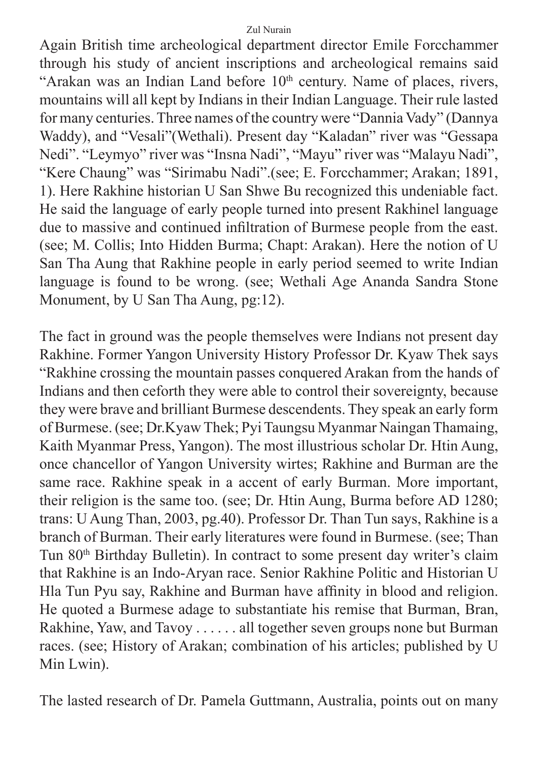Again British time archeological department director Emile Forcchammer through his study of ancient inscriptions and archeological remains said "Arakan was an Indian Land before 10th century. Name of places, rivers, mountains will all kept by Indians in their Indian Language. Their rule lasted for many centuries. Three names of the country were "Dannia Vady" (Dannya Waddy), and "Vesali"(Wethali). Present day "Kaladan" river was "Gessapa Nedi". "Leymyo" river was "Insna Nadi", "Mayu" river was "Malayu Nadi", "Kere Chaung" was "Sirimabu Nadi".(see; E. Forcchammer; Arakan; 1891, 1). Here Rakhine historian U San Shwe Bu recognized this undeniable fact. He said the language of early people turned into present Rakhinel language due to massive and continued infiltration of Burmese people from the east. (see; M. Collis; Into Hidden Burma; Chapt: Arakan). Here the notion of U San Tha Aung that Rakhine people in early period seemed to write Indian language is found to be wrong. (see; Wethali Age Ananda Sandra Stone Monument, by U San Tha Aung, pg:12).

The fact in ground was the people themselves were Indians not present day Rakhine. Former Yangon University History Professor Dr. Kyaw Thek says "Rakhine crossing the mountain passes conquered Arakan from the hands of Indians and then ceforth they were able to control their sovereignty, because they were brave and brilliant Burmese descendents. They speak an early form of Burmese. (see; Dr.Kyaw Thek; Pyi Taungsu Myanmar Naingan Thamaing, Kaith Myanmar Press, Yangon). The most illustrious scholar Dr. Htin Aung, once chancellor of Yangon University wirtes; Rakhine and Burman are the same race. Rakhine speak in a accent of early Burman. More important, their religion is the same too. (see; Dr. Htin Aung, Burma before AD 1280; trans: U Aung Than, 2003, pg.40). Professor Dr. Than Tun says, Rakhine is a branch of Burman. Their early literatures were found in Burmese. (see; Than Tun 80th Birthday Bulletin). In contract to some present day writer's claim that Rakhine is an Indo-Aryan race. Senior Rakhine Politic and Historian U Hla Tun Pyu say, Rakhine and Burman have affinity in blood and religion. He quoted a Burmese adage to substantiate his remise that Burman, Bran, Rakhine, Yaw, and Tavoy . . . . . . all together seven groups none but Burman races. (see; History of Arakan; combination of his articles; published by U Min Lwin).

The lasted research of Dr. Pamela Guttmann, Australia, points out on many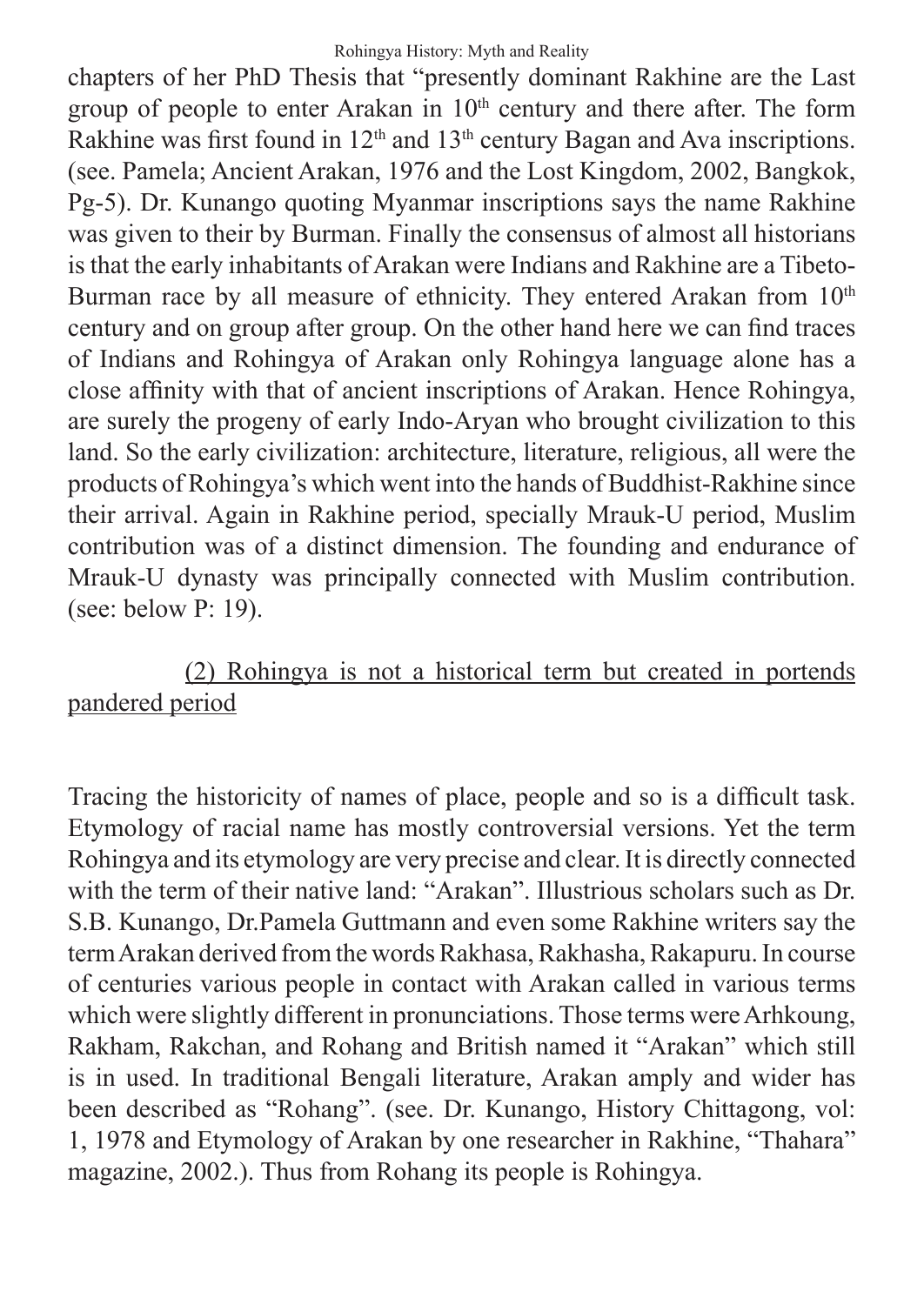chapters of her PhD Thesis that "presently dominant Rakhine are the Last group of people to enter Arakan in 10th century and there after. The form Rakhine was first found in 12th and 13th century Bagan and Ava inscriptions. (see. Pamela; Ancient Arakan, 1976 and the Lost Kingdom, 2002, Bangkok, Pg-5). Dr. Kunango quoting Myanmar inscriptions says the name Rakhine was given to their by Burman. Finally the consensus of almost all historians is that the early inhabitants of Arakan were Indians and Rakhine are a Tibeto-Burman race by all measure of ethnicity. They entered Arakan from 10th century and on group after group. On the other hand here we can find traces of Indians and Rohingya of Arakan only Rohingya language alone has a close affinity with that of ancient inscriptions of Arakan. Hence Rohingya, are surely the progeny of early Indo-Aryan who brought civilization to this land. So the early civilization: architecture, literature, religious, all were the products of Rohingya's which went into the hands of Buddhist-Rakhine since their arrival. Again in Rakhine period, specially Mrauk-U period, Muslim contribution was of a distinct dimension. The founding and endurance of Mrauk-U dynasty was principally connected with Muslim contribution. (see: below P: 19).

## (2) Rohingya is not a historical term but created in portends pandered period

Tracing the historicity of names of place, people and so is a difficult task. Etymology of racial name has mostly controversial versions. Yet the term Rohingya and its etymology are very precise and clear. It is directly connected with the term of their native land: "Arakan". Illustrious scholars such as Dr. S.B. Kunango, Dr.Pamela Guttmann and even some Rakhine writers say the term Arakan derived from the words Rakhasa, Rakhasha, Rakapuru. In course of centuries various people in contact with Arakan called in various terms which were slightly different in pronunciations. Those terms were Arhkoung, Rakham, Rakchan, and Rohang and British named it "Arakan" which still is in used. In traditional Bengali literature, Arakan amply and wider has been described as "Rohang". (see. Dr. Kunango, History Chittagong, vol: 1, 1978 and Etymology of Arakan by one researcher in Rakhine, "Thahara" magazine, 2002.). Thus from Rohang its people is Rohingya.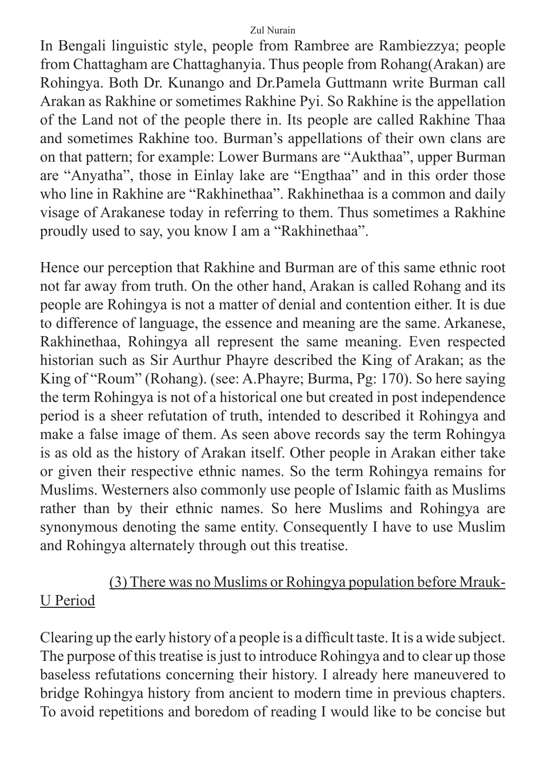In Bengali linguistic style, people from Rambree are Rambiezzya; people from Chattagham are Chattaghanyia. Thus people from Rohang(Arakan) are Rohingya. Both Dr. Kunango and Dr.Pamela Guttmann write Burman call Arakan as Rakhine or sometimes Rakhine Pyi. So Rakhine is the appellation of the Land not of the people there in. Its people are called Rakhine Thaa and sometimes Rakhine too. Burman's appellations of their own clans are on that pattern; for example: Lower Burmans are "Aukthaa", upper Burman are "Anyatha", those in Einlay lake are "Engthaa" and in this order those who line in Rakhine are "Rakhinethaa". Rakhinethaa is a common and daily visage of Arakanese today in referring to them. Thus sometimes a Rakhine proudly used to say, you know I am a "Rakhinethaa".

Hence our perception that Rakhine and Burman are of this same ethnic root not far away from truth. On the other hand, Arakan is called Rohang and its people are Rohingya is not a matter of denial and contention either. It is due to difference of language, the essence and meaning are the same. Arkanese, Rakhinethaa, Rohingya all represent the same meaning. Even respected historian such as Sir Aurthur Phayre described the King of Arakan; as the King of "Roum" (Rohang). (see: A.Phayre; Burma, Pg: 170). So here saying the term Rohingya is not of a historical one but created in post independence period is a sheer refutation of truth, intended to described it Rohingya and make a false image of them. As seen above records say the term Rohingya is as old as the history of Arakan itself. Other people in Arakan either take or given their respective ethnic names. So the term Rohingya remains for Muslims. Westerners also commonly use people of Islamic faith as Muslims rather than by their ethnic names. So here Muslims and Rohingya are synonymous denoting the same entity. Consequently I have to use Muslim and Rohingya alternately through out this treatise.

### (3) There was no Muslims or Rohingya population before Mrauk-U Period

Clearing up the early history of a people is a difficult taste. It is a wide subject. The purpose of this treatise is just to introduce Rohingya and to clear up those baseless refutations concerning their history. I already here maneuvered to bridge Rohingya history from ancient to modern time in previous chapters. To avoid repetitions and boredom of reading I would like to be concise but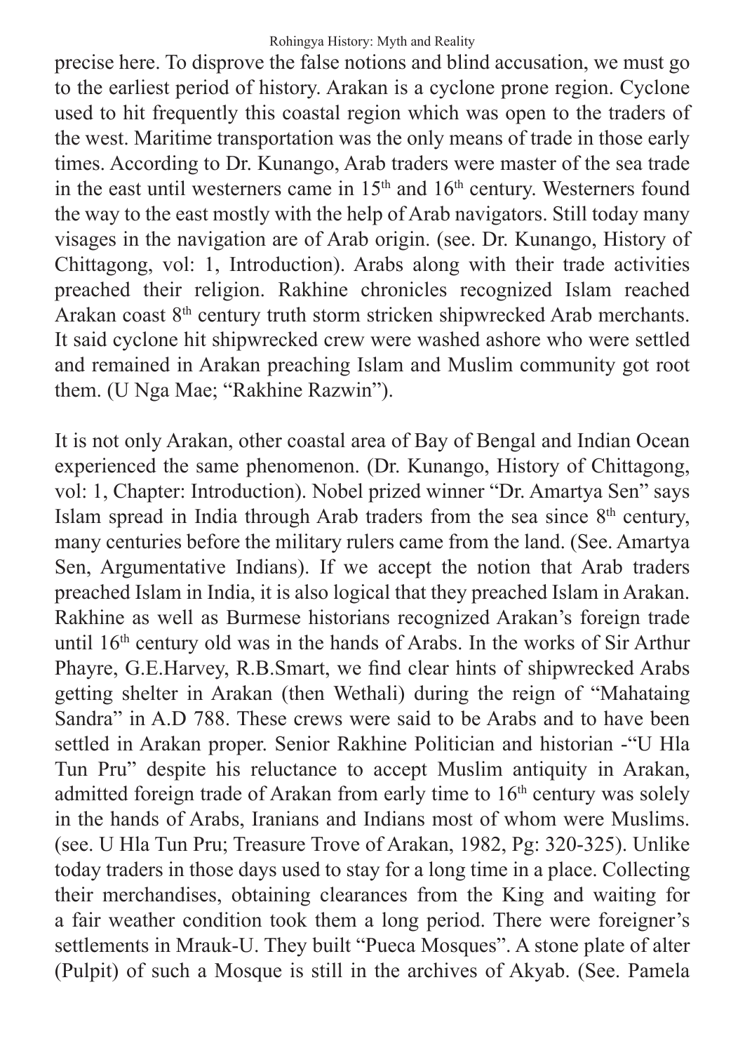precise here. To disprove the false notions and blind accusation, we must go to the earliest period of history. Arakan is a cyclone prone region. Cyclone used to hit frequently this coastal region which was open to the traders of the west. Maritime transportation was the only means of trade in those early times. According to Dr. Kunango, Arab traders were master of the sea trade in the east until westerners came in 15th and 16th century. Westerners found the way to the east mostly with the help of Arab navigators. Still today many visages in the navigation are of Arab origin. (see. Dr. Kunango, History of Chittagong, vol: 1, Introduction). Arabs along with their trade activities preached their religion. Rakhine chronicles recognized Islam reached Arakan coast 8th century truth storm stricken shipwrecked Arab merchants. It said cyclone hit shipwrecked crew were washed ashore who were settled and remained in Arakan preaching Islam and Muslim community got root them. (U Nga Mae; "Rakhine Razwin").

It is not only Arakan, other coastal area of Bay of Bengal and Indian Ocean experienced the same phenomenon. (Dr. Kunango, History of Chittagong, vol: 1, Chapter: Introduction). Nobel prized winner "Dr. Amartya Sen" says Islam spread in India through Arab traders from the sea since 8th century, many centuries before the military rulers came from the land. (See. Amartya Sen, Argumentative Indians). If we accept the notion that Arab traders preached Islam in India, it is also logical that they preached Islam in Arakan. Rakhine as well as Burmese historians recognized Arakan's foreign trade until 16th century old was in the hands of Arabs. In the works of Sir Arthur Phayre, G.E.Harvey, R.B.Smart, we find clear hints of shipwrecked Arabs getting shelter in Arakan (then Wethali) during the reign of "Mahataing Sandra" in A.D 788. These crews were said to be Arabs and to have been settled in Arakan proper. Senior Rakhine Politician and historian -"U Hla Tun Pru" despite his reluctance to accept Muslim antiquity in Arakan, admitted foreign trade of Arakan from early time to 16th century was solely in the hands of Arabs, Iranians and Indians most of whom were Muslims. (see. U Hla Tun Pru; Treasure Trove of Arakan, 1982, Pg: 320-325). Unlike today traders in those days used to stay for a long time in a place. Collecting their merchandises, obtaining clearances from the King and waiting for a fair weather condition took them a long period. There were foreigner's settlements in Mrauk-U. They built "Pueca Mosques". A stone plate of alter (Pulpit) of such a Mosque is still in the archives of Akyab. (See. Pamela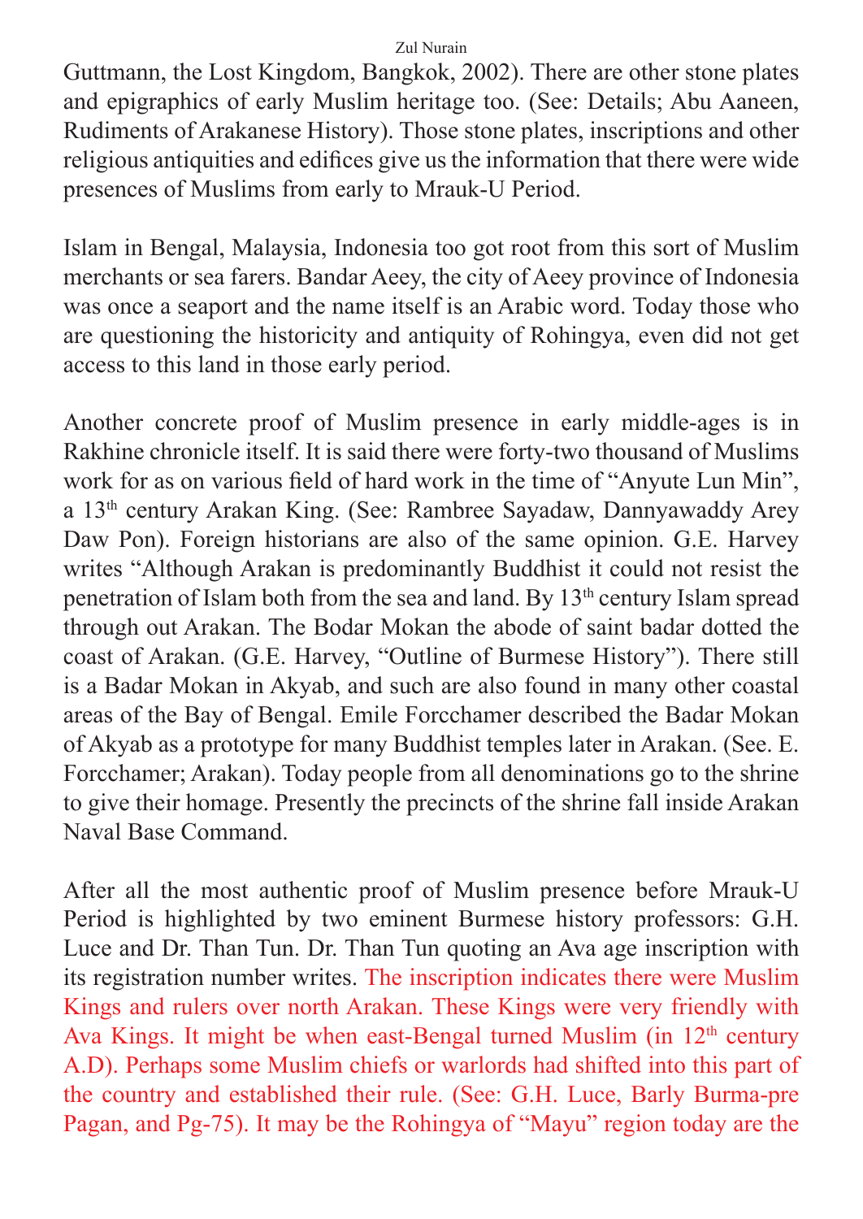Guttmann, the Lost Kingdom, Bangkok, 2002). There are other stone plates and epigraphics of early Muslim heritage too. (See: Details; Abu Aaneen, Rudiments of Arakanese History). Those stone plates, inscriptions and other religious antiquities and edifices give us the information that there were wide presences of Muslims from early to Mrauk-U Period.

Islam in Bengal, Malaysia, Indonesia too got root from this sort of Muslim merchants or sea farers. Bandar Aeey, the city of Aeey province of Indonesia was once a seaport and the name itself is an Arabic word. Today those who are questioning the historicity and antiquity of Rohingya, even did not get access to this land in those early period.

Another concrete proof of Muslim presence in early middle-ages is in Rakhine chronicle itself. It is said there were forty-two thousand of Muslims work for as on various field of hard work in the time of "Anyute Lun Min", a 13th century Arakan King. (See: Rambree Sayadaw, Dannyawaddy Arey Daw Pon). Foreign historians are also of the same opinion. G.E. Harvey writes "Although Arakan is predominantly Buddhist it could not resist the penetration of Islam both from the sea and land. By 13th century Islam spread through out Arakan. The Bodar Mokan the abode of saint badar dotted the coast of Arakan. (G.E. Harvey, "Outline of Burmese History"). There still is a Badar Mokan in Akyab, and such are also found in many other coastal areas of the Bay of Bengal. Emile Forcchamer described the Badar Mokan of Akyab as a prototype for many Buddhist temples later in Arakan. (See. E. Forcchamer; Arakan). Today people from all denominations go to the shrine to give their homage. Presently the precincts of the shrine fall inside Arakan Naval Base Command.

After all the most authentic proof of Muslim presence before Mrauk-U Period is highlighted by two eminent Burmese history professors: G.H. Luce and Dr. Than Tun. Dr. Than Tun quoting an Ava age inscription with its registration number writes. The inscription indicates there were Muslim Kings and rulers over north Arakan. These Kings were very friendly with Ava Kings. It might be when east-Bengal turned Muslim (in 12th century A.D). Perhaps some Muslim chiefs or warlords had shifted into this part of the country and established their rule. (See: G.H. Luce, Barly Burma-pre Pagan, and Pg-75). It may be the Rohingya of "Mayu" region today are the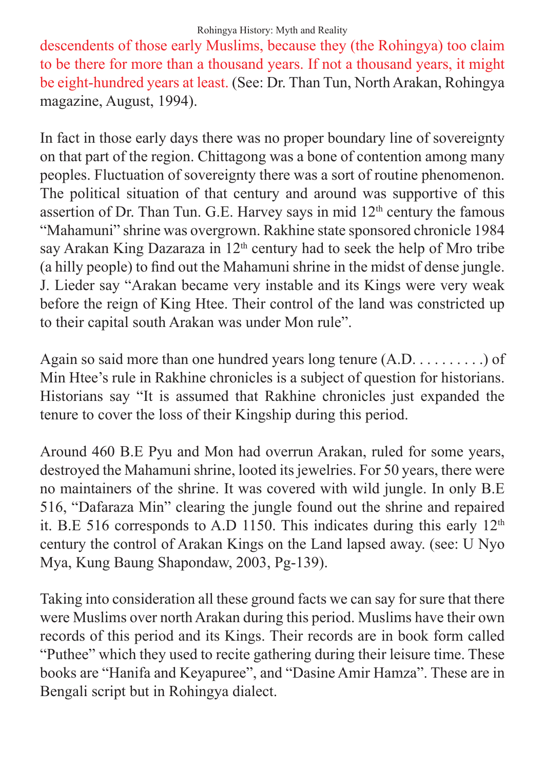descendents of those early Muslims, because they (the Rohingya) too claim to be there for more than a thousand years. If not a thousand years, it might be eight-hundred years at least. (See: Dr. Than Tun, North Arakan, Rohingya magazine, August, 1994).

In fact in those early days there was no proper boundary line of sovereignty on that part of the region. Chittagong was a bone of contention among many peoples. Fluctuation of sovereignty there was a sort of routine phenomenon. The political situation of that century and around was supportive of this assertion of Dr. Than Tun. G.E. Harvey says in mid 12th century the famous "Mahamuni" shrine was overgrown. Rakhine state sponsored chronicle 1984 say Arakan King Dazaraza in 12th century had to seek the help of Mro tribe (a hilly people) to find out the Mahamuni shrine in the midst of dense jungle. J. Lieder say "Arakan became very instable and its Kings were very weak before the reign of King Htee. Their control of the land was constricted up to their capital south Arakan was under Mon rule".

Again so said more than one hundred years long tenure (A.D. . . . . . . . . .) of Min Htee's rule in Rakhine chronicles is a subject of question for historians. Historians say "It is assumed that Rakhine chronicles just expanded the tenure to cover the loss of their Kingship during this period.

Around 460 B.E Pyu and Mon had overrun Arakan, ruled for some years, destroyed the Mahamuni shrine, looted its jewelries. For 50 years, there were no maintainers of the shrine. It was covered with wild jungle. In only B.E 516, "Dafaraza Min" clearing the jungle found out the shrine and repaired it. B.E 516 corresponds to A.D 1150. This indicates during this early 12th century the control of Arakan Kings on the Land lapsed away. (see: U Nyo Mya, Kung Baung Shapondaw, 2003, Pg-139).

Taking into consideration all these ground facts we can say for sure that there were Muslims over north Arakan during this period. Muslims have their own records of this period and its Kings. Their records are in book form called "Puthee" which they used to recite gathering during their leisure time. These books are "Hanifa and Keyapuree", and "Dasine Amir Hamza". These are in Bengali script but in Rohingya dialect.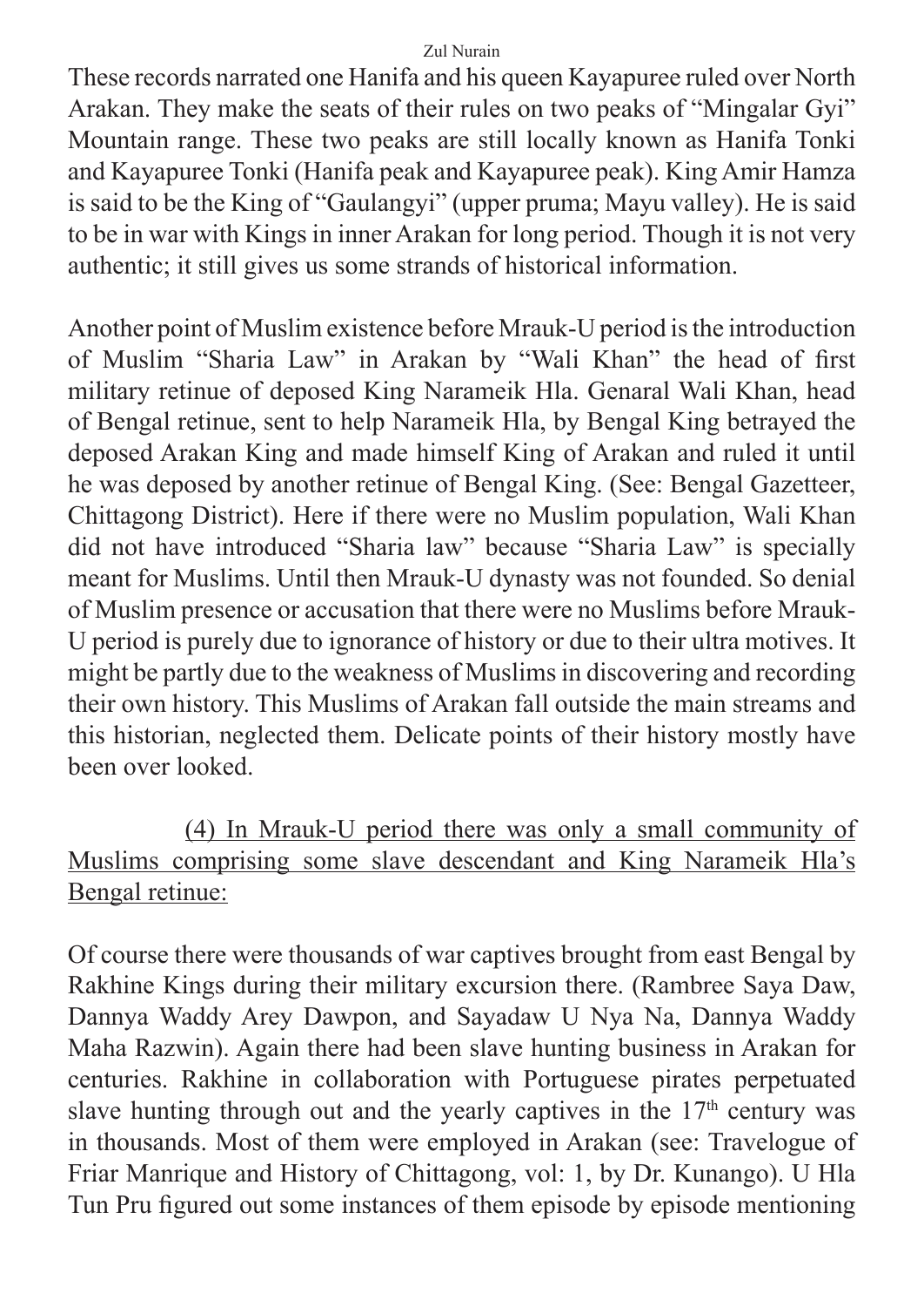These records narrated one Hanifa and his queen Kayapuree ruled over North Arakan. They make the seats of their rules on two peaks of "Mingalar Gyi" Mountain range. These two peaks are still locally known as Hanifa Tonki and Kayapuree Tonki (Hanifa peak and Kayapuree peak). King Amir Hamza is said to be the King of "Gaulangyi" (upper pruma; Mayu valley). He is said to be in war with Kings in inner Arakan for long period. Though it is not very authentic; it still gives us some strands of historical information.

Another point of Muslim existence before Mrauk-U period is the introduction of Muslim "Sharia Law" in Arakan by "Wali Khan" the head of first military retinue of deposed King Narameik Hla. Genaral Wali Khan, head of Bengal retinue, sent to help Narameik Hla, by Bengal King betrayed the deposed Arakan King and made himself King of Arakan and ruled it until he was deposed by another retinue of Bengal King. (See: Bengal Gazetteer, Chittagong District). Here if there were no Muslim population, Wali Khan did not have introduced "Sharia law" because "Sharia Law" is specially meant for Muslims. Until then Mrauk-U dynasty was not founded. So denial of Muslim presence or accusation that there were no Muslims before Mrauk-U period is purely due to ignorance of history or due to their ultra motives. It might be partly due to the weakness of Muslims in discovering and recording their own history. This Muslims of Arakan fall outside the main streams and this historian, neglected them. Delicate points of their history mostly have been over looked.

<u>(4) In Mrauk-U period there was only a small community of Muslims comprising some slave descendant and King Narameik Hla's Bengal retinue:</u>

Of course there were thousands of war captives brought from east Bengal by Rakhine Kings during their military excursion there. (Rambree Saya Daw, Dannya Waddy Arey Dawpon, and Sayadaw U Nya Na, Dannya Waddy Maha Razwin). Again there had been slave hunting business in Arakan for centuries. Rakhine in collaboration with Portuguese pirates perpetuated slave hunting through out and the yearly captives in the 17th century was in thousands. Most of them were employed in Arakan (see: Travelogue of Friar Manrique and History of Chittagong, vol: 1, by Dr. Kunango). U Hla Tun Pru figured out some instances of them episode by episode mentioning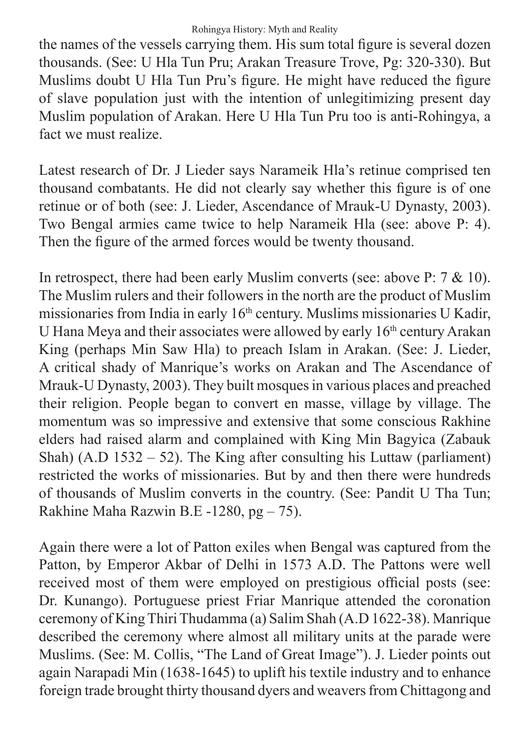the names of the vessels carrying them. His sum total figure is several dozen thousands. (See: U Hla Tun Pru; Arakan Treasure Trove, Pg: 320-330). But Muslims doubt U Hla Tun Pru's figure. He might have reduced the figure of slave population just with the intention of unlegitimizing present day Muslim population of Arakan. Here U Hla Tun Pru too is anti-Rohingya, a fact we must realize.

Latest research of Dr. J Lieder says Narameik Hla's retinue comprised ten thousand combatants. He did not clearly say whether this figure is of one retinue or of both (see: J. Lieder, Ascendance of Mrauk-U Dynasty, 2003). Two Bengal armies came twice to help Narameik Hla (see: above P: 4). Then the figure of the armed forces would be twenty thousand.

In retrospect, there had been early Muslim converts (see: above P: 7 & 10). The Muslim rulers and their followers in the north are the product of Muslim missionaries from India in early 16th century. Muslims missionaries U Kadir, U Hana Meya and their associates were allowed by early 16th century Arakan King (perhaps Min Saw Hla) to preach Islam in Arakan. (See: J. Lieder, A critical shady of Manrique's works on Arakan and The Ascendance of Mrauk-U Dynasty, 2003). They built mosques in various places and preached their religion. People began to convert en masse, village by village. The momentum was so impressive and extensive that some conscious Rakhine elders had raised alarm and complained with King Min Bagyica (Zabauk Shah) (A.D 1532 – 52). The King after consulting his Luttaw (parliament) restricted the works of missionaries. But by and then there were hundreds of thousands of Muslim converts in the country. (See: Pandit U Tha Tun; Rakhine Maha Razwin B.E -1280, pg – 75).

Again there were a lot of Patton exiles when Bengal was captured from the Patton, by Emperor Akbar of Delhi in 1573 A.D. The Pattons were well received most of them were employed on prestigious official posts (see: Dr. Kunango). Portuguese priest Friar Manrique attended the coronation ceremony of King Thiri Thudamma (a) Salim Shah (A.D 1622-38). Manrique described the ceremony where almost all military units at the parade were Muslims. (See: M. Collis, "The Land of Great Image"). J. Lieder points out again Narapadi Min (1638-1645) to uplift his textile industry and to enhance foreign trade brought thirty thousand dyers and weavers from Chittagong and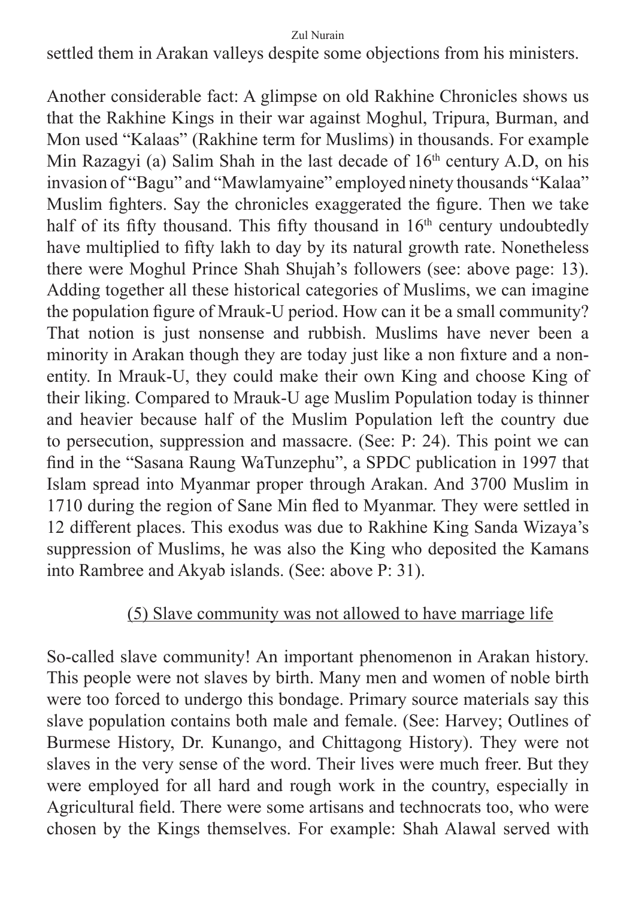settled them in Arakan valleys despite some objections from his ministers.

Another considerable fact: A glimpse on old Rakhine Chronicles shows us that the Rakhine Kings in their war against Moghul, Tripura, Burman, and Mon used "Kalaas" (Rakhine term for Muslims) in thousands. For example Min Razagyi (a) Salim Shah in the last decade of 16th century A.D, on his invasion of "Bagu" and "Mawlamyaine" employed ninety thousands "Kalaa" Muslim fighters. Say the chronicles exaggerated the figure. Then we take half of its fifty thousand. This fifty thousand in 16th century undoubtedly have multiplied to fifty lakh to day by its natural growth rate. Nonetheless there were Moghul Prince Shah Shujah's followers (see: above page: 13). Adding together all these historical categories of Muslims, we can imagine the population figure of Mrauk-U period. How can it be a small community? That notion is just nonsense and rubbish. Muslims have never been a minority in Arakan though they are today just like a non fixture and a non-entity. In Mrauk-U, they could make their own King and choose King of their liking. Compared to Mrauk-U age Muslim Population today is thinner and heavier because half of the Muslim Population left the country due to persecution, suppression and massacre. (See: P: 24). This point we can find in the "Sasana Raung WaTunzephu", a SPDC publication in 1997 that Islam spread into Myanmar proper through Arakan. And 3700 Muslim in 1710 during the region of Sane Min fled to Myanmar. They were settled in 12 different places. This exodus was due to Rakhine King Sanda Wizaya's suppression of Muslims, he was also the King who deposited the Kamans into Rambree and Akyab islands. (See: above P: 31).

### (5) Slave community was not allowed to have marriage life

So-called slave community! An important phenomenon in Arakan history. This people were not slaves by birth. Many men and women of noble birth were too forced to undergo this bondage. Primary source materials say this slave population contains both male and female. (See: Harvey; Outlines of Burmese History, Dr. Kunango, and Chittagong History). They were not slaves in the very sense of the word. Their lives were much freer. But they were employed for all hard and rough work in the country, especially in Agricultural field. There were some artisans and technocrats too, who were chosen by the Kings themselves. For example: Shah Alawal served with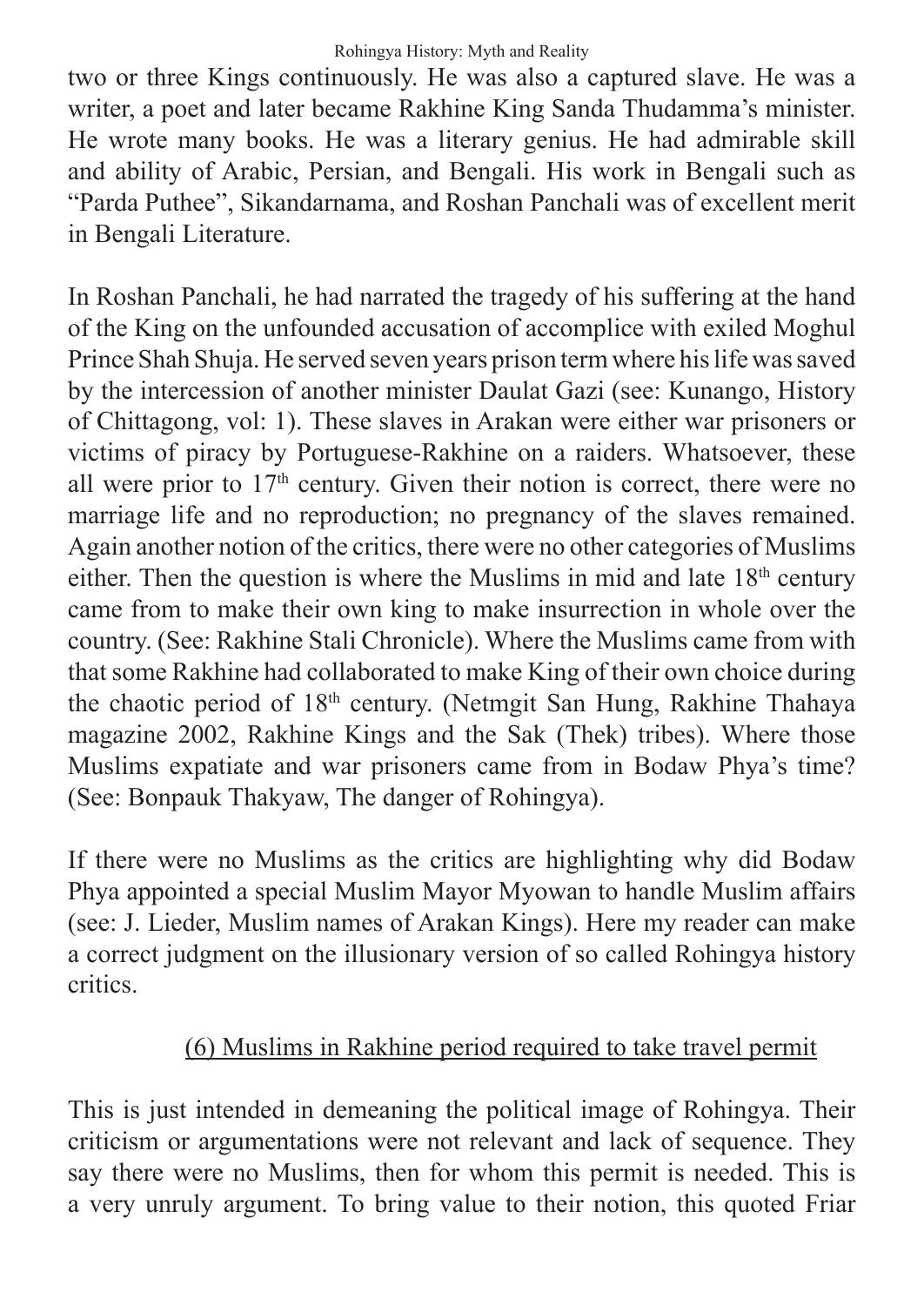two or three Kings continuously. He was also a captured slave. He was a writer, a poet and later became Rakhine King Sanda Thudamma's minister. He wrote many books. He was a literary genius. He had admirable skill and ability of Arabic, Persian, and Bengali. His work in Bengali such as "Parda Puthee", Sikandarnama, and Roshan Panchali was of excellent merit in Bengali Literature.

In Roshan Panchali, he had narrated the tragedy of his suffering at the hand of the King on the unfounded accusation of accomplice with exiled Moghul Prince Shah Shuja. He served seven years prison term where his life was saved by the intercession of another minister Daulat Gazi (see: Kunango, History of Chittagong, vol: 1). These slaves in Arakan were either war prisoners or victims of piracy by Portuguese-Rakhine on a raiders. Whatsoever, these all were prior to 17th century. Given their notion is correct, there were no marriage life and no reproduction; no pregnancy of the slaves remained. Again another notion of the critics, there were no other categories of Muslims either. Then the question is where the Muslims in mid and late 18th century came from to make their own king to make insurrection in whole over the country. (See: Rakhine Stali Chronicle). Where the Muslims came from with that some Rakhine had collaborated to make King of their own choice during the chaotic period of 18th century. (Netmgit San Hung, Rakhine Thahaya magazine 2002, Rakhine Kings and the Sak (Thek) tribes). Where those Muslims expatiate and war prisoners came from in Bodaw Phya's time? (See: Bonpauk Thakyaw, The danger of Rohingya).

If there were no Muslims as the critics are highlighting why did Bodaw Phya appointed a special Muslim Mayor Myowan to handle Muslim affairs (see: J. Lieder, Muslim names of Arakan Kings). Here my reader can make a correct judgment on the illusionary version of so called Rohingya history critics.

## (6) Muslims in Rakhine period required to take travel permit

This is just intended in demeaning the political image of Rohingya. Their criticism or argumentations were not relevant and lack of sequence. They say there were no Muslims, then for whom this permit is needed. This is a very unruly argument. To bring value to their notion, this quoted Friar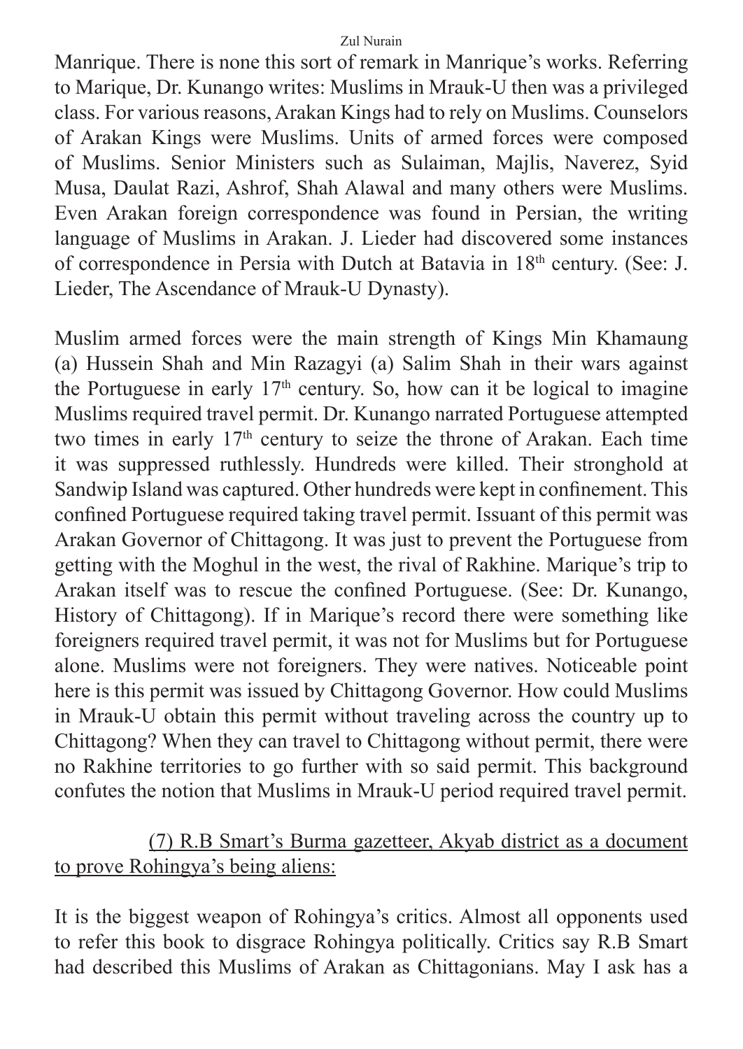Manrique. There is none this sort of remark in Manrique's works. Referring to Marique, Dr. Kunango writes: Muslims in Mrauk-U then was a privileged class. For various reasons, Arakan Kings had to rely on Muslims. Counselors of Arakan Kings were Muslims. Units of armed forces were composed of Muslims. Senior Ministers such as Sulaiman, Majlis, Naverez, Syid Musa, Daulat Razi, Ashrof, Shah Alawal and many others were Muslims. Even Arakan foreign correspondence was found in Persian, the writing language of Muslims in Arakan. J. Lieder had discovered some instances of correspondence in Persia with Dutch at Batavia in 18th century. (See: J. Lieder, The Ascendance of Mrauk-U Dynasty).

Muslim armed forces were the main strength of Kings Min Khamaung (a) Hussein Shah and Min Razagyi (a) Salim Shah in their wars against the Portuguese in early 17th century. So, how can it be logical to imagine Muslims required travel permit. Dr. Kunango narrated Portuguese attempted two times in early 17th century to seize the throne of Arakan. Each time it was suppressed ruthlessly. Hundreds were killed. Their stronghold at Sandwip Island was captured. Other hundreds were kept in confinement. This confined Portuguese required taking travel permit. Issuant of this permit was Arakan Governor of Chittagong. It was just to prevent the Portuguese from getting with the Moghul in the west, the rival of Rakhine. Marique's trip to Arakan itself was to rescue the confined Portuguese. (See: Dr. Kunango, History of Chittagong). If in Marique's record there were something like foreigners required travel permit, it was not for Muslims but for Portuguese alone. Muslims were not foreigners. They were natives. Noticeable point here is this permit was issued by Chittagong Governor. How could Muslims in Mrauk-U obtain this permit without traveling across the country up to Chittagong? When they can travel to Chittagong without permit, there were no Rakhine territories to go further with so said permit. This background confutes the notion that Muslims in Mrauk-U period required travel permit.

<u>(7) R.B Smart's Burma gazetteer, Akyab district as a document to prove Rohingya's being aliens:</u>

It is the biggest weapon of Rohingya's critics. Almost all opponents used to refer this book to disgrace Rohingya politically. Critics say R.B Smart had described this Muslims of Arakan as Chittagonians. May I ask has a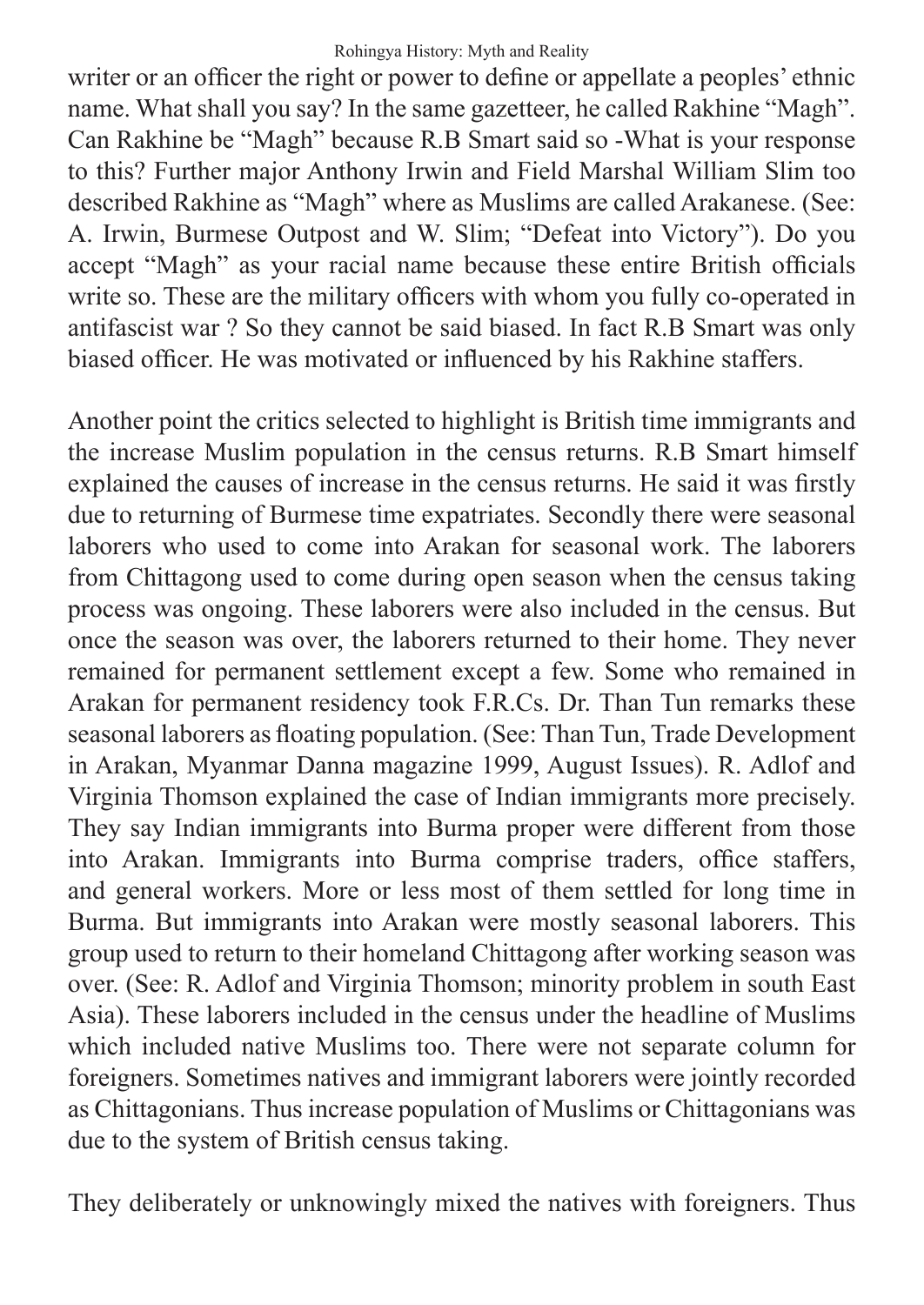writer or an officer the right or power to define or appellate a peoples' ethnic name. What shall you say? In the same gazetteer, he called Rakhine "Magh". Can Rakhine be "Magh" because R.B Smart said so -What is your response to this? Further major Anthony Irwin and Field Marshal William Slim too described Rakhine as "Magh" where as Muslims are called Arakanese. (See: A. Irwin, Burmese Outpost and W. Slim; "Defeat into Victory"). Do you accept "Magh" as your racial name because these entire British officials write so. These are the military officers with whom you fully co-operated in antifascist war ? So they cannot be said biased. In fact R.B Smart was only biased officer. He was motivated or influenced by his Rakhine staffers.

Another point the critics selected to highlight is British time immigrants and the increase Muslim population in the census returns. R.B Smart himself explained the causes of increase in the census returns. He said it was firstly due to returning of Burmese time expatriates. Secondly there were seasonal laborers who used to come into Arakan for seasonal work. The laborers from Chittagong used to come during open season when the census taking process was ongoing. These laborers were also included in the census. But once the season was over, the laborers returned to their home. They never remained for permanent settlement except a few. Some who remained in Arakan for permanent residency took F.R.Cs. Dr. Than Tun remarks these seasonal laborers as floating population. (See: Than Tun, Trade Development in Arakan, Myanmar Danna magazine 1999, August Issues). R. Adlof and Virginia Thomson explained the case of Indian immigrants more precisely. They say Indian immigrants into Burma proper were different from those into Arakan. Immigrants into Burma comprise traders, office staffers, and general workers. More or less most of them settled for long time in Burma. But immigrants into Arakan were mostly seasonal laborers. This group used to return to their homeland Chittagong after working season was over. (See: R. Adlof and Virginia Thomson; minority problem in south East Asia). These laborers included in the census under the headline of Muslims which included native Muslims too. There were not separate column for foreigners. Sometimes natives and immigrant laborers were jointly recorded as Chittagonians. Thus increase population of Muslims or Chittagonians was due to the system of British census taking.

They deliberately or unknowingly mixed the natives with foreigners. Thus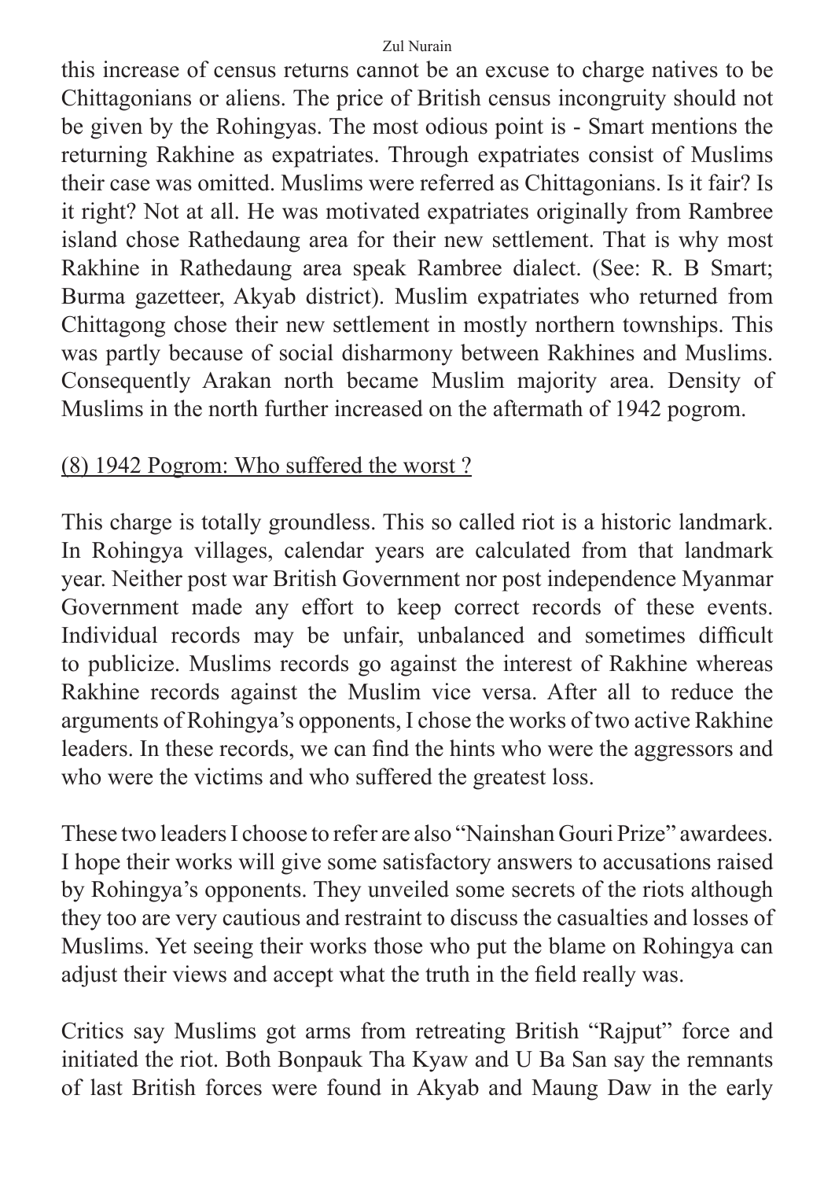this increase of census returns cannot be an excuse to charge natives to be Chittagonians or aliens. The price of British census incongruity should not be given by the Rohingyas. The most odious point is - Smart mentions the returning Rakhine as expatriates. Through expatriates consist of Muslims their case was omitted. Muslims were referred as Chittagonians. Is it fair? Is it right? Not at all. He was motivated expatriates originally from Rambree island chose Rathedaung area for their new settlement. That is why most Rakhine in Rathedaung area speak Rambree dialect. (See: R. B Smart; Burma gazetteer, Akyab district). Muslim expatriates who returned from Chittagong chose their new settlement in mostly northern townships. This was partly because of social disharmony between Rakhines and Muslims. Consequently Arakan north became Muslim majority area. Density of Muslims in the north further increased on the aftermath of 1942 pogrom.

## (8) 1942 Pogrom: Who suffered the worst ?

This charge is totally groundless. This so called riot is a historic landmark. In Rohingya villages, calendar years are calculated from that landmark year. Neither post war British Government nor post independence Myanmar Government made any effort to keep correct records of these events. Individual records may be unfair, unbalanced and sometimes difficult to publicize. Muslims records go against the interest of Rakhine whereas Rakhine records against the Muslim vice versa. After all to reduce the arguments of Rohingya's opponents, I chose the works of two active Rakhine leaders. In these records, we can find the hints who were the aggressors and who were the victims and who suffered the greatest loss.

These two leaders I choose to refer are also "Nainshan Gouri Prize" awardees. I hope their works will give some satisfactory answers to accusations raised by Rohingya's opponents. They unveiled some secrets of the riots although they too are very cautious and restraint to discuss the casualties and losses of Muslims. Yet seeing their works those who put the blame on Rohingya can adjust their views and accept what the truth in the field really was.

Critics say Muslims got arms from retreating British "Rajput" force and initiated the riot. Both Bonpauk Tha Kyaw and U Ba San say the remnants of last British forces were found in Akyab and Maung Daw in the early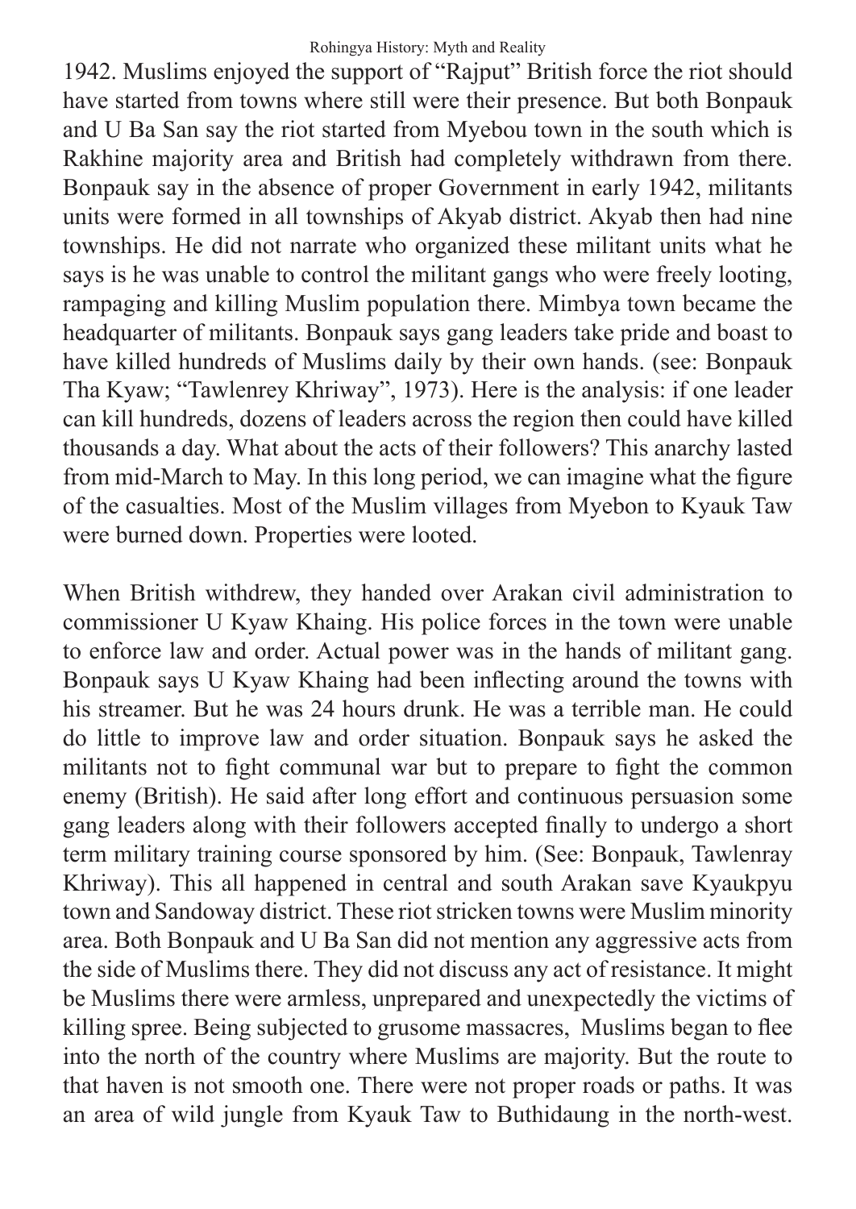1942. Muslims enjoyed the support of "Rajput" British force the riot should have started from towns where still were their presence. But both Bonpauk and U Ba San say the riot started from Myebou town in the south which is Rakhine majority area and British had completely withdrawn from there. Bonpauk say in the absence of proper Government in early 1942, militants units were formed in all townships of Akyab district. Akyab then had nine townships. He did not narrate who organized these militant units what he says is he was unable to control the militant gangs who were freely looting, rampaging and killing Muslim population there. Mimbya town became the headquarter of militants. Bonpauk says gang leaders take pride and boast to have killed hundreds of Muslims daily by their own hands. (see: Bonpauk Tha Kyaw; "Tawlenrey Khriway", 1973). Here is the analysis: if one leader can kill hundreds, dozens of leaders across the region then could have killed thousands a day. What about the acts of their followers? This anarchy lasted from mid-March to May. In this long period, we can imagine what the figure of the casualties. Most of the Muslim villages from Myebon to Kyauk Taw were burned down. Properties were looted.

When British withdrew, they handed over Arakan civil administration to commissioner U Kyaw Khaing. His police forces in the town were unable to enforce law and order. Actual power was in the hands of militant gang. Bonpauk says U Kyaw Khaing had been inflecting around the towns with his streamer. But he was 24 hours drunk. He was a terrible man. He could do little to improve law and order situation. Bonpauk says he asked the militants not to fight communal war but to prepare to fight the common enemy (British). He said after long effort and continuous persuasion some gang leaders along with their followers accepted finally to undergo a short term military training course sponsored by him. (See: Bonpauk, Tawlenray Khriway). This all happened in central and south Arakan save Kyaukpyu town and Sandoway district. These riot stricken towns were Muslim minority area. Both Bonpauk and U Ba San did not mention any aggressive acts from the side of Muslims there. They did not discuss any act of resistance. It might be Muslims there were armless, unprepared and unexpectedly the victims of killing spree. Being subjected to grusome massacres, Muslims began to flee into the north of the country where Muslims are majority. But the route to that haven is not smooth one. There were not proper roads or paths. It was an area of wild jungle from Kyauk Taw to Buthidaung in the north-west.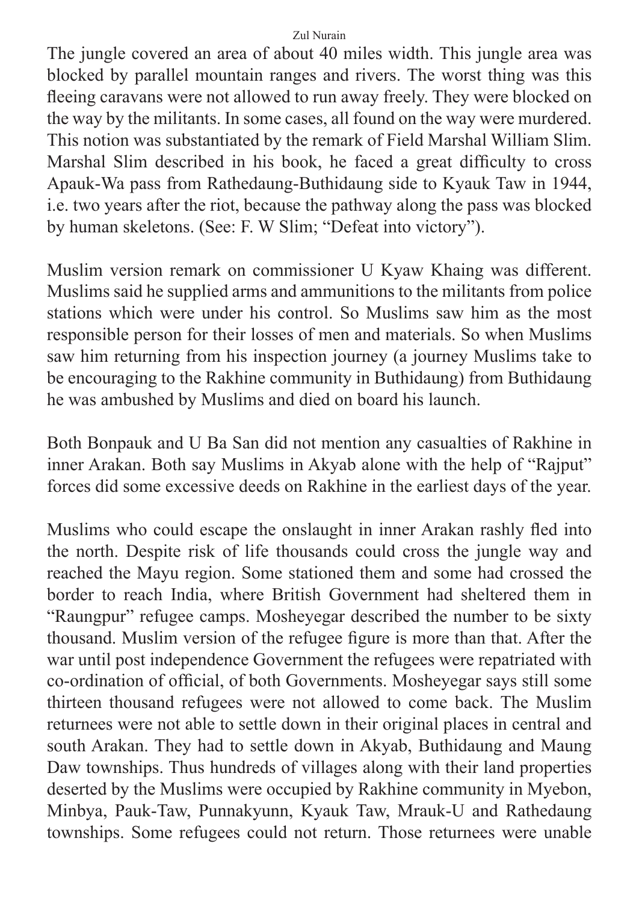The jungle covered an area of about 40 miles width. This jungle area was blocked by parallel mountain ranges and rivers. The worst thing was this fleeing caravans were not allowed to run away freely. They were blocked on the way by the militants. In some cases, all found on the way were murdered. This notion was substantiated by the remark of Field Marshal William Slim. Marshal Slim described in his book, he faced a great difficulty to cross Apauk-Wa pass from Rathedaung-Buthidaung side to Kyauk Taw in 1944, i.e. two years after the riot, because the pathway along the pass was blocked by human skeletons. (See: F. W Slim; "Defeat into victory").

Muslim version remark on commissioner U Kyaw Khaing was different. Muslims said he supplied arms and ammunitions to the militants from police stations which were under his control. So Muslims saw him as the most responsible person for their losses of men and materials. So when Muslims saw him returning from his inspection journey (a journey Muslims take to be encouraging to the Rakhine community in Buthidaung) from Buthidaung he was ambushed by Muslims and died on board his launch.

Both Bonpauk and U Ba San did not mention any casualties of Rakhine in inner Arakan. Both say Muslims in Akyab alone with the help of "Rajput" forces did some excessive deeds on Rakhine in the earliest days of the year.

Muslims who could escape the onslaught in inner Arakan rashly fled into the north. Despite risk of life thousands could cross the jungle way and reached the Mayu region. Some stationed them and some had crossed the border to reach India, where British Government had sheltered them in "Raungpur" refugee camps. Mosheyegar described the number to be sixty thousand. Muslim version of the refugee figure is more than that. After the war until post independence Government the refugees were repatriated with co-ordination of official, of both Governments. Mosheyegar says still some thirteen thousand refugees were not allowed to come back. The Muslim returnees were not able to settle down in their original places in central and south Arakan. They had to settle down in Akyab, Buthidaung and Maung Daw townships. Thus hundreds of villages along with their land properties deserted by the Muslims were occupied by Rakhine community in Myebon, Minbya, Pauk-Taw, Punnakyunn, Kyauk Taw, Mrauk-U and Rathedaung townships. Some refugees could not return. Those returnees were unable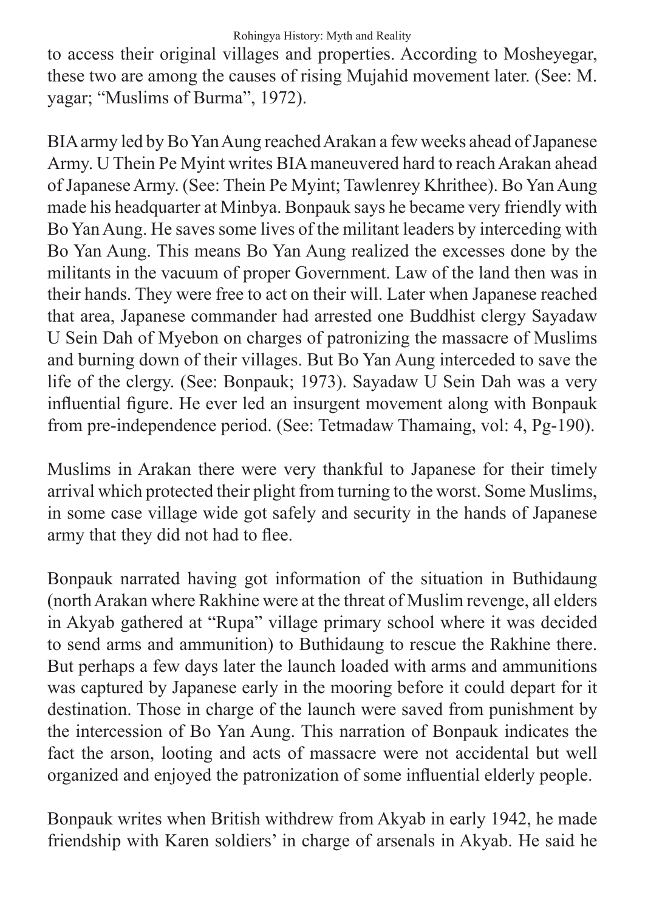to access their original villages and properties. According to Mosheyegar, these two are among the causes of rising Mujahid movement later. (See: M. yagar; "Muslims of Burma", 1972).

BIA army led by Bo Yan Aung reached Arakan a few weeks ahead of Japanese Army. U Thein Pe Myint writes BIA maneuvered hard to reach Arakan ahead of Japanese Army. (See: Thein Pe Myint; Tawlenrey Khrithee). Bo Yan Aung made his headquarter at Minbya. Bonpauk says he became very friendly with Bo Yan Aung. He saves some lives of the militant leaders by interceding with Bo Yan Aung. This means Bo Yan Aung realized the excesses done by the militants in the vacuum of proper Government. Law of the land then was in their hands. They were free to act on their will. Later when Japanese reached that area, Japanese commander had arrested one Buddhist clergy Sayadaw U Sein Dah of Myebon on charges of patronizing the massacre of Muslims and burning down of their villages. But Bo Yan Aung interceded to save the life of the clergy. (See: Bonpauk; 1973). Sayadaw U Sein Dah was a very influential figure. He ever led an insurgent movement along with Bonpauk from pre-independence period. (See: Tetmadaw Thamaing, vol: 4, Pg-190).

Muslims in Arakan there were very thankful to Japanese for their timely arrival which protected their plight from turning to the worst. Some Muslims, in some case village wide got safely and security in the hands of Japanese army that they did not had to flee.

Bonpauk narrated having got information of the situation in Buthidaung (north Arakan where Rakhine were at the threat of Muslim revenge, all elders in Akyab gathered at "Rupa" village primary school where it was decided to send arms and ammunition) to Buthidaung to rescue the Rakhine there. But perhaps a few days later the launch loaded with arms and ammunitions was captured by Japanese early in the mooring before it could depart for it destination. Those in charge of the launch were saved from punishment by the intercession of Bo Yan Aung. This narration of Bonpauk indicates the fact the arson, looting and acts of massacre were not accidental but well organized and enjoyed the patronization of some influential elderly people.

Bonpauk writes when British withdrew from Akyab in early 1942, he made friendship with Karen soldiers' in charge of arsenals in Akyab. He said he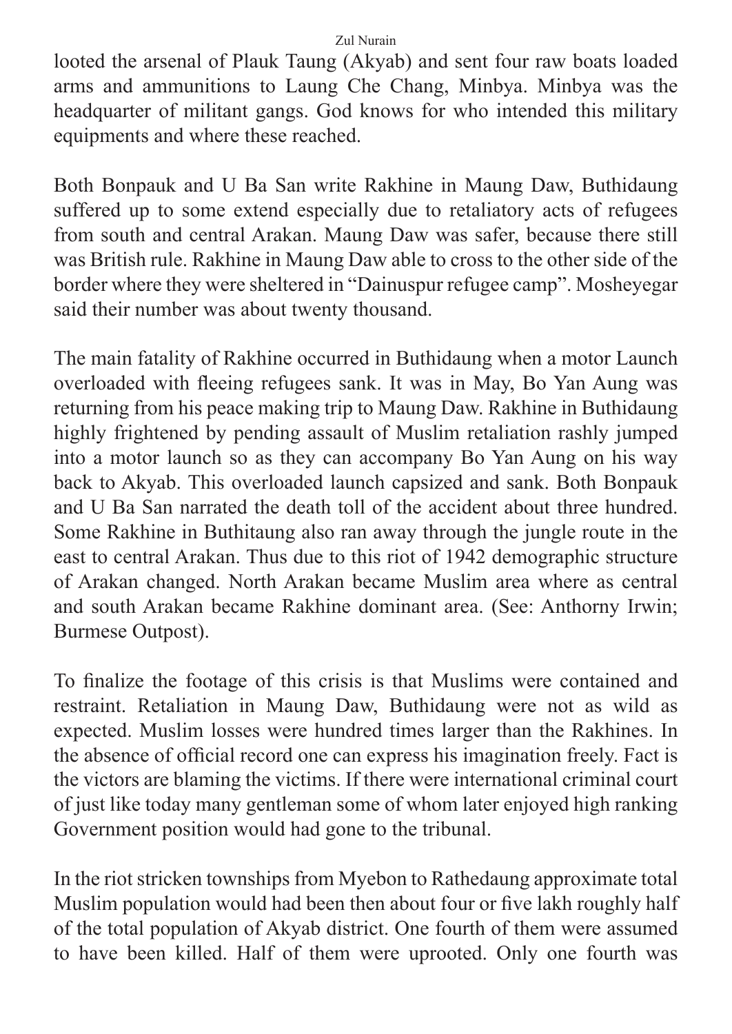looted the arsenal of Plauk Taung (Akyab) and sent four raw boats loaded arms and ammunitions to Laung Che Chang, Minbya. Minbya was the headquarter of militant gangs. God knows for who intended this military equipments and where these reached.

Both Bonpauk and U Ba San write Rakhine in Maung Daw, Buthidaung suffered up to some extend especially due to retaliatory acts of refugees from south and central Arakan. Maung Daw was safer, because there still was British rule. Rakhine in Maung Daw able to cross to the other side of the border where they were sheltered in "Dainuspur refugee camp". Mosheyegar said their number was about twenty thousand.

The main fatality of Rakhine occurred in Buthidaung when a motor Launch overloaded with fleeing refugees sank. It was in May, Bo Yan Aung was returning from his peace making trip to Maung Daw. Rakhine in Buthidaung highly frightened by pending assault of Muslim retaliation rashly jumped into a motor launch so as they can accompany Bo Yan Aung on his way back to Akyab. This overloaded launch capsized and sank. Both Bonpauk and U Ba San narrated the death toll of the accident about three hundred. Some Rakhine in Buthitaung also ran away through the jungle route in the east to central Arakan. Thus due to this riot of 1942 demographic structure of Arakan changed. North Arakan became Muslim area where as central and south Arakan became Rakhine dominant area. (See: Anthorny Irwin; Burmese Outpost).

To finalize the footage of this crisis is that Muslims were contained and restraint. Retaliation in Maung Daw, Buthidaung were not as wild as expected. Muslim losses were hundred times larger than the Rakhines. In the absence of official record one can express his imagination freely. Fact is the victors are blaming the victims. If there were international criminal court of just like today many gentleman some of whom later enjoyed high ranking Government position would had gone to the tribunal.

In the riot stricken townships from Myebon to Rathedaung approximate total Muslim population would had been then about four or five lakh roughly half of the total population of Akyab district. One fourth of them were assumed to have been killed. Half of them were uprooted. Only one fourth was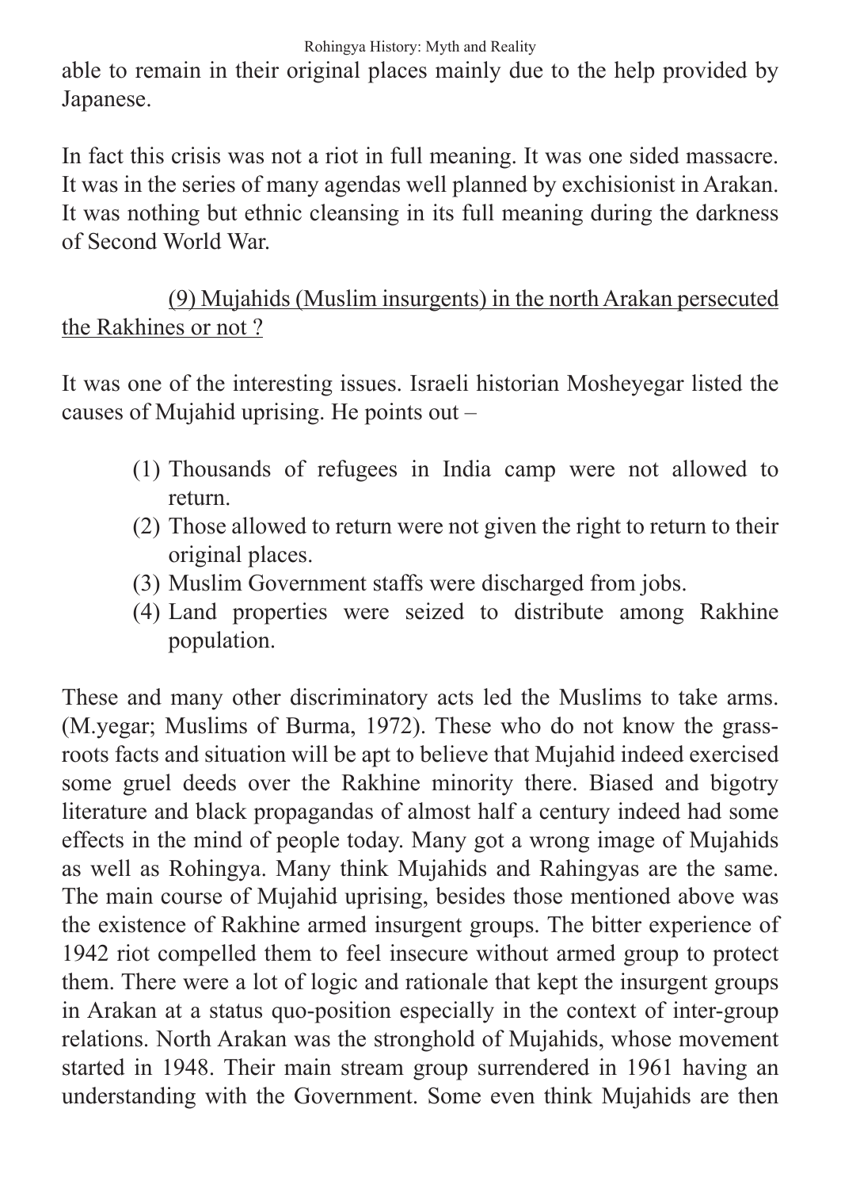able to remain in their original places mainly due to the help provided by Japanese.

In fact this crisis was not a riot in full meaning. It was one sided massacre. It was in the series of many agendas well planned by exchisionist in Arakan. It was nothing but ethnic cleansing in its full meaning during the darkness of Second World War.

<u>(9) Mujahids (Muslim insurgents) in the north Arakan persecuted the Rakhines or not ?</u>

It was one of the interesting issues. Israeli historian Mosheyegar listed the causes of Mujahid uprising. He points out –

(1) Thousands of refugees in India camp were not allowed to return.
(2) Those allowed to return were not given the right to return to their original places.
(3) Muslim Government staffs were discharged from jobs.
(4) Land properties were seized to distribute among Rakhine population.

These and many other discriminatory acts led the Muslims to take arms. (M.yegar; Muslims of Burma, 1972). These who do not know the grass-roots facts and situation will be apt to believe that Mujahid indeed exercised some gruel deeds over the Rakhine minority there. Biased and bigotry literature and black propagandas of almost half a century indeed had some effects in the mind of people today. Many got a wrong image of Mujahids as well as Rohingya. Many think Mujahids and Rahingyas are the same. The main course of Mujahid uprising, besides those mentioned above was the existence of Rakhine armed insurgent groups. The bitter experience of 1942 riot compelled them to feel insecure without armed group to protect them. There were a lot of logic and rationale that kept the insurgent groups in Arakan at a status quo-position especially in the context of inter-group relations. North Arakan was the stronghold of Mujahids, whose movement started in 1948. Their main stream group surrendered in 1961 having an understanding with the Government. Some even think Mujahids are then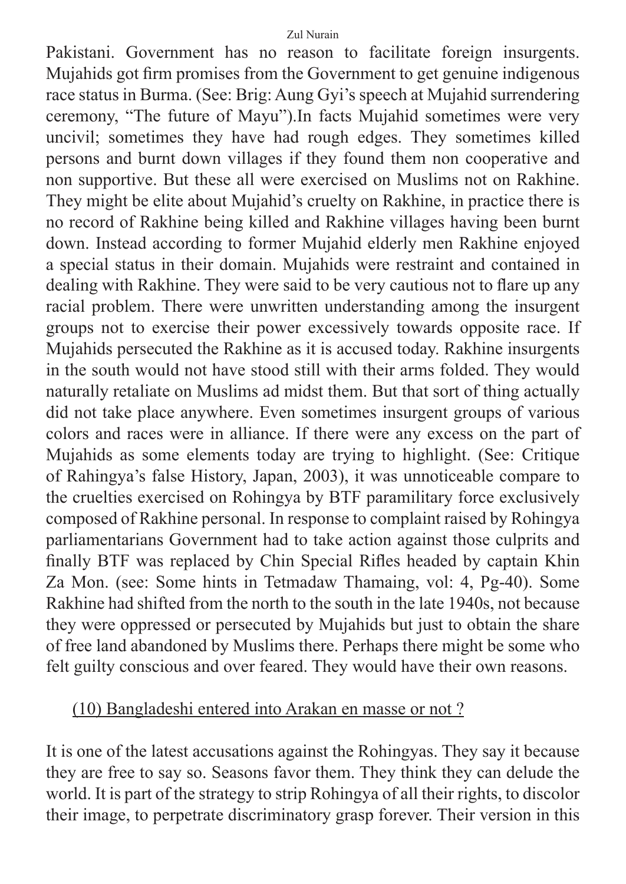Pakistani. Government has no reason to facilitate foreign insurgents. Mujahids got firm promises from the Government to get genuine indigenous race status in Burma. (See: Brig: Aung Gyi's speech at Mujahid surrendering ceremony, "The future of Mayu").In facts Mujahid sometimes were very uncivil; sometimes they have had rough edges. They sometimes killed persons and burnt down villages if they found them non cooperative and non supportive. But these all were exercised on Muslims not on Rakhine. They might be elite about Mujahid's cruelty on Rakhine, in practice there is no record of Rakhine being killed and Rakhine villages having been burnt down. Instead according to former Mujahid elderly men Rakhine enjoyed a special status in their domain. Mujahids were restraint and contained in dealing with Rakhine. They were said to be very cautious not to flare up any racial problem. There were unwritten understanding among the insurgent groups not to exercise their power excessively towards opposite race. If Mujahids persecuted the Rakhine as it is accused today. Rakhine insurgents in the south would not have stood still with their arms folded. They would naturally retaliate on Muslims ad midst them. But that sort of thing actually did not take place anywhere. Even sometimes insurgent groups of various colors and races were in alliance. If there were any excess on the part of Mujahids as some elements today are trying to highlight. (See: Critique of Rahingya's false History, Japan, 2003), it was unnoticeable compare to the cruelties exercised on Rohingya by BTF paramilitary force exclusively composed of Rakhine personal. In response to complaint raised by Rohingya parliamentarians Government had to take action against those culprits and finally BTF was replaced by Chin Special Rifles headed by captain Khin Za Mon. (see: Some hints in Tetmadaw Thamaing, vol: 4, Pg-40). Some Rakhine had shifted from the north to the south in the late 1940s, not because they were oppressed or persecuted by Mujahids but just to obtain the share of free land abandoned by Muslims there. Perhaps there might be some who felt guilty conscious and over feared. They would have their own reasons.

## (10) Bangladeshi entered into Arakan en masse or not ?

It is one of the latest accusations against the Rohingyas. They say it because they are free to say so. Seasons favor them. They think they can delude the world. It is part of the strategy to strip Rohingya of all their rights, to discolor their image, to perpetrate discriminatory grasp forever. Their version in this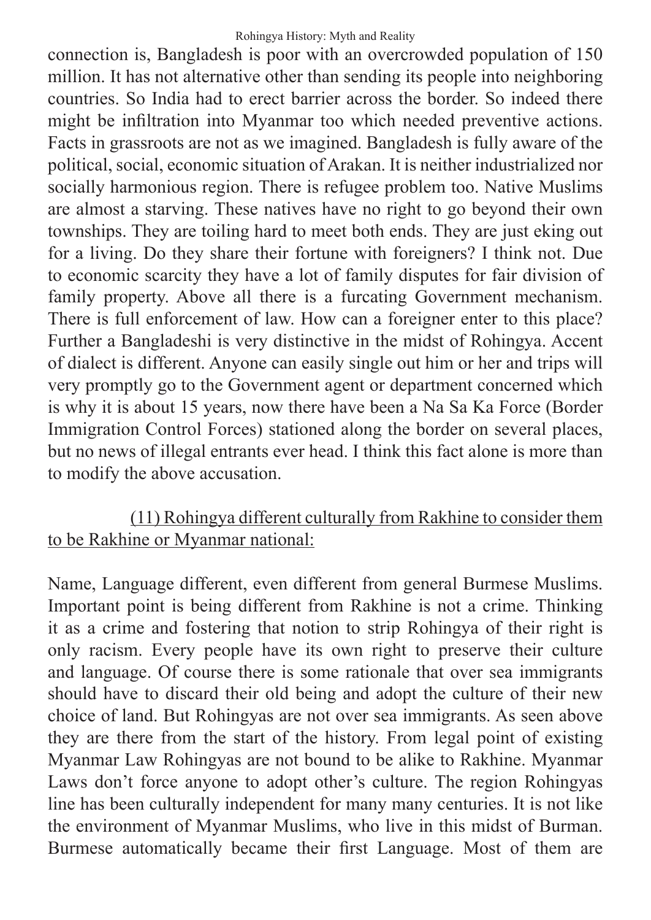connection is, Bangladesh is poor with an overcrowded population of 150 million. It has not alternative other than sending its people into neighboring countries. So India had to erect barrier across the border. So indeed there might be infiltration into Myanmar too which needed preventive actions. Facts in grassroots are not as we imagined. Bangladesh is fully aware of the political, social, economic situation of Arakan. It is neither industrialized nor socially harmonious region. There is refugee problem too. Native Muslims are almost a starving. These natives have no right to go beyond their own townships. They are toiling hard to meet both ends. They are just eking out for a living. Do they share their fortune with foreigners? I think not. Due to economic scarcity they have a lot of family disputes for fair division of family property. Above all there is a furcating Government mechanism. There is full enforcement of law. How can a foreigner enter to this place? Further a Bangladeshi is very distinctive in the midst of Rohingya. Accent of dialect is different. Anyone can easily single out him or her and trips will very promptly go to the Government agent or department concerned which is why it is about 15 years, now there have been a Na Sa Ka Force (Border Immigration Control Forces) stationed along the border on several places, but no news of illegal entrants ever head. I think this fact alone is more than to modify the above accusation.

(11) Rohingya different culturally from Rakhine to consider them to be Rakhine or Myanmar national:

Name, Language different, even different from general Burmese Muslims. Important point is being different from Rakhine is not a crime. Thinking it as a crime and fostering that notion to strip Rohingya of their right is only racism. Every people have its own right to preserve their culture and language. Of course there is some rationale that over sea immigrants should have to discard their old being and adopt the culture of their new choice of land. But Rohingyas are not over sea immigrants. As seen above they are there from the start of the history. From legal point of existing Myanmar Law Rohingyas are not bound to be alike to Rakhine. Myanmar Laws don't force anyone to adopt other's culture. The region Rohingyas line has been culturally independent for many many centuries. It is not like the environment of Myanmar Muslims, who live in this midst of Burman. Burmese automatically became their first Language. Most of them are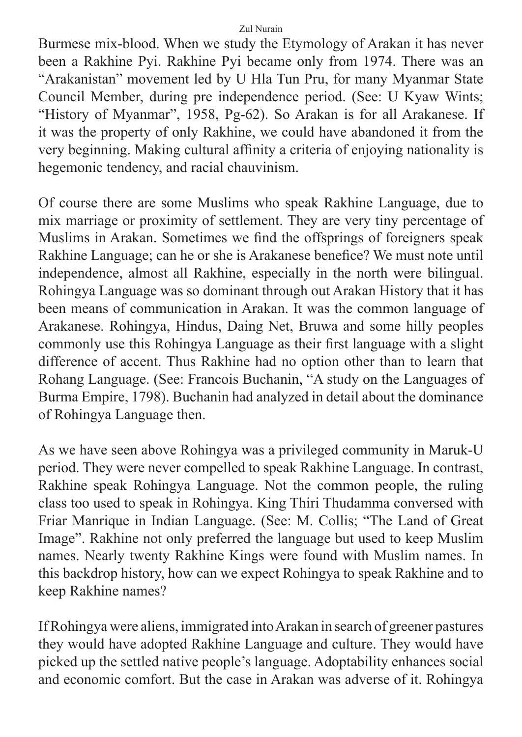Burmese mix-blood. When we study the Etymology of Arakan it has never been a Rakhine Pyi. Rakhine Pyi became only from 1974. There was an "Arakanistan" movement led by U Hla Tun Pru, for many Myanmar State Council Member, during pre independence period. (See: U Kyaw Wints; "History of Myanmar", 1958, Pg-62). So Arakan is for all Arakanese. If it was the property of only Rakhine, we could have abandoned it from the very beginning. Making cultural affinity a criteria of enjoying nationality is hegemonic tendency, and racial chauvinism.

Of course there are some Muslims who speak Rakhine Language, due to mix marriage or proximity of settlement. They are very tiny percentage of Muslims in Arakan. Sometimes we find the offsprings of foreigners speak Rakhine Language; can he or she is Arakanese benefice? We must note until independence, almost all Rakhine, especially in the north were bilingual. Rohingya Language was so dominant through out Arakan History that it has been means of communication in Arakan. It was the common language of Arakanese. Rohingya, Hindus, Daing Net, Bruwa and some hilly peoples commonly use this Rohingya Language as their first language with a slight difference of accent. Thus Rakhine had no option other than to learn that Rohang Language. (See: Francois Buchanin, "A study on the Languages of Burma Empire, 1798). Buchanin had analyzed in detail about the dominance of Rohingya Language then.

As we have seen above Rohingya was a privileged community in Maruk-U period. They were never compelled to speak Rakhine Language. In contrast, Rakhine speak Rohingya Language. Not the common people, the ruling class too used to speak in Rohingya. King Thiri Thudamma conversed with Friar Manrique in Indian Language. (See: M. Collis; "The Land of Great Image". Rakhine not only preferred the language but used to keep Muslim names. Nearly twenty Rakhine Kings were found with Muslim names. In this backdrop history, how can we expect Rohingya to speak Rakhine and to keep Rakhine names?

If Rohingya were aliens, immigrated into Arakan in search of greener pastures they would have adopted Rakhine Language and culture. They would have picked up the settled native people's language. Adoptability enhances social and economic comfort. But the case in Arakan was adverse of it. Rohingya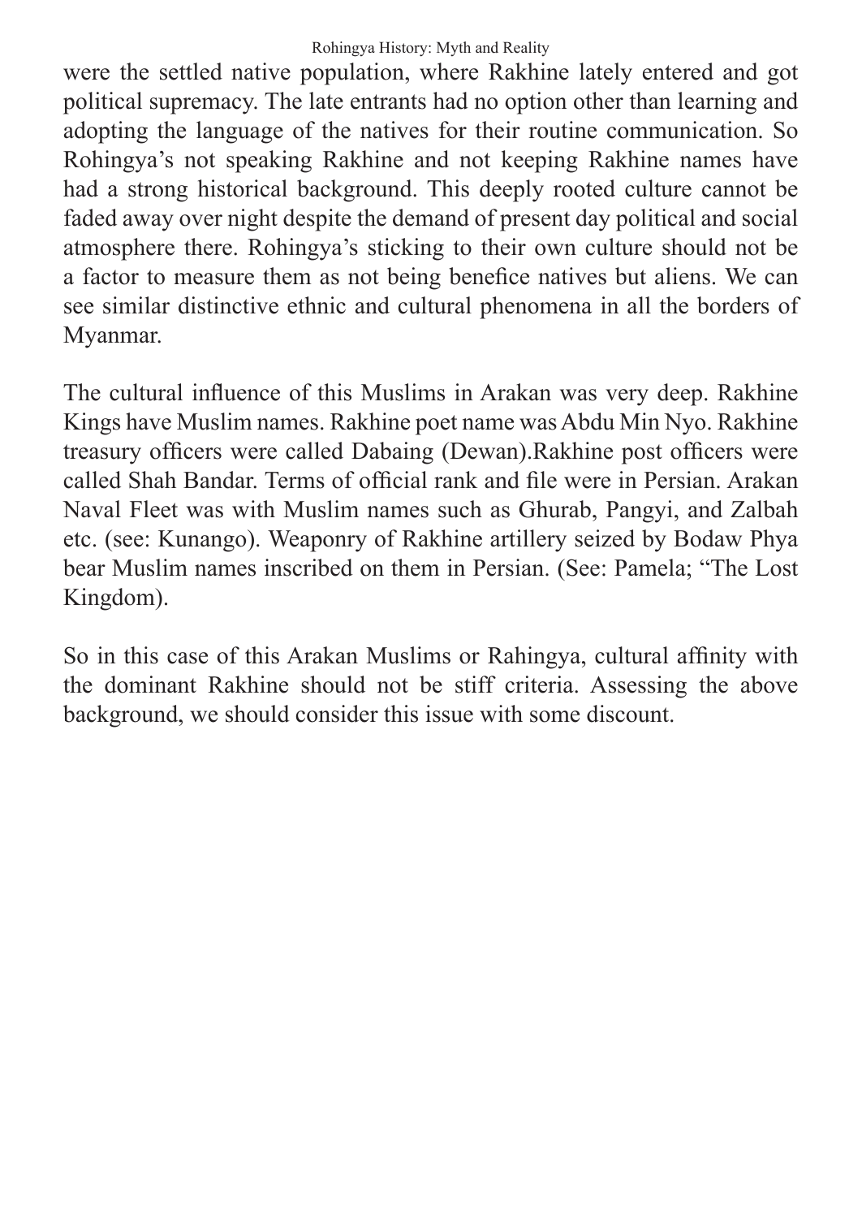were the settled native population, where Rakhine lately entered and got political supremacy. The late entrants had no option other than learning and adopting the language of the natives for their routine communication. So Rohingya's not speaking Rakhine and not keeping Rakhine names have had a strong historical background. This deeply rooted culture cannot be faded away over night despite the demand of present day political and social atmosphere there. Rohingya's sticking to their own culture should not be a factor to measure them as not being benefice natives but aliens. We can see similar distinctive ethnic and cultural phenomena in all the borders of Myanmar.

The cultural influence of this Muslims in Arakan was very deep. Rakhine Kings have Muslim names. Rakhine poet name was Abdu Min Nyo. Rakhine treasury officers were called Dabaing (Dewan).Rakhine post officers were called Shah Bandar. Terms of official rank and file were in Persian. Arakan Naval Fleet was with Muslim names such as Ghurab, Pangyi, and Zalbah etc. (see: Kunango). Weaponry of Rakhine artillery seized by Bodaw Phya bear Muslim names inscribed on them in Persian. (See: Pamela; "The Lost Kingdom).

So in this case of this Arakan Muslims or Rahingya, cultural affinity with the dominant Rakhine should not be stiff criteria. Assessing the above background, we should consider this issue with some discount.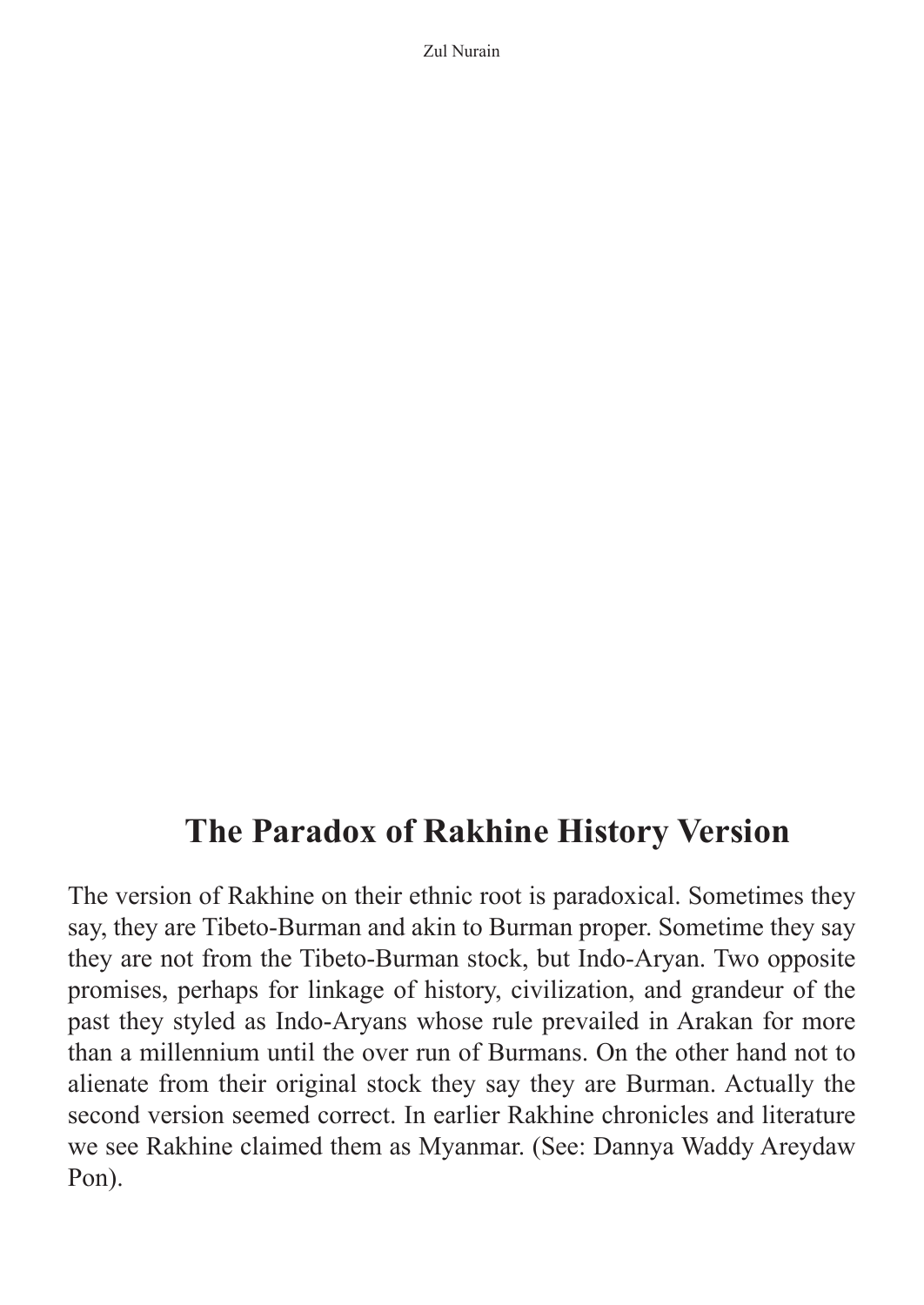## The Paradox of Rakhine History Version

The version of Rakhine on their ethnic root is paradoxical. Sometimes they say, they are Tibeto-Burman and akin to Burman proper. Sometime they say they are not from the Tibeto-Burman stock, but Indo-Aryan. Two opposite promises, perhaps for linkage of history, civilization, and grandeur of the past they styled as Indo-Aryans whose rule prevailed in Arakan for more than a millennium until the over run of Burmans. On the other hand not to alienate from their original stock they say they are Burman. Actually the second version seemed correct. In earlier Rakhine chronicles and literature we see Rakhine claimed them as Myanmar. (See: Dannya Waddy Areydaw Pon).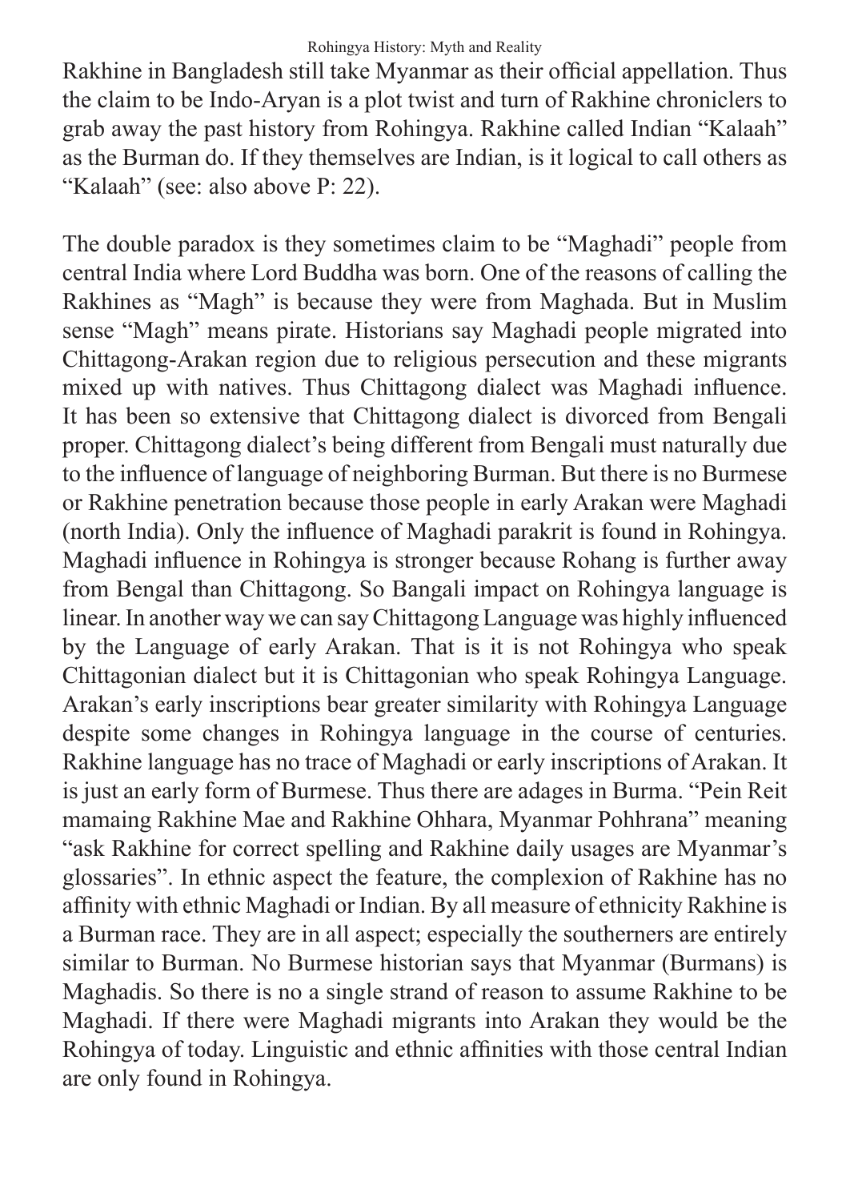Rakhine in Bangladesh still take Myanmar as their official appellation. Thus the claim to be Indo-Aryan is a plot twist and turn of Rakhine chroniclers to grab away the past history from Rohingya. Rakhine called Indian "Kalaah" as the Burman do. If they themselves are Indian, is it logical to call others as "Kalaah" (see: also above P: 22).

The double paradox is they sometimes claim to be "Maghadi" people from central India where Lord Buddha was born. One of the reasons of calling the Rakhines as "Magh" is because they were from Maghada. But in Muslim sense "Magh" means pirate. Historians say Maghadi people migrated into Chittagong-Arakan region due to religious persecution and these migrants mixed up with natives. Thus Chittagong dialect was Maghadi influence. It has been so extensive that Chittagong dialect is divorced from Bengali proper. Chittagong dialect's being different from Bengali must naturally due to the influence of language of neighboring Burman. But there is no Burmese or Rakhine penetration because those people in early Arakan were Maghadi (north India). Only the influence of Maghadi parakrit is found in Rohingya. Maghadi influence in Rohingya is stronger because Rohang is further away from Bengal than Chittagong. So Bangali impact on Rohingya language is linear. In another way we can say Chittagong Language was highly influenced by the Language of early Arakan. That is it is not Rohingya who speak Chittagonian dialect but it is Chittagonian who speak Rohingya Language. Arakan's early inscriptions bear greater similarity with Rohingya Language despite some changes in Rohingya language in the course of centuries. Rakhine language has no trace of Maghadi or early inscriptions of Arakan. It is just an early form of Burmese. Thus there are adages in Burma. "Pein Reit mamaing Rakhine Mae and Rakhine Ohhara, Myanmar Pohhrana" meaning "ask Rakhine for correct spelling and Rakhine daily usages are Myanmar's glossaries". In ethnic aspect the feature, the complexion of Rakhine has no affinity with ethnic Maghadi or Indian. By all measure of ethnicity Rakhine is a Burman race. They are in all aspect; especially the southerners are entirely similar to Burman. No Burmese historian says that Myanmar (Burmans) is Maghadis. So there is no a single strand of reason to assume Rakhine to be Maghadi. If there were Maghadi migrants into Arakan they would be the Rohingya of today. Linguistic and ethnic affinities with those central Indian are only found in Rohingya.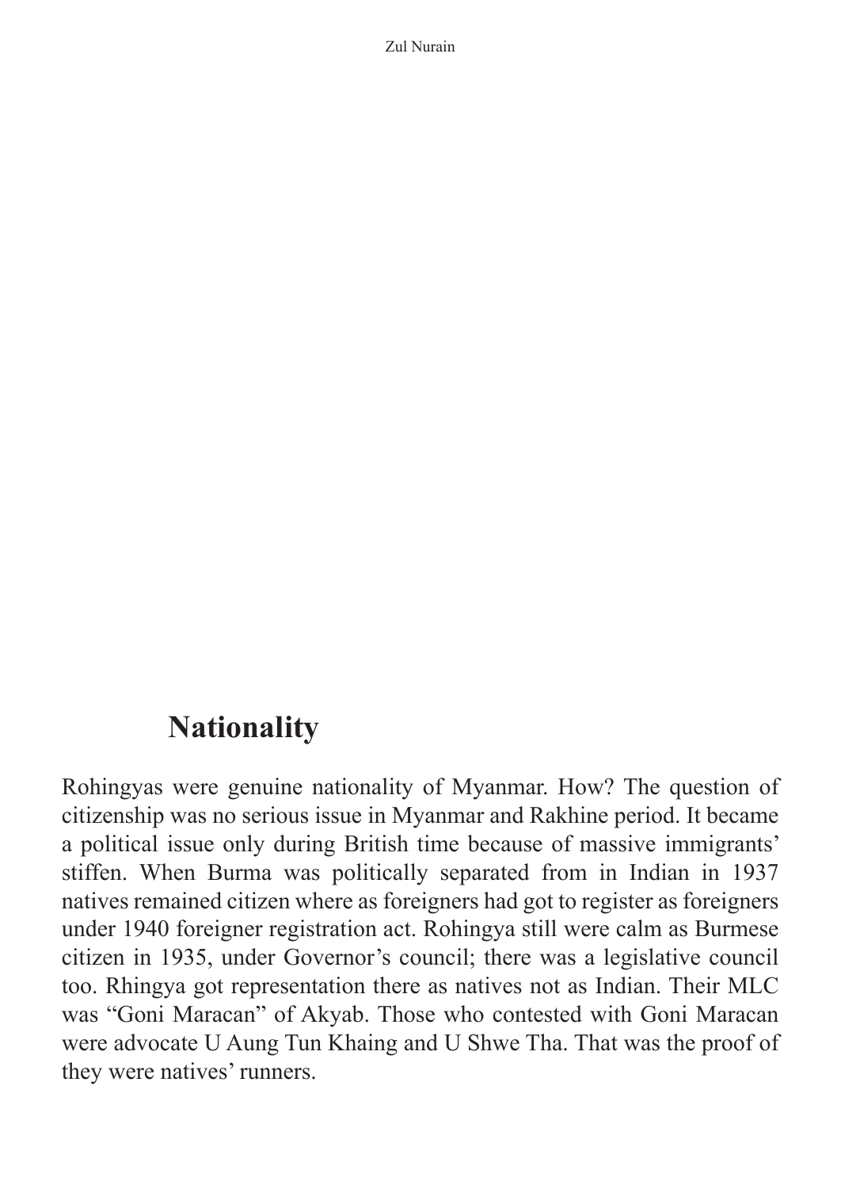## Nationality

Rohingyas were genuine nationality of Myanmar. How? The question of citizenship was no serious issue in Myanmar and Rakhine period. It became a political issue only during British time because of massive immigrants' stiffen. When Burma was politically separated from in Indian in 1937 natives remained citizen where as foreigners had got to register as foreigners under 1940 foreigner registration act. Rohingya still were calm as Burmese citizen in 1935, under Governor's council; there was a legislative council too. Rhingya got representation there as natives not as Indian. Their MLC was "Goni Maracan" of Akyab. Those who contested with Goni Maracan were advocate U Aung Tun Khaing and U Shwe Tha. That was the proof of they were natives' runners.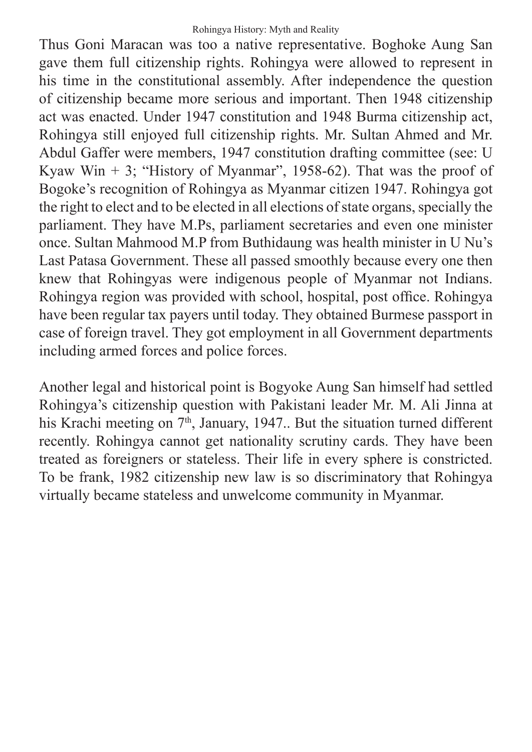Thus Goni Maracan was too a native representative. Boghoke Aung San gave them full citizenship rights. Rohingya were allowed to represent in his time in the constitutional assembly. After independence the question of citizenship became more serious and important. Then 1948 citizenship act was enacted. Under 1947 constitution and 1948 Burma citizenship act, Rohingya still enjoyed full citizenship rights. Mr. Sultan Ahmed and Mr. Abdul Gaffer were members, 1947 constitution drafting committee (see: U Kyaw Win + 3; "History of Myanmar", 1958-62). That was the proof of Bogoke's recognition of Rohingya as Myanmar citizen 1947. Rohingya got the right to elect and to be elected in all elections of state organs, specially the parliament. They have M.Ps, parliament secretaries and even one minister once. Sultan Mahmood M.P from Buthidaung was health minister in U Nu's Last Patasa Government. These all passed smoothly because every one then knew that Rohingyas were indigenous people of Myanmar not Indians. Rohingya region was provided with school, hospital, post office. Rohingya have been regular tax payers until today. They obtained Burmese passport in case of foreign travel. They got employment in all Government departments including armed forces and police forces.

Another legal and historical point is Bogyoke Aung San himself had settled Rohingya's citizenship question with Pakistani leader Mr. M. Ali Jinna at his Krachi meeting on 7th, January, 1947.. But the situation turned different recently. Rohingya cannot get nationality scrutiny cards. They have been treated as foreigners or stateless. Their life in every sphere is constricted. To be frank, 1982 citizenship new law is so discriminatory that Rohingya virtually became stateless and unwelcome community in Myanmar.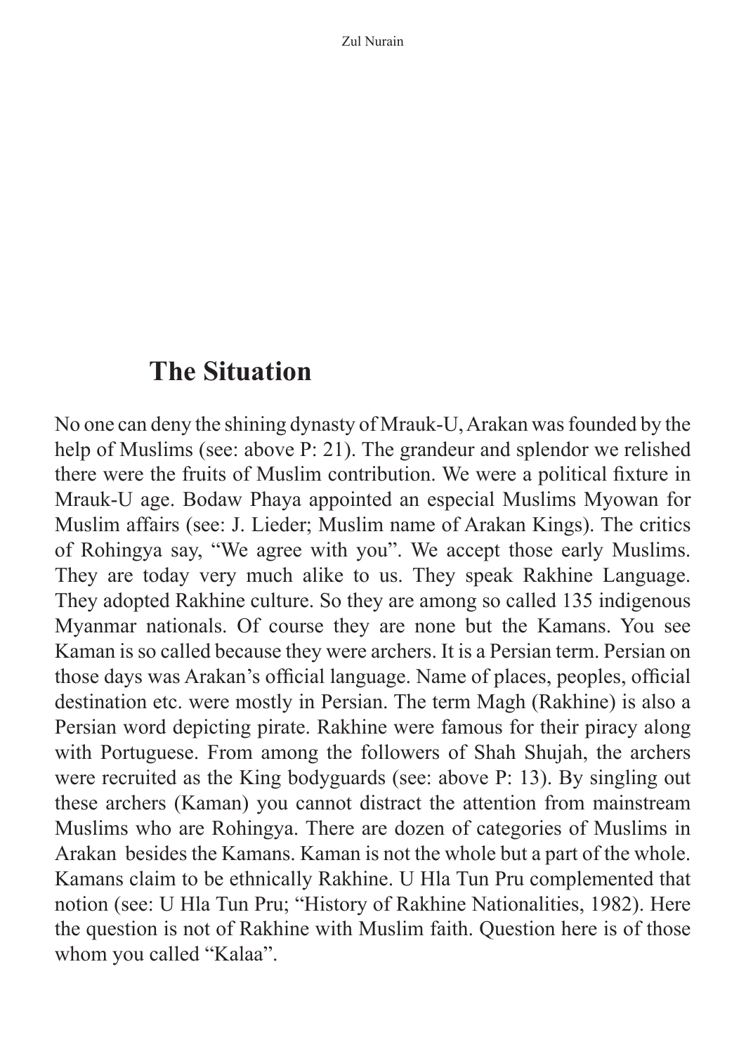## The Situation

No one can deny the shining dynasty of Mrauk-U, Arakan was founded by the help of Muslims (see: above P: 21). The grandeur and splendor we relished there were the fruits of Muslim contribution. We were a political fixture in Mrauk-U age. Bodaw Phaya appointed an especial Muslims Myowan for Muslim affairs (see: J. Lieder; Muslim name of Arakan Kings). The critics of Rohingya say, "We agree with you". We accept those early Muslims. They are today very much alike to us. They speak Rakhine Language. They adopted Rakhine culture. So they are among so called 135 indigenous Myanmar nationals. Of course they are none but the Kamans. You see Kaman is so called because they were archers. It is a Persian term. Persian on those days was Arakan's official language. Name of places, peoples, official destination etc. were mostly in Persian. The term Magh (Rakhine) is also a Persian word depicting pirate. Rakhine were famous for their piracy along with Portuguese. From among the followers of Shah Shujah, the archers were recruited as the King bodyguards (see: above P: 13). By singling out these archers (Kaman) you cannot distract the attention from mainstream Muslims who are Rohingya. There are dozen of categories of Muslims in Arakan besides the Kamans. Kaman is not the whole but a part of the whole. Kamans claim to be ethnically Rakhine. U Hla Tun Pru complemented that notion (see: U Hla Tun Pru; "History of Rakhine Nationalities, 1982). Here the question is not of Rakhine with Muslim faith. Question here is of those whom you called "Kalaa".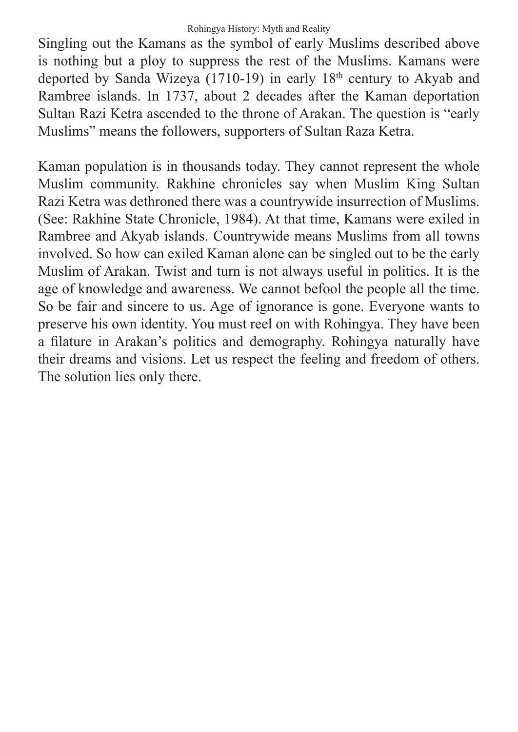Singling out the Kamans as the symbol of early Muslims described above is nothing but a ploy to suppress the rest of the Muslims. Kamans were deported by Sanda Wizeya (1710-19) in early 18th century to Akyab and Rambree islands. In 1737, about 2 decades after the Kaman deportation Sultan Razi Ketra ascended to the throne of Arakan. The question is "early Muslims" means the followers, supporters of Sultan Raza Ketra.

Kaman population is in thousands today. They cannot represent the whole Muslim community. Rakhine chronicles say when Muslim King Sultan Razi Ketra was dethroned there was a countrywide insurrection of Muslims. (See: Rakhine State Chronicle, 1984). At that time, Kamans were exiled in Rambree and Akyab islands. Countrywide means Muslims from all towns involved. So how can exiled Kaman alone can be singled out to be the early Muslim of Arakan. Twist and turn is not always useful in politics. It is the age of knowledge and awareness. We cannot befool the people all the time. So be fair and sincere to us. Age of ignorance is gone. Everyone wants to preserve his own identity. You must reel on with Rohingya. They have been a filature in Arakan's politics and demography. Rohingya naturally have their dreams and visions. Let us respect the feeling and freedom of others. The solution lies only there.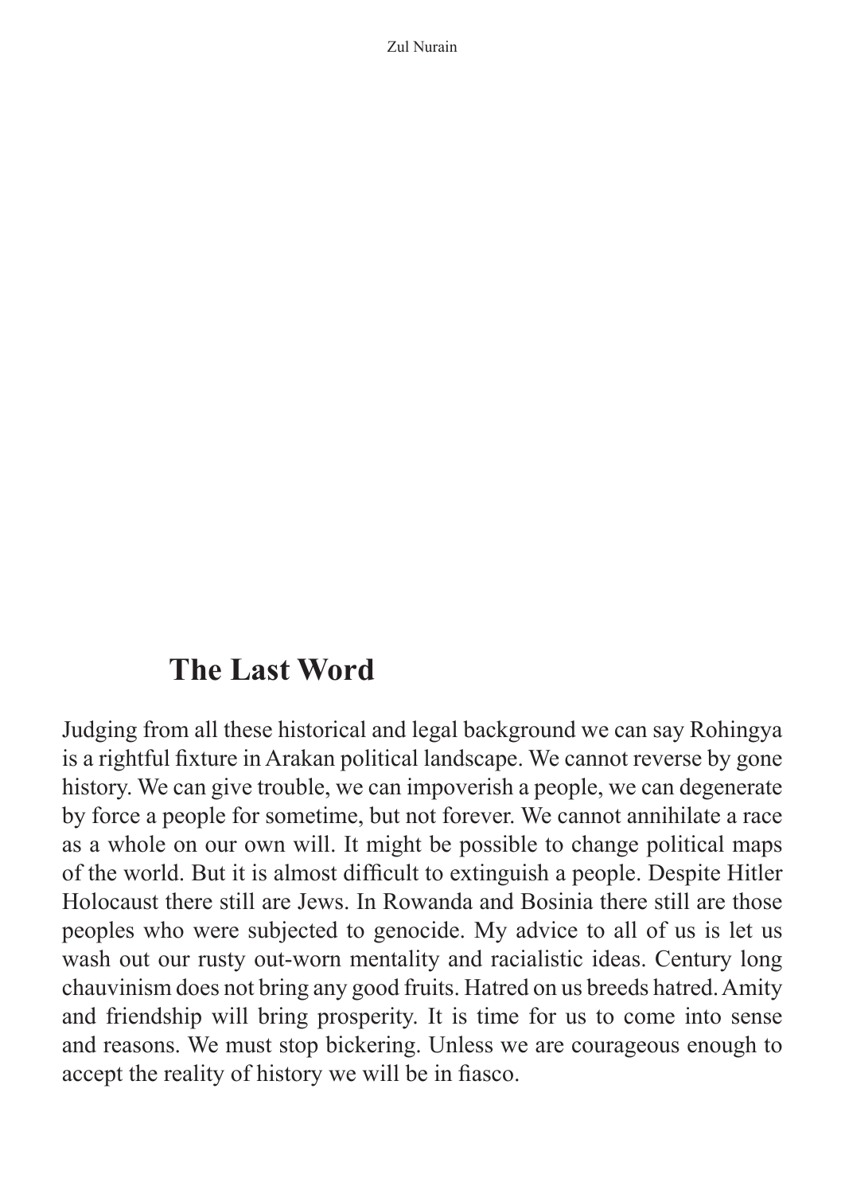## The Last Word

Judging from all these historical and legal background we can say Rohingya is a rightful fixture in Arakan political landscape. We cannot reverse by gone history. We can give trouble, we can impoverish a people, we can degenerate by force a people for sometime, but not forever. We cannot annihilate a race as a whole on our own will. It might be possible to change political maps of the world. But it is almost difficult to extinguish a people. Despite Hitler Holocaust there still are Jews. In Rowanda and Bosinia there still are those peoples who were subjected to genocide. My advice to all of us is let us wash out our rusty out-worn mentality and racialistic ideas. Century long chauvinism does not bring any good fruits. Hatred on us breeds hatred. Amity and friendship will bring prosperity. It is time for us to come into sense and reasons. We must stop bickering. Unless we are courageous enough to accept the reality of history we will be in fiasco.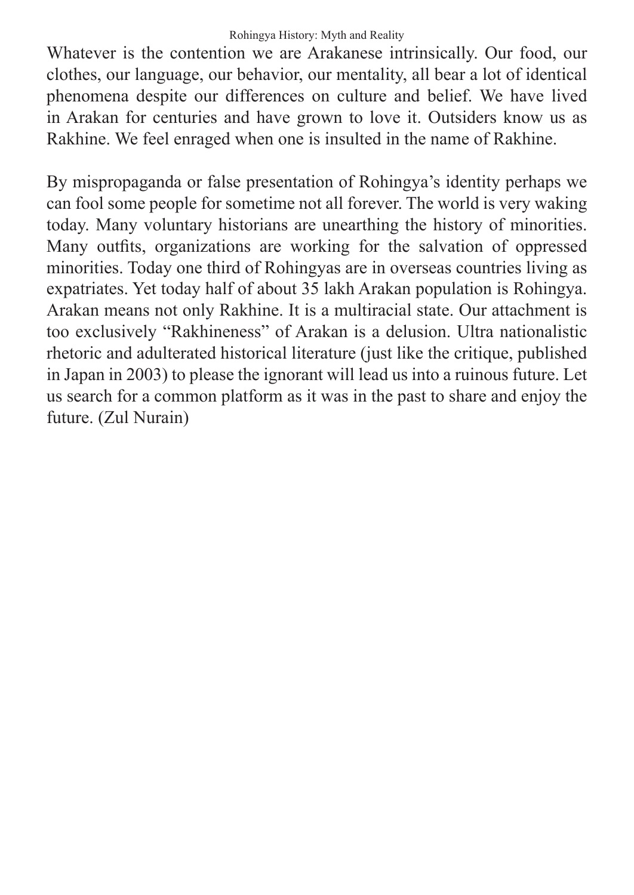Whatever is the contention we are Arakanese intrinsically. Our food, our clothes, our language, our behavior, our mentality, all bear a lot of identical phenomena despite our differences on culture and belief. We have lived in Arakan for centuries and have grown to love it. Outsiders know us as Rakhine. We feel enraged when one is insulted in the name of Rakhine.

By mispropaganda or false presentation of Rohingya's identity perhaps we can fool some people for sometime not all forever. The world is very waking today. Many voluntary historians are unearthing the history of minorities. Many outfits, organizations are working for the salvation of oppressed minorities. Today one third of Rohingyas are in overseas countries living as expatriates. Yet today half of about 35 lakh Arakan population is Rohingya. Arakan means not only Rakhine. It is a multiracial state. Our attachment is too exclusively "Rakhineness" of Arakan is a delusion. Ultra nationalistic rhetoric and adulterated historical literature (just like the critique, published in Japan in 2003) to please the ignorant will lead us into a ruinous future. Let us search for a common platform as it was in the past to share and enjoy the future. (Zul Nurain)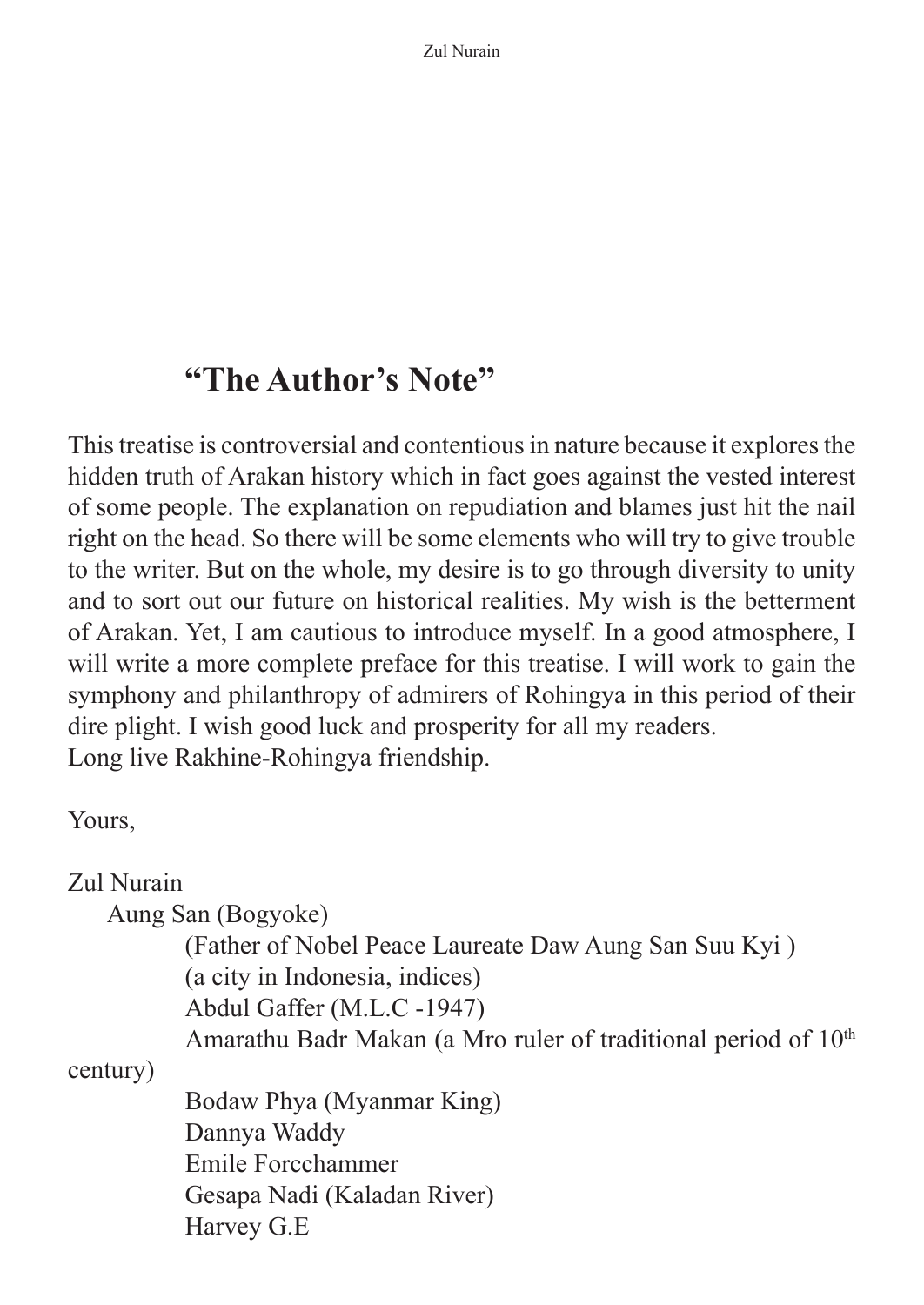## "The Author's Note"

This treatise is controversial and contentious in nature because it explores the hidden truth of Arakan history which in fact goes against the vested interest of some people. The explanation on repudiation and blames just hit the nail right on the head. So there will be some elements who will try to give trouble to the writer. But on the whole, my desire is to go through diversity to unity and to sort out our future on historical realities. My wish is the betterment of Arakan. Yet, I am cautious to introduce myself. In a good atmosphere, I will write a more complete preface for this treatise. I will work to gain the symphony and philanthropy of admirers of Rohingya in this period of their dire plight. I wish good luck and prosperity for all my readers.
Long live Rakhine-Rohingya friendship.

Yours,

Zul Nurain

Aung San (Bogyoke)
(Father of Nobel Peace Laureate Daw Aung San Suu Kyi )
(a city in Indonesia, indices)
Abdul Gaffer (M.L.C -1947)
Amarathu Badr Makan (a Mro ruler of traditional period of 10th century)
Bodaw Phya (Myanmar King)
Dannya Waddy
Emile Forcchammer
Gesapa Nadi (Kaladan River)
Harvey G.E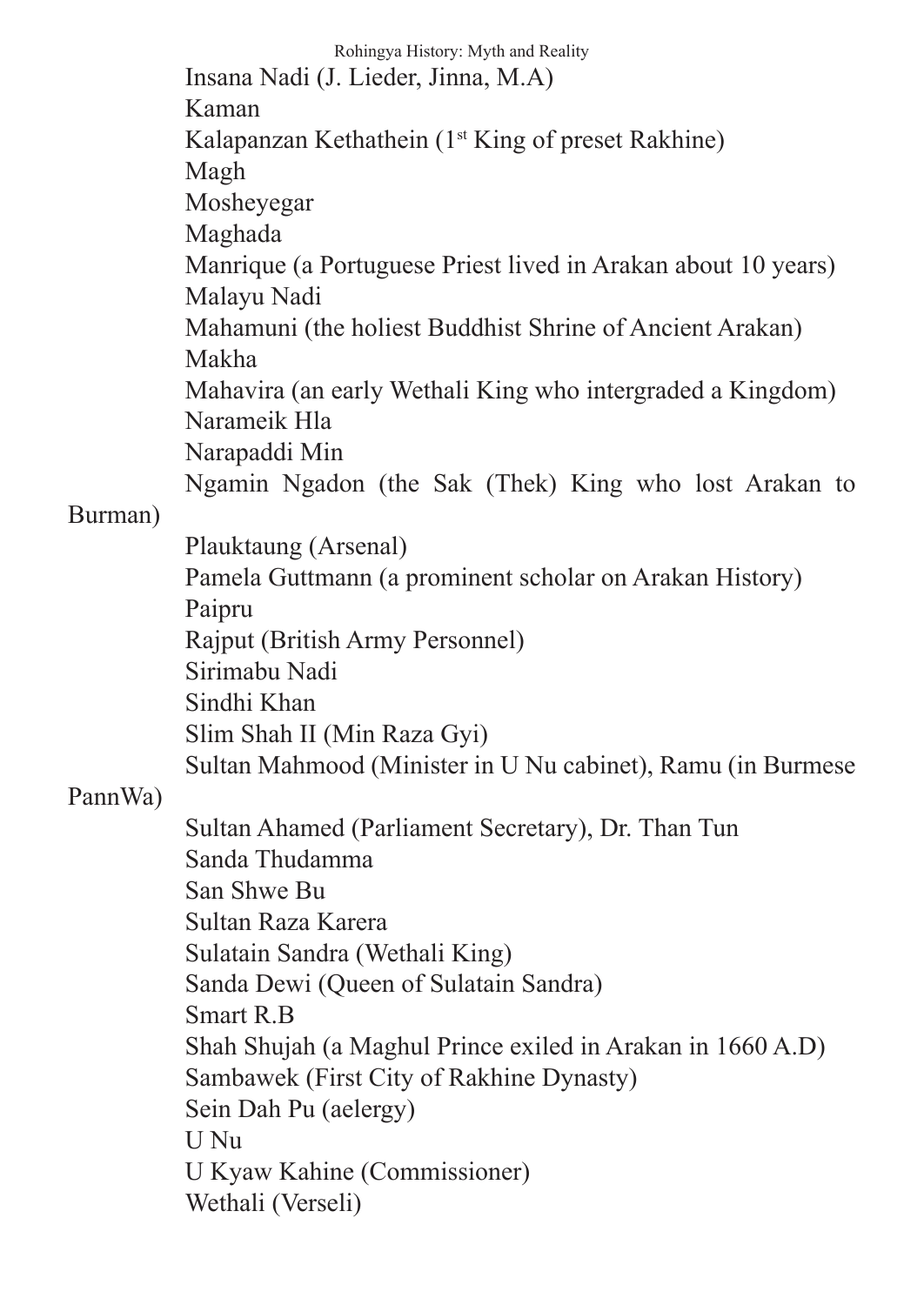Insana Nadi (J. Lieder, Jinna, M.A)
Kaman
Kalapanzan Kethathein (1st King of preset Rakhine)
Magh
Mosheyegar
Maghada
Manrique (a Portuguese Priest lived in Arakan about 10 years)
Malayu Nadi
Mahamuni (the holiest Buddhist Shrine of Ancient Arakan)
Makha
Mahavira (an early Wethali King who intergraded a Kingdom)
Narameik Hla
Narapaddi Min
Ngamin Ngadon (the Sak (Thek) King who lost Arakan to Burman)
Plauktaung (Arsenal)
Pamela Guttmann (a prominent scholar on Arakan History)
Paipru
Rajput (British Army Personnel)
Sirimabu Nadi
Sindhi Khan
Slim Shah II (Min Raza Gyi)
Sultan Mahmood (Minister in U Nu cabinet), Ramu (in Burmese PannWa)
Sultan Ahamed (Parliament Secretary), Dr. Than Tun
Sanda Thudamma
San Shwe Bu
Sultan Raza Karera
Sulatain Sandra (Wethali King)
Sanda Dewi (Queen of Sulatain Sandra)
Smart R.B
Shah Shujah (a Maghul Prince exiled in Arakan in 1660 A.D)
Sambawek (First City of Rakhine Dynasty)
Sein Dah Pu (aelergy)
U Nu
U Kyaw Kahine (Commissioner)
Wethali (Verseli)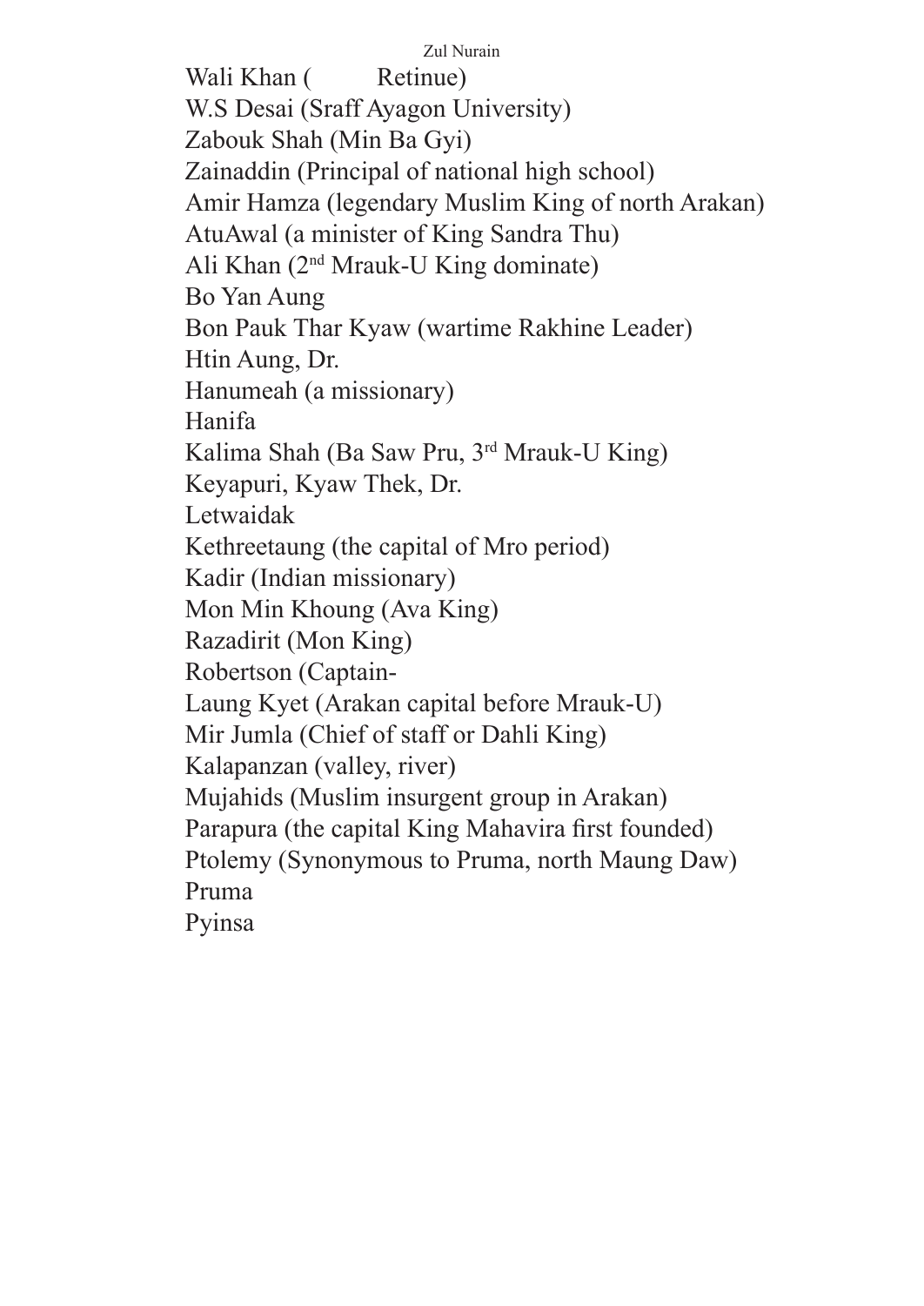Wali Khan (          Retinue)

W.S Desai (Sraff Ayagon University)

Zabouk Shah (Min Ba Gyi)

Zainaddin (Principal of national high school)

Amir Hamza (legendary Muslim King of north Arakan)

AtuAwal (a minister of King Sandra Thu)

Ali Khan (2nd Mrauk-U King dominate)

Bo Yan Aung

Bon Pauk Thar Kyaw (wartime Rakhine Leader)

Htin Aung, Dr.

Hanumeah (a missionary)

Hanifa

Kalima Shah (Ba Saw Pru, 3rd Mrauk-U King)

Keyapuri, Kyaw Thek, Dr.

Letwaidak

Kethreetaung (the capital of Mro period)

Kadir (Indian missionary)

Mon Min Khoung (Ava King)

Razadirit (Mon King)

Robertson (Captain-

Laung Kyet (Arakan capital before Mrauk-U)

Mir Jumla (Chief of staff or Dahli King)

Kalapanzan (valley, river)

Mujahids (Muslim insurgent group in Arakan)

Parapura (the capital King Mahavira first founded)

Ptolemy (Synonymous to Pruma, north Maung Daw)

Pruma

Pyinsa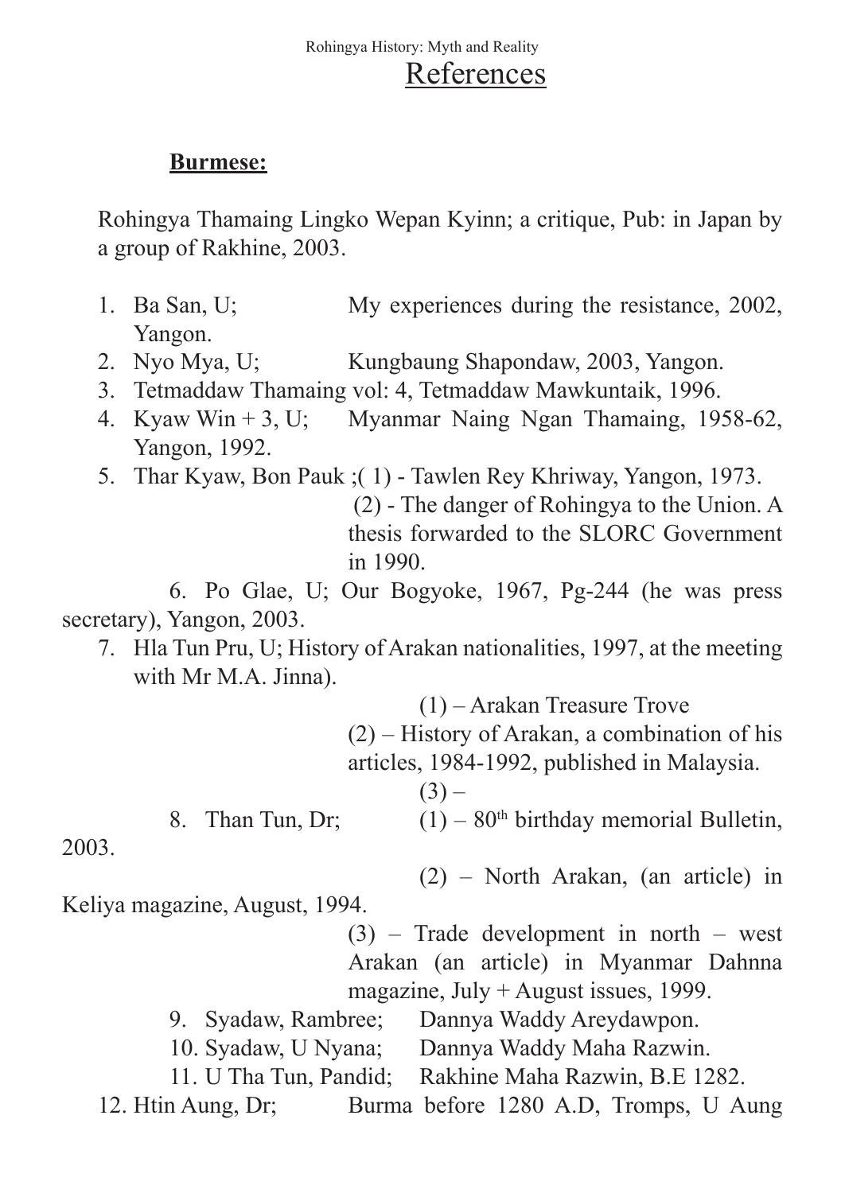# References

**Burmese:**

Rohingya Thamaing Lingko Wepan Kyinn; a critique, Pub: in Japan by a group of Rakhine, 2003.

1. Ba San, U; My experiences during the resistance, 2002, Yangon.
2. Nyo Mya, U; Kungbaung Shapondaw, 2003, Yangon.
3. Tetmaddaw Thamaing vol: 4, Tetmaddaw Mawkuntaik, 1996.
4. Kyaw Win + 3, U; Myanmar Naing Ngan Thamaing, 1958-62, Yangon, 1992.
5. Thar Kyaw, Bon Pauk ;( 1) - Tawlen Rey Khriway, Yangon, 1973.
   (2) - The danger of Rohingya to the Union. A thesis forwarded to the SLORC Government in 1990.
6. Po Glae, U; Our Bogyoke, 1967, Pg-244 (he was press secretary), Yangon, 2003.
7. Hla Tun Pru, U; History of Arakan nationalities, 1997, at the meeting with Mr M.A. Jinna).
   (1) – Arakan Treasure Trove
   (2) – History of Arakan, a combination of his articles, 1984-1992, published in Malaysia.
   (3) –
8. Than Tun, Dr; (1) – 80th birthday memorial Bulletin, 2003.
   (2) – North Arakan, (an article) in Keliya magazine, August, 1994.
   (3) – Trade development in north – west Arakan (an article) in Myanmar Dahnna magazine, July + August issues, 1999.
9. Syadaw, Rambree; Dannya Waddy Areydawpon.
10. Syadaw, U Nyana; Dannya Waddy Maha Razwin.
11. U Tha Tun, Pandid; Rakhine Maha Razwin, B.E 1282.
12. Htin Aung, Dr; Burma before 1280 A.D, Tromps, U Aung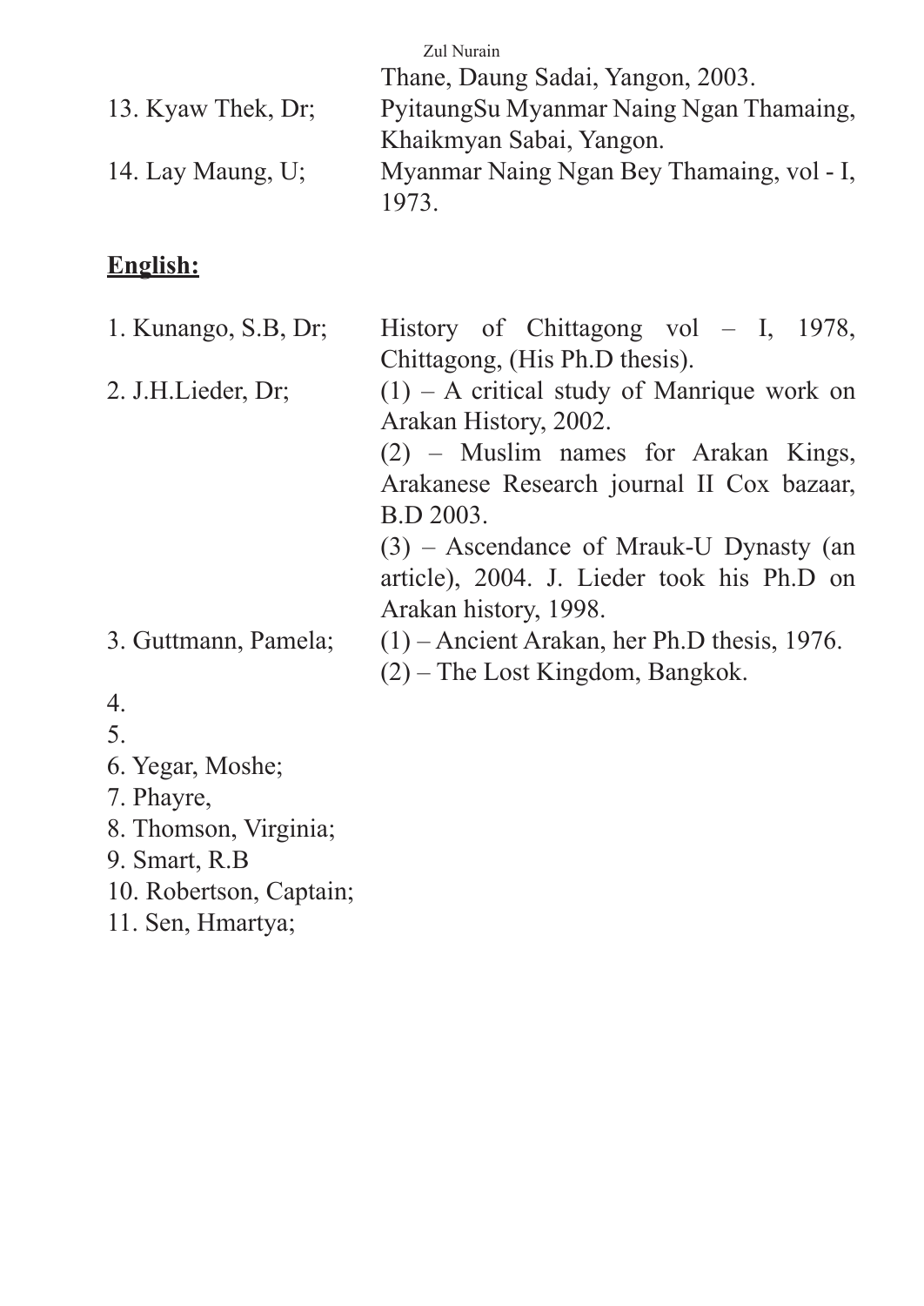Thane, Daung Sadai, Yangon, 2003.

13. Kyaw Thek, Dr; PyitaungSu Myanmar Naing Ngan Thamaing, Khaikmyan Sabai, Yangon.

14. Lay Maung, U; Myanmar Naing Ngan Bey Thamaing, vol - I, 1973.

**English:**

1. Kunango, S.B, Dr; History of Chittagong vol – I, 1978, Chittagong, (His Ph.D thesis).
2. J.H.Lieder, Dr; (1) – A critical study of Manrique work on Arakan History, 2002.
   (2) – Muslim names for Arakan Kings, Arakanese Research journal II Cox bazaar, B.D 2003.
   (3) – Ascendance of Mrauk-U Dynasty (an article), 2004. J. Lieder took his Ph.D on Arakan history, 1998.
3. Guttmann, Pamela; (1) – Ancient Arakan, her Ph.D thesis, 1976.
   (2) – The Lost Kingdom, Bangkok.
4. 
5. 
6. Yegar, Moshe;
7. Phayre,
8. Thomson, Virginia;
9. Smart, R.B
10. Robertson, Captain;
11. Sen, Hmartya;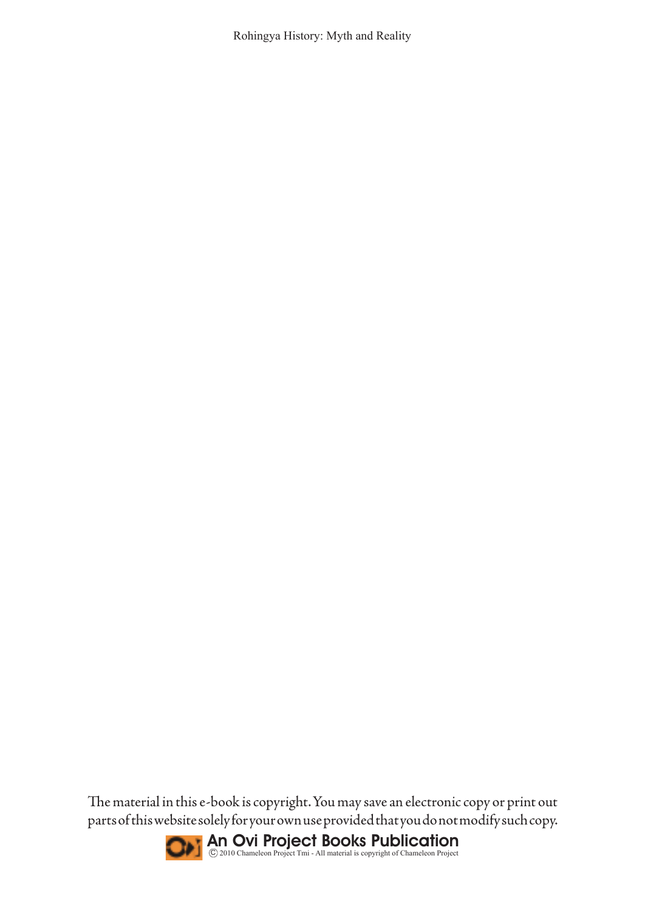The material in this e-book is copyright. You may save an electronic copy or print out parts of this website solely for your own use provided that you do not modify such copy.

**An Ovi Project Books Publication**

© 2010 Chameleon Project Tmi - All material is copyright of Chameleon Project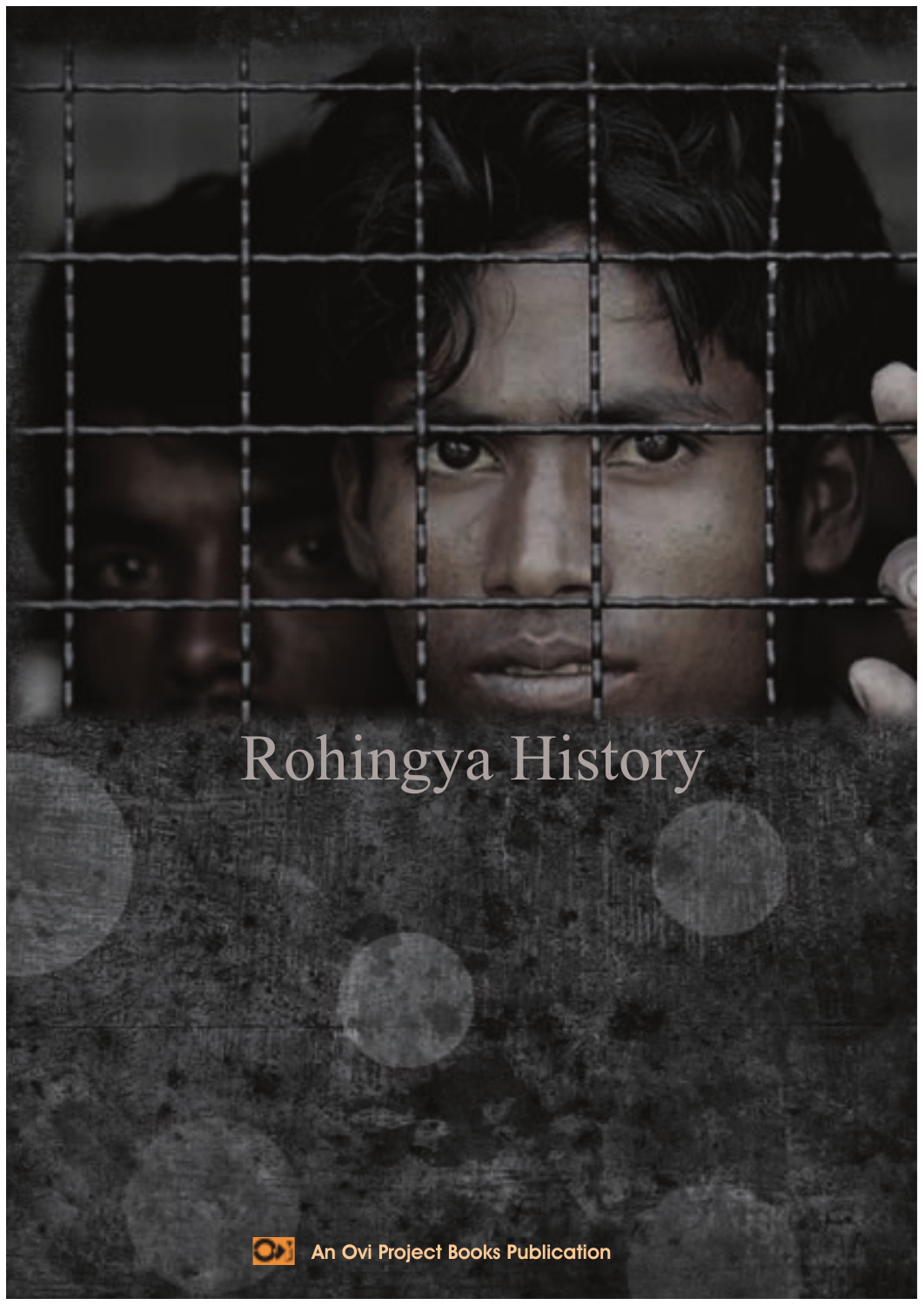# Rohingya History

An Ovi Project Books Publication